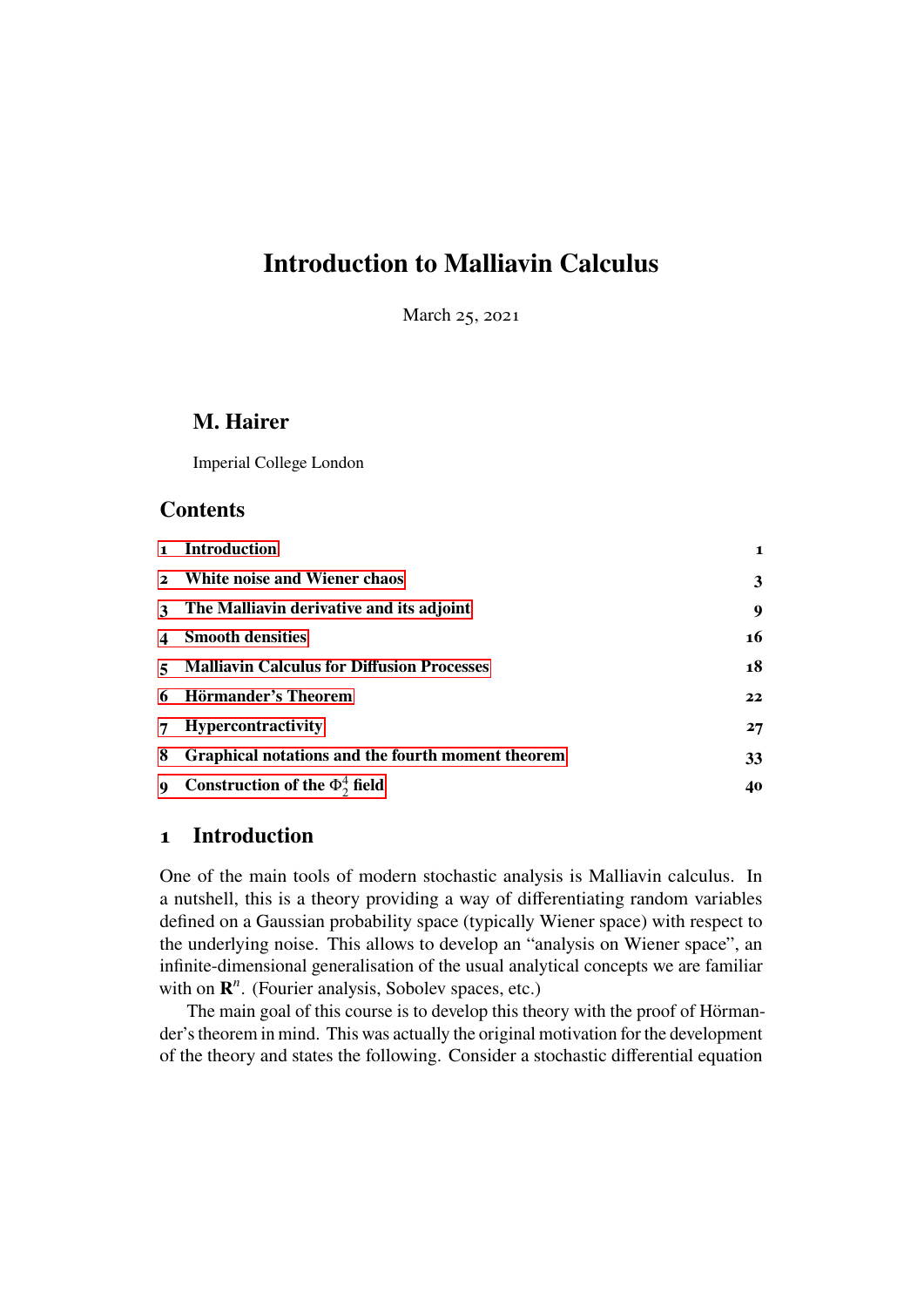# Introduction to Malliavin Calculus

March 25, 2021

## M. Hairer

Imperial College London

## Contents

| | | |
|---|---|---|
| 1 | Introduction | 1 |
| 2 | White noise and Wiener chaos | 3 |
| 3 | The Malliavin derivative and its adjoint | 9 |
| 4 | Smooth densities | 16 |
| 5 | Malliavin Calculus for Diffusion Processes | 18 |
| 6 | Hörmander's Theorem | 22 |
| 7 | Hypercontractivity | 27 |
| 8 | Graphical notations and the fourth moment theorem | 33 |
| 9 | Construction of the $\Phi^4_2$ field | 40 |

## 1 Introduction

One of the main tools of modern stochastic analysis is Malliavin calculus. In a nutshell, this is a theory providing a way of differentiating random variables defined on a Gaussian probability space (typically Wiener space) with respect to the underlying noise. This allows to develop an "analysis on Wiener space", an infinite-dimensional generalisation of the usual analytical concepts we are familiar with on $\mathbf{R}^n$. (Fourier analysis, Sobolev spaces, etc.)

The main goal of this course is to develop this theory with the proof of Hörmander's theorem in mind. This was actually the original motivation for the development of the theory and states the following. Consider a stochastic differential equation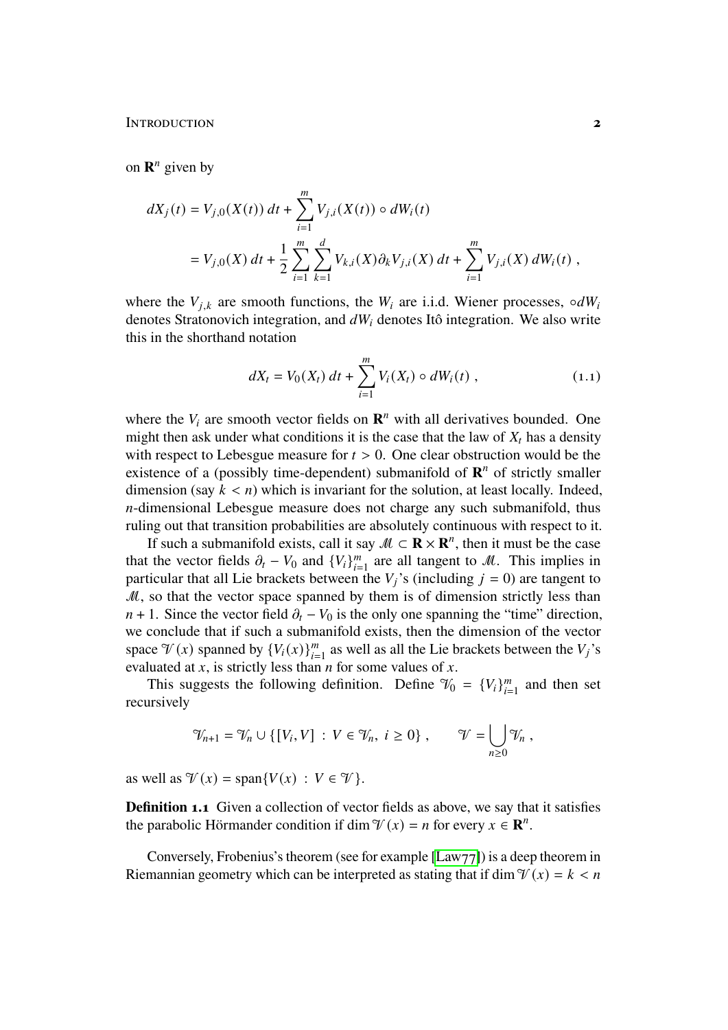on $\mathbf{R}^n$ given by

$$
\begin{aligned}
dX_j(t) &= V_{j,0}(X(t))\,dt + \sum_{i=1}^m V_{j,i}(X(t)) \circ dW_i(t) \\
&= V_{j,0}(X)\,dt + \frac{1}{2}\sum_{i=1}^m \sum_{k=1}^d V_{k,i}(X)\partial_k V_{j,i}(X)\,dt + \sum_{i=1}^m V_{j,i}(X)\,dW_i(t)\;,
\end{aligned}
$$

where the $V_{j,k}$ are smooth functions, the $W_i$ are i.i.d. Wiener processes, $\circ dW_i$ denotes Stratonovich integration, and $dW_i$ denotes Itô integration. We also write this in the shorthand notation

$$
dX_t = V_0(X_t)\,dt + \sum_{i=1}^m V_i(X_t) \circ dW_i(t)\;, \tag{1.1}
$$

where the $V_i$ are smooth vector fields on $\mathbf{R}^n$ with all derivatives bounded. One might then ask under what conditions it is the case that the law of $X_t$ has a density with respect to Lebesgue measure for $t > 0$. One clear obstruction would be the existence of a (possibly time-dependent) submanifold of $\mathbf{R}^n$ of strictly smaller dimension (say $k < n$) which is invariant for the solution, at least locally. Indeed, $n$-dimensional Lebesgue measure does not charge any such submanifold, thus ruling out that transition probabilities are absolutely continuous with respect to it.

If such a submanifold exists, call it say $\mathscr{M} \subset \mathbf{R} \times \mathbf{R}^n$, then it must be the case that the vector fields $\partial_t - V_0$ and $\{V_i\}_{i=1}^m$ are all tangent to $\mathscr{M}$. This implies in particular that all Lie brackets between the $V_j$'s (including $j = 0$) are tangent to $\mathscr{M}$, so that the vector space spanned by them is of dimension strictly less than $n + 1$. Since the vector field $\partial_t - V_0$ is the only one spanning the "time" direction, we conclude that if such a submanifold exists, then the dimension of the vector space $\mathscr{V}(x)$ spanned by $\{V_i(x)\}_{i=1}^m$ as well as all the Lie brackets between the $V_j$'s evaluated at $x$, is strictly less than $n$ for some values of $x$.

This suggests the following definition. Define $\mathscr{V}_0 = \{V_i\}_{i=1}^m$ and then set recursively

$$
\mathscr{V}_{n+1} = \mathscr{V}_n \cup \{[V_i, V] \,:\, V \in \mathscr{V}_n,\ i \geq 0\}\;, \qquad \mathscr{V} = \bigcup_{n \geq 0} \mathscr{V}_n\;,
$$

as well as $\mathscr{V}(x) = \operatorname{span}\{V(x) \,:\, V \in \mathscr{V}\}$.

**Definition 1.1** Given a collection of vector fields as above, we say that it satisfies the parabolic Hörmander condition if $\dim \mathscr{V}(x) = n$ for every $x \in \mathbf{R}^n$.

Conversely, Frobenius's theorem (see for example [Law77]) is a deep theorem in Riemannian geometry which can be interpreted as stating that if $\dim \mathscr{V}(x) = k < n$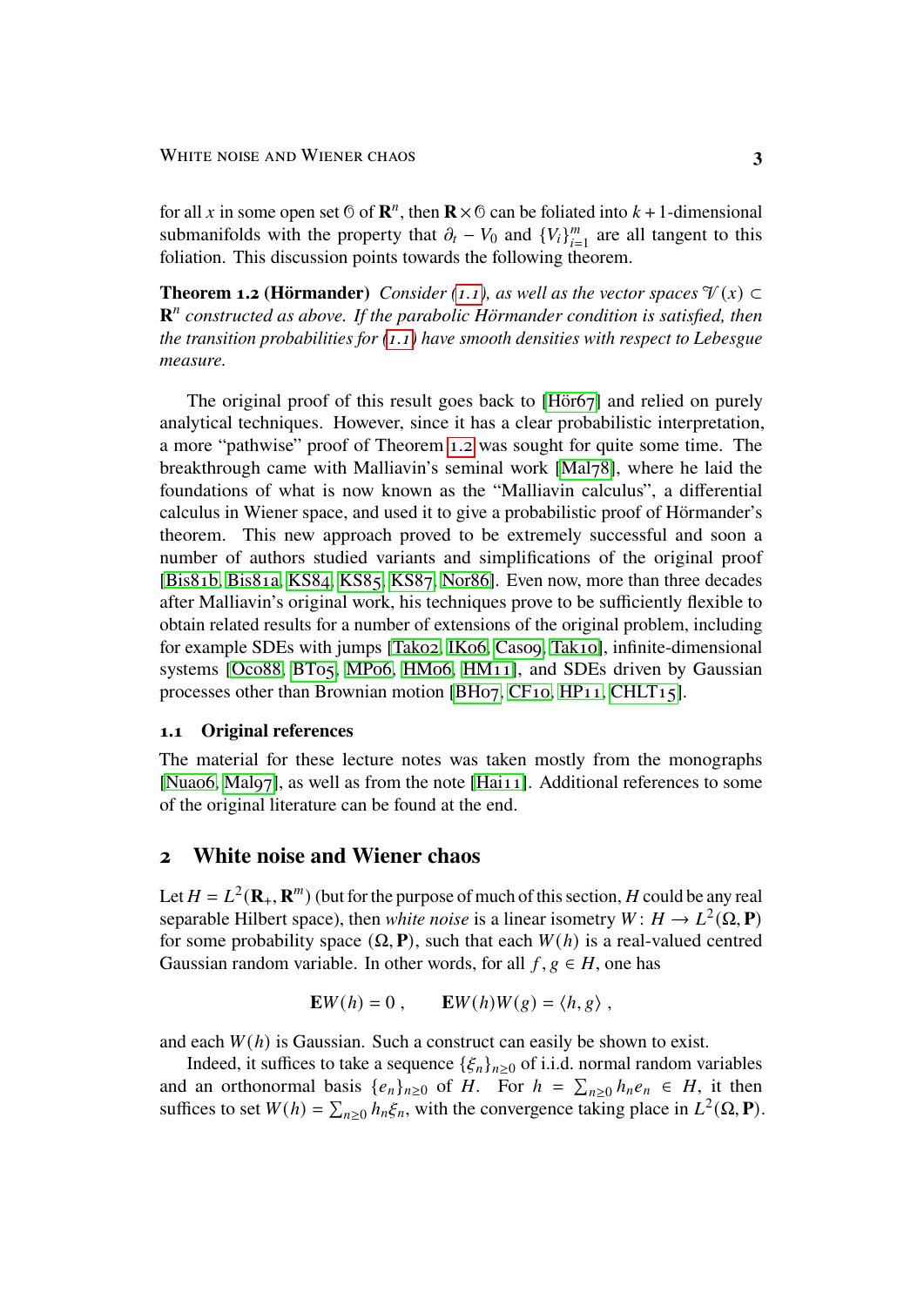for all $x$ in some open set $\mathcal{O}$ of $\mathbf{R}^n$, then $\mathbf{R}\times\mathcal{O}$ can be foliated into $k+1$-dimensional submanifolds with the property that $\partial_t - V_0$ and $\{V_i\}_{i=1}^m$ are all tangent to this foliation. This discussion points towards the following theorem.

**Theorem 1.2 (Hörmander)** *Consider (1.1), as well as the vector spaces $\mathscr{V}(x) \subset \mathbf{R}^n$ constructed as above. If the parabolic Hörmander condition is satisfied, then the transition probabilities for (1.1) have smooth densities with respect to Lebesgue measure.*

The original proof of this result goes back to [Hör67] and relied on purely analytical techniques. However, since it has a clear probabilistic interpretation, a more "pathwise" proof of Theorem 1.2 was sought for quite some time. The breakthrough came with Malliavin's seminal work [Mal78], where he laid the foundations of what is now known as the "Malliavin calculus", a differential calculus in Wiener space, and used it to give a probabilistic proof of Hörmander's theorem. This new approach proved to be extremely successful and soon a number of authors studied variants and simplifications of the original proof [Bis81b, Bis81a, KS84, KS85, KS87, Nor86]. Even now, more than three decades after Malliavin's original work, his techniques prove to be sufficiently flexible to obtain related results for a number of extensions of the original problem, including for example SDEs with jumps [Tak02, IK06, Cas09, Tak10], infinite-dimensional systems [Oco88, BT05, MP06, HM06, HM11], and SDEs driven by Gaussian processes other than Brownian motion [BH07, CF10, HP11, CHLT15].

### 1.1 Original references

The material for these lecture notes was taken mostly from the monographs [Nua06, Mal97], as well as from the note [Hai11]. Additional references to some of the original literature can be found at the end.

## 2 White noise and Wiener chaos

Let $H = L^2(\mathbf{R}_+, \mathbf{R}^m)$ (but for the purpose of much of this section, $H$ could be any real separable Hilbert space), then *white noise* is a linear isometry $W\colon H \to L^2(\Omega, \mathbf{P})$ for some probability space $(\Omega, \mathbf{P})$, such that each $W(h)$ is a real-valued centred Gaussian random variable. In other words, for all $f, g \in H$, one has

$$\mathbf{E}W(h) = 0\;, \qquad \mathbf{E}W(h)W(g) = \langle h, g\rangle\;,$$

and each $W(h)$ is Gaussian. Such a construct can easily be shown to exist.

Indeed, it suffices to take a sequence $\{\xi_n\}_{n\geq 0}$ of i.i.d. normal random variables and an orthonormal basis $\{e_n\}_{n\geq 0}$ of $H$. For $h = \sum_{n\geq 0} h_n e_n \in H$, it then suffices to set $W(h) = \sum_{n\geq 0} h_n \xi_n$, with the convergence taking place in $L^2(\Omega, \mathbf{P})$.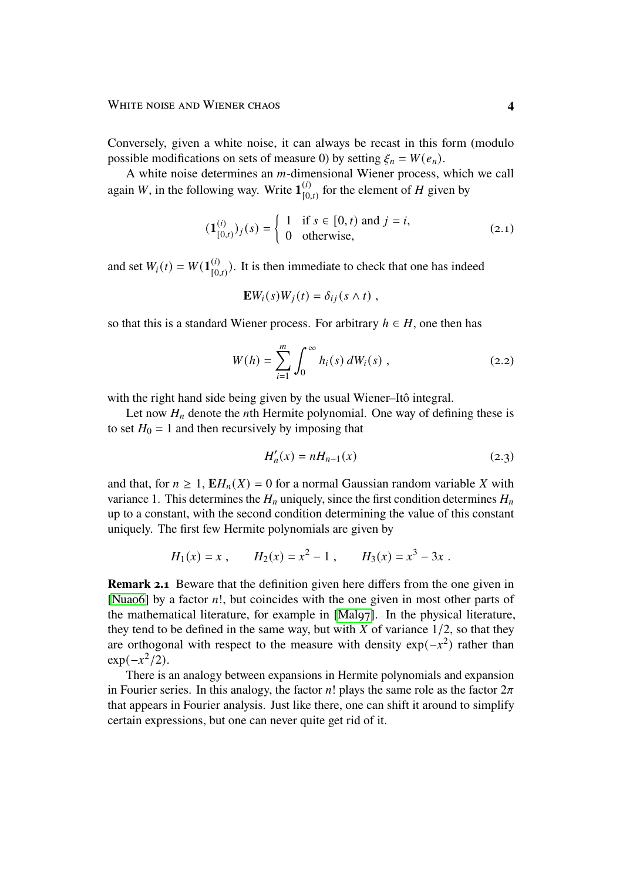Conversely, given a white noise, it can always be recast in this form (modulo possible modifications on sets of measure 0) by setting $\xi_n = W(e_n)$.

A white noise determines an $m$-dimensional Wiener process, which we call again $W$, in the following way. Write $\mathbf{1}^{(i)}_{[0,t)}$ for the element of $H$ given by

$$(\mathbf{1}^{(i)}_{[0,t)})_j(s) = \begin{cases} 1 & \text{if } s \in [0,t) \text{ and } j = i, \\ 0 & \text{otherwise,} \end{cases} \tag{2.1}$$

and set $W_i(t) = W(\mathbf{1}^{(i)}_{[0,t)})$. It is then immediate to check that one has indeed

$$\mathbf{E} W_i(s) W_j(t) = \delta_{ij}(s \wedge t) ,$$

so that this is a standard Wiener process. For arbitrary $h \in H$, one then has

$$W(h) = \sum_{i=1}^m \int_0^\infty h_i(s)\, dW_i(s) , \tag{2.2}$$

with the right hand side being given by the usual Wiener–Itô integral.

Let now $H_n$ denote the $n$th Hermite polynomial. One way of defining these is to set $H_0 = 1$ and then recursively by imposing that

$$H_n'(x) = n H_{n-1}(x) \tag{2.3}$$

and that, for $n \geq 1$, $\mathbf{E} H_n(X) = 0$ for a normal Gaussian random variable $X$ with variance 1. This determines the $H_n$ uniquely, since the first condition determines $H_n$ up to a constant, with the second condition determining the value of this constant uniquely. The first few Hermite polynomials are given by

$$H_1(x) = x , \qquad H_2(x) = x^2 - 1 , \qquad H_3(x) = x^3 - 3x .$$

**Remark 2.1** Beware that the definition given here differs from the one given in [Nua06] by a factor $n!$, but coincides with the one given in most other parts of the mathematical literature, for example in [Mal97]. In the physical literature, they tend to be defined in the same way, but with $X$ of variance $1/2$, so that they are orthogonal with respect to the measure with density $\exp(-x^2)$ rather than $\exp(-x^2/2)$.

There is an analogy between expansions in Hermite polynomials and expansion in Fourier series. In this analogy, the factor $n!$ plays the same role as the factor $2\pi$ that appears in Fourier analysis. Just like there, one can shift it around to simplify certain expressions, but one can never quite get rid of it.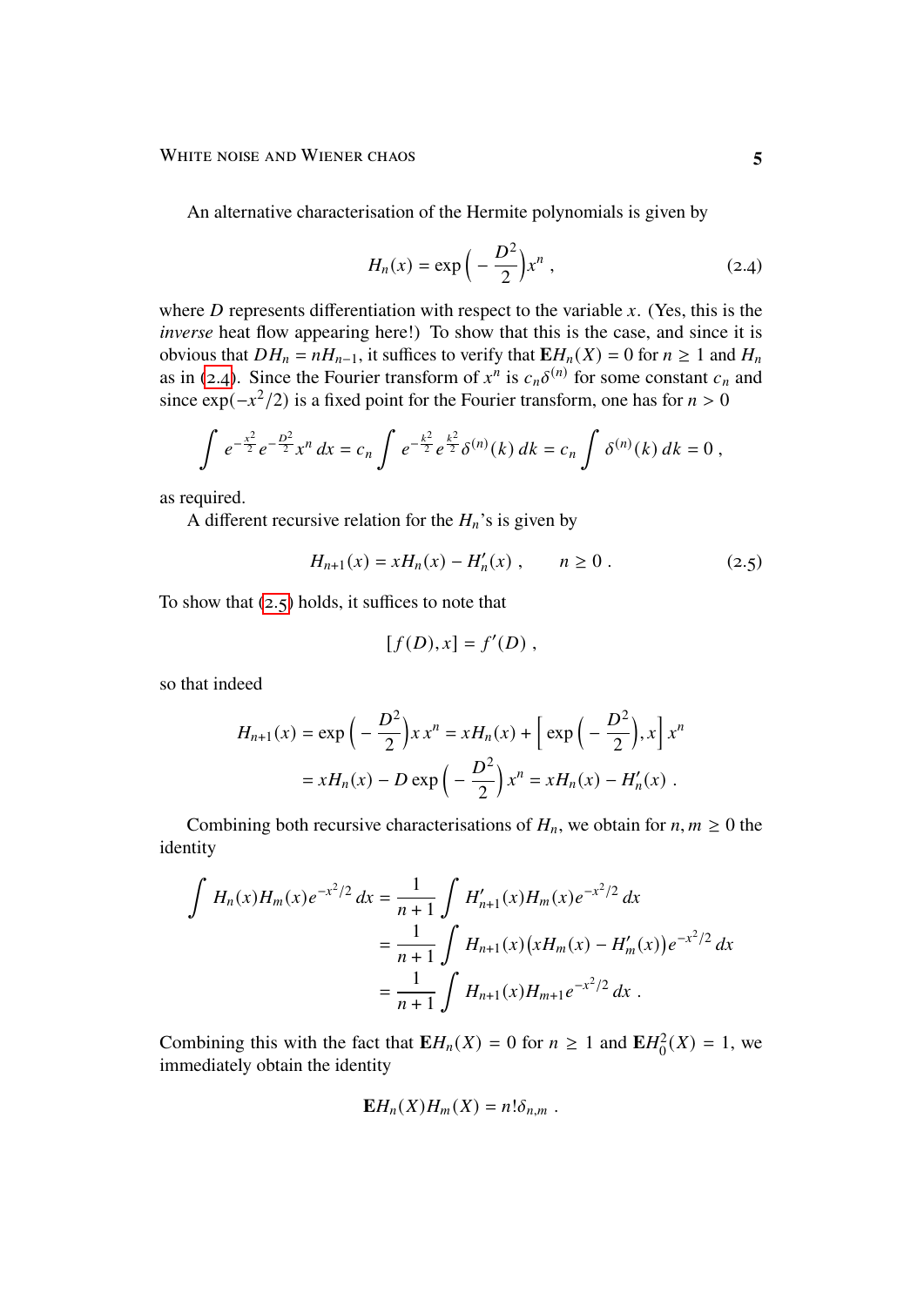An alternative characterisation of the Hermite polynomials is given by

$$H_n(x) = \exp\Big(-\frac{D^2}{2}\Big)x^n\;, \tag{2.4}$$

where $D$ represents differentiation with respect to the variable $x$. (Yes, this is the *inverse* heat flow appearing here!) To show that this is the case, and since it is obvious that $DH_n = nH_{n-1}$, it suffices to verify that $\mathbf{E}H_n(X) = 0$ for $n \geq 1$ and $H_n$ as in (2.4). Since the Fourier transform of $x^n$ is $c_n\delta^{(n)}$ for some constant $c_n$ and since $\exp(-x^2/2)$ is a fixed point for the Fourier transform, one has for $n > 0$

$$\int e^{-\frac{x^2}{2}} e^{-\frac{D^2}{2}} x^n\,dx = c_n \int e^{-\frac{k^2}{2}} e^{\frac{k^2}{2}} \delta^{(n)}(k)\,dk = c_n \int \delta^{(n)}(k)\,dk = 0\;,$$

as required.

A different recursive relation for the $H_n$'s is given by

$$H_{n+1}(x) = xH_n(x) - H_n'(x)\;, \qquad n \geq 0\;. \tag{2.5}$$

To show that (2.5) holds, it suffices to note that

$$[f(D), x] = f'(D)\;,$$

so that indeed

$$\begin{aligned} H_{n+1}(x) &= \exp\Big(-\frac{D^2}{2}\Big)x\,x^n = xH_n(x) + \Big[\exp\Big(-\frac{D^2}{2}\Big), x\Big]\,x^n \\ &= xH_n(x) - D\exp\Big(-\frac{D^2}{2}\Big)\,x^n = xH_n(x) - H_n'(x)\;. \end{aligned}$$

Combining both recursive characterisations of $H_n$, we obtain for $n, m \geq 0$ the identity

$$\begin{aligned} \int H_n(x)H_m(x)e^{-x^2/2}\,dx &= \frac{1}{n+1}\int H_{n+1}'(x)H_m(x)e^{-x^2/2}\,dx \\ &= \frac{1}{n+1}\int H_{n+1}(x)\big(xH_m(x) - H_m'(x)\big)e^{-x^2/2}\,dx \\ &= \frac{1}{n+1}\int H_{n+1}(x)H_{m+1}e^{-x^2/2}\,dx\;. \end{aligned}$$

Combining this with the fact that $\mathbf{E}H_n(X) = 0$ for $n \geq 1$ and $\mathbf{E}H_0^2(X) = 1$, we immediately obtain the identity

$$\mathbf{E}H_n(X)H_m(X) = n!\,\delta_{n,m}\;.$$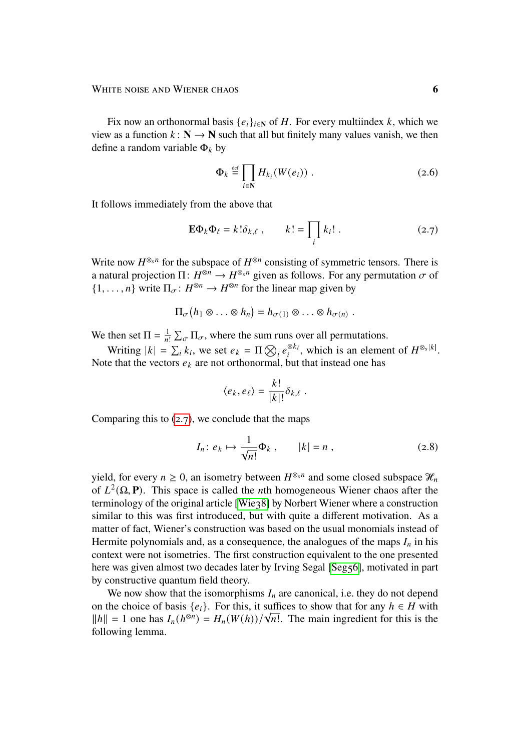Fix now an orthonormal basis $\{e_i\}_{i\in\mathbf{N}}$ of $H$. For every multiindex $k$, which we view as a function $k\colon \mathbf{N}\to\mathbf{N}$ such that all but finitely many values vanish, we then define a random variable $\Phi_k$ by

$$\Phi_k \stackrel{\text{def}}{=} \prod_{i\in\mathbf{N}} H_{k_i}(W(e_i)) \;. \tag{2.6}$$

It follows immediately from the above that

$$\mathbf{E}\Phi_k\Phi_\ell = k!\delta_{k,\ell}\;, \qquad k! = \prod_i k_i!\;. \tag{2.7}$$

Write now $H^{\otimes_s n}$ for the subspace of $H^{\otimes n}$ consisting of symmetric tensors. There is a natural projection $\Pi\colon H^{\otimes n}\to H^{\otimes_s n}$ given as follows. For any permutation $\sigma$ of $\{1,\ldots,n\}$ write $\Pi_\sigma\colon H^{\otimes n}\to H^{\otimes n}$ for the linear map given by

$$\Pi_\sigma\big(h_1\otimes\ldots\otimes h_n\big) = h_{\sigma(1)}\otimes\ldots\otimes h_{\sigma(n)}\;.$$

We then set $\Pi = \frac{1}{n!}\sum_\sigma \Pi_\sigma$, where the sum runs over all permutations.

Writing $|k| = \sum_i k_i$, we set $e_k = \Pi\bigotimes_i e_i^{\otimes k_i}$, which is an element of $H^{\otimes_s |k|}$. Note that the vectors $e_k$ are not orthonormal, but that instead one has

$$\langle e_k, e_\ell\rangle = \frac{k!}{|k|!}\delta_{k,\ell}\;.$$

Comparing this to (2.7), we conclude that the maps

$$I_n\colon e_k \mapsto \frac{1}{\sqrt{n!}}\Phi_k\;, \qquad |k| = n\;, \tag{2.8}$$

yield, for every $n\ge 0$, an isometry between $H^{\otimes_s n}$ and some closed subspace $\mathscr{H}_n$ of $L^2(\Omega,\mathbf{P})$. This space is called the $n$th homogeneous Wiener chaos after the terminology of the original article [Wie38] by Norbert Wiener where a construction similar to this was first introduced, but with quite a different motivation. As a matter of fact, Wiener's construction was based on the usual monomials instead of Hermite polynomials and, as a consequence, the analogues of the maps $I_n$ in his context were not isometries. The first construction equivalent to the one presented here was given almost two decades later by Irving Segal [Seg56], motivated in part by constructive quantum field theory.

We now show that the isomorphisms $I_n$ are canonical, i.e. they do not depend on the choice of basis $\{e_i\}$. For this, it suffices to show that for any $h\in H$ with $\|h\| = 1$ one has $I_n(h^{\otimes n}) = H_n(W(h))/\sqrt{n!}$. The main ingredient for this is the following lemma.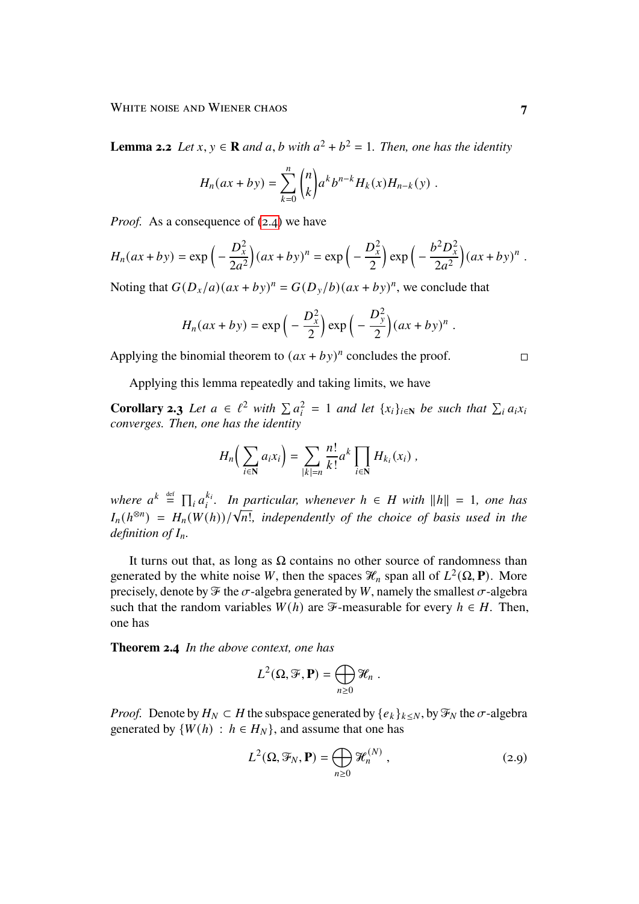**Lemma 2.2** *Let $x, y \in \mathbf{R}$ and $a, b$ with $a^2 + b^2 = 1$. Then, one has the identity*

$$H_n(ax + by) = \sum_{k=0}^{n} \binom{n}{k} a^k b^{n-k} H_k(x) H_{n-k}(y) \;.$$

*Proof.* As a consequence of (2.4) we have

$$H_n(ax+by) = \exp\Big(-\frac{D_x^2}{2a^2}\Big)(ax+by)^n = \exp\Big(-\frac{D_x^2}{2}\Big)\exp\Big(-\frac{b^2 D_x^2}{2a^2}\Big)(ax+by)^n \;.$$

Noting that $G(D_x/a)(ax+by)^n = G(D_y/b)(ax+by)^n$, we conclude that

$$H_n(ax+by) = \exp\Big(-\frac{D_x^2}{2}\Big)\exp\Big(-\frac{D_y^2}{2}\Big)(ax+by)^n \;.$$

Applying the binomial theorem to $(ax + by)^n$ concludes the proof. □

Applying this lemma repeatedly and taking limits, we have

**Corollary 2.3** *Let $a \in \ell^2$ with $\sum a_i^2 = 1$ and let $\{x_i\}_{i \in \mathbf{N}}$ be such that $\sum_i a_i x_i$ converges. Then, one has the identity*

$$H_n\Big(\sum_{i\in\mathbf{N}} a_i x_i\Big) = \sum_{|k|=n} \frac{n!}{k!} a^k \prod_{i\in\mathbf{N}} H_{k_i}(x_i) \;,$$

*where $a^k \stackrel{\text{def}}{=} \prod_i a_i^{k_i}$. In particular, whenever $h \in H$ with $\|h\| = 1$, one has $I_n(h^{\otimes n}) = H_n(W(h))/\sqrt{n!}$, independently of the choice of basis used in the definition of $I_n$.*

It turns out that, as long as $\Omega$ contains no other source of randomness than generated by the white noise $W$, then the spaces $\mathscr{H}_n$ span all of $L^2(\Omega, \mathbf{P})$. More precisely, denote by $\mathscr{F}$ the $\sigma$-algebra generated by $W$, namely the smallest $\sigma$-algebra such that the random variables $W(h)$ are $\mathscr{F}$-measurable for every $h \in H$. Then, one has

**Theorem 2.4** *In the above context, one has*

$$L^2(\Omega, \mathscr{F}, \mathbf{P}) = \bigoplus_{n\ge 0} \mathscr{H}_n \;.$$

*Proof.* Denote by $H_N \subset H$ the subspace generated by $\{e_k\}_{k\le N}$, by $\mathscr{F}_N$ the $\sigma$-algebra generated by $\{W(h) \,:\, h \in H_N\}$, and assume that one has

$$L^2(\Omega, \mathscr{F}_N, \mathbf{P}) = \bigoplus_{n\ge 0} \mathscr{H}_n^{(N)} \;, \tag{2.9}$$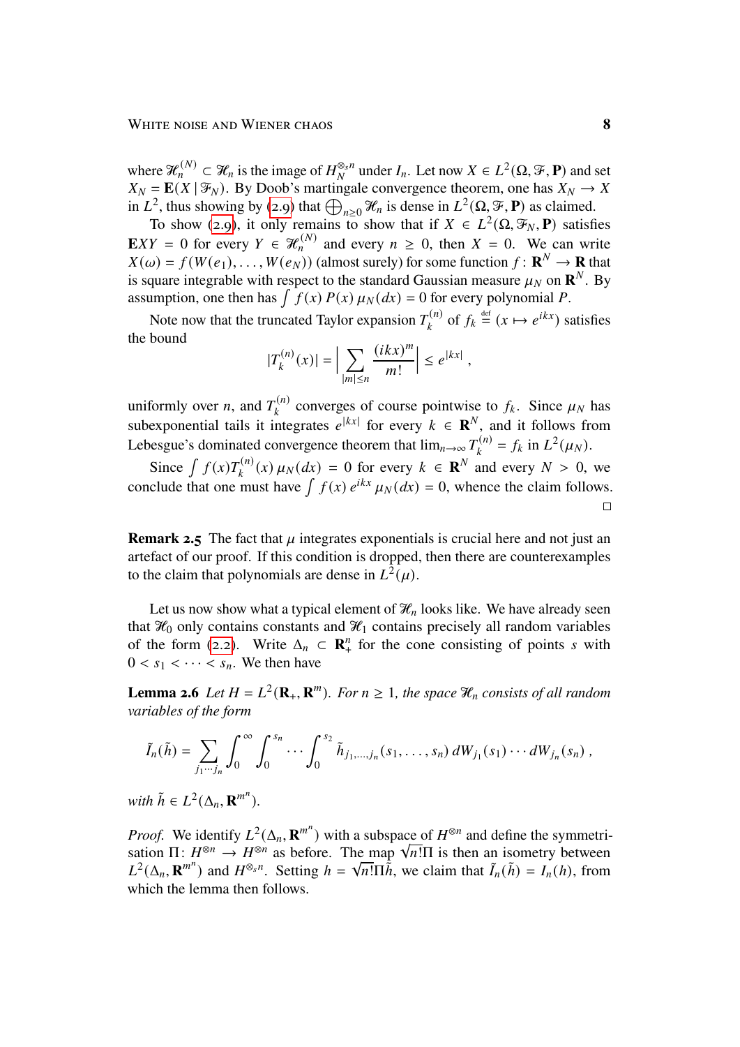where $\mathcal{H}_n^{(N)} \subset \mathcal{H}_n$ is the image of $H_N^{\otimes_s n}$ under $I_n$. Let now $X \in L^2(\Omega, \mathcal{F}, \mathbf{P})$ and set $X_N = \mathbf{E}(X \,|\, \mathcal{F}_N)$. By Doob's martingale convergence theorem, one has $X_N \to X$ in $L^2$, thus showing by (2.9) that $\bigoplus_{n\geq 0} \mathcal{H}_n$ is dense in $L^2(\Omega, \mathcal{F}, \mathbf{P})$ as claimed.

To show (2.9), it only remains to show that if $X \in L^2(\Omega, \mathcal{F}_N, \mathbf{P})$ satisfies $\mathbf{E}XY = 0$ for every $Y \in \mathcal{H}_n^{(N)}$ and every $n \geq 0$, then $X = 0$. We can write $X(\omega) = f(W(e_1), \ldots, W(e_N))$ (almost surely) for some function $f \colon \mathbf{R}^N \to \mathbf{R}$ that is square integrable with respect to the standard Gaussian measure $\mu_N$ on $\mathbf{R}^N$. By assumption, one then has $\int f(x)\, P(x)\, \mu_N(dx) = 0$ for every polynomial $P$.

Note now that the truncated Taylor expansion $T_k^{(n)}$ of $f_k \stackrel{\text{def}}{=} (x \mapsto e^{ikx})$ satisfies the bound

$$|T_k^{(n)}(x)| = \Big| \sum_{|m|\leq n} \frac{(ikx)^m}{m!} \Big| \leq e^{|kx|} ,$$

uniformly over $n$, and $T_k^{(n)}$ converges of course pointwise to $f_k$. Since $\mu_N$ has subexponential tails it integrates $e^{|kx|}$ for every $k \in \mathbf{R}^N$, and it follows from Lebesgue's dominated convergence theorem that $\lim_{n\to\infty} T_k^{(n)} = f_k$ in $L^2(\mu_N)$.

Since $\int f(x) T_k^{(n)}(x)\, \mu_N(dx) = 0$ for every $k \in \mathbf{R}^N$ and every $N > 0$, we conclude that one must have $\int f(x)\, e^{ikx}\, \mu_N(dx) = 0$, whence the claim follows. □

**Remark 2.5** The fact that $\mu$ integrates exponentials is crucial here and not just an artefact of our proof. If this condition is dropped, then there are counterexamples to the claim that polynomials are dense in $L^2(\mu)$.

Let us now show what a typical element of $\mathcal{H}_n$ looks like. We have already seen that $\mathcal{H}_0$ only contains constants and $\mathcal{H}_1$ contains precisely all random variables of the form (2.2). Write $\Delta_n \subset \mathbf{R}_+^n$ for the cone consisting of points $s$ with $0 < s_1 < \cdots < s_n$. We then have

**Lemma 2.6** *Let $H = L^2(\mathbf{R}_+, \mathbf{R}^m)$. For $n \geq 1$, the space $\mathcal{H}_n$ consists of all random variables of the form*

$$\tilde I_n(\tilde h) = \sum_{j_1 \cdots j_n} \int_0^\infty \int_0^{s_n} \cdots \int_0^{s_2} \tilde h_{j_1,\ldots,j_n}(s_1, \ldots, s_n)\, dW_{j_1}(s_1) \cdots dW_{j_n}(s_n) ,$$

*with $\tilde h \in L^2(\Delta_n, \mathbf{R}^{m^n})$.*

*Proof.* We identify $L^2(\Delta_n, \mathbf{R}^{m^n})$ with a subspace of $H^{\otimes n}$ and define the symmetrisation $\Pi \colon H^{\otimes n} \to H^{\otimes n}$ as before. The map $\sqrt{n!}\,\Pi$ is then an isometry between $L^2(\Delta_n, \mathbf{R}^{m^n})$ and $H^{\otimes_s n}$. Setting $h = \sqrt{n!}\,\Pi \tilde h$, we claim that $\tilde I_n(\tilde h) = I_n(h)$, from which the lemma then follows.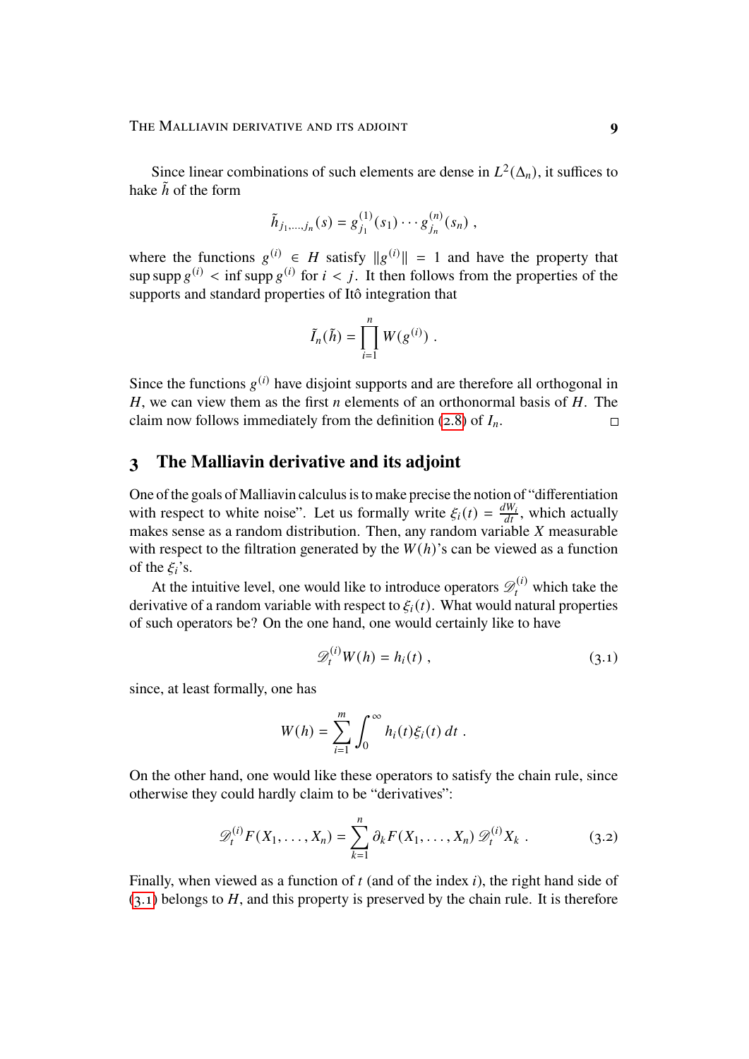Since linear combinations of such elements are dense in $L^2(\Delta_n)$, it suffices to hake $\tilde{h}$ of the form

$$\tilde{h}_{j_1,\ldots,j_n}(s) = g^{(1)}_{j_1}(s_1)\cdots g^{(n)}_{j_n}(s_n) \;,$$

where the functions $g^{(i)} \in H$ satisfy $\|g^{(i)}\| = 1$ and have the property that $\sup \operatorname{supp} g^{(i)} < \inf \operatorname{supp} g^{(i)}$ for $i < j$. It then follows from the properties of the supports and standard properties of Itô integration that

$$\tilde{I}_n(\tilde{h}) = \prod_{i=1}^{n} W(g^{(i)}) \;.$$

Since the functions $g^{(i)}$ have disjoint supports and are therefore all orthogonal in $H$, we can view them as the first $n$ elements of an orthonormal basis of $H$. The claim now follows immediately from the definition (2.8) of $I_n$. □

## 3 The Malliavin derivative and its adjoint

One of the goals of Malliavin calculus is to make precise the notion of "differentiation with respect to white noise". Let us formally write $\xi_i(t) = \frac{dW_i}{dt}$, which actually makes sense as a random distribution. Then, any random variable $X$ measurable with respect to the filtration generated by the $W(h)$'s can be viewed as a function of the $\xi_i$'s.

At the intuitive level, one would like to introduce operators $\mathscr{D}^{(i)}_t$ which take the derivative of a random variable with respect to $\xi_i(t)$. What would natural properties of such operators be? On the one hand, one would certainly like to have

$$\mathscr{D}^{(i)}_t W(h) = h_i(t) \;, \tag{3.1}$$

since, at least formally, one has

$$W(h) = \sum_{i=1}^{m} \int_0^\infty h_i(t)\xi_i(t)\,dt \;.$$

On the other hand, one would like these operators to satisfy the chain rule, since otherwise they could hardly claim to be "derivatives":

$$\mathscr{D}^{(i)}_t F(X_1,\ldots,X_n) = \sum_{k=1}^{n} \partial_k F(X_1,\ldots,X_n)\, \mathscr{D}^{(i)}_t X_k \;. \tag{3.2}$$

Finally, when viewed as a function of $t$ (and of the index $i$), the right hand side of (3.1) belongs to $H$, and this property is preserved by the chain rule. It is therefore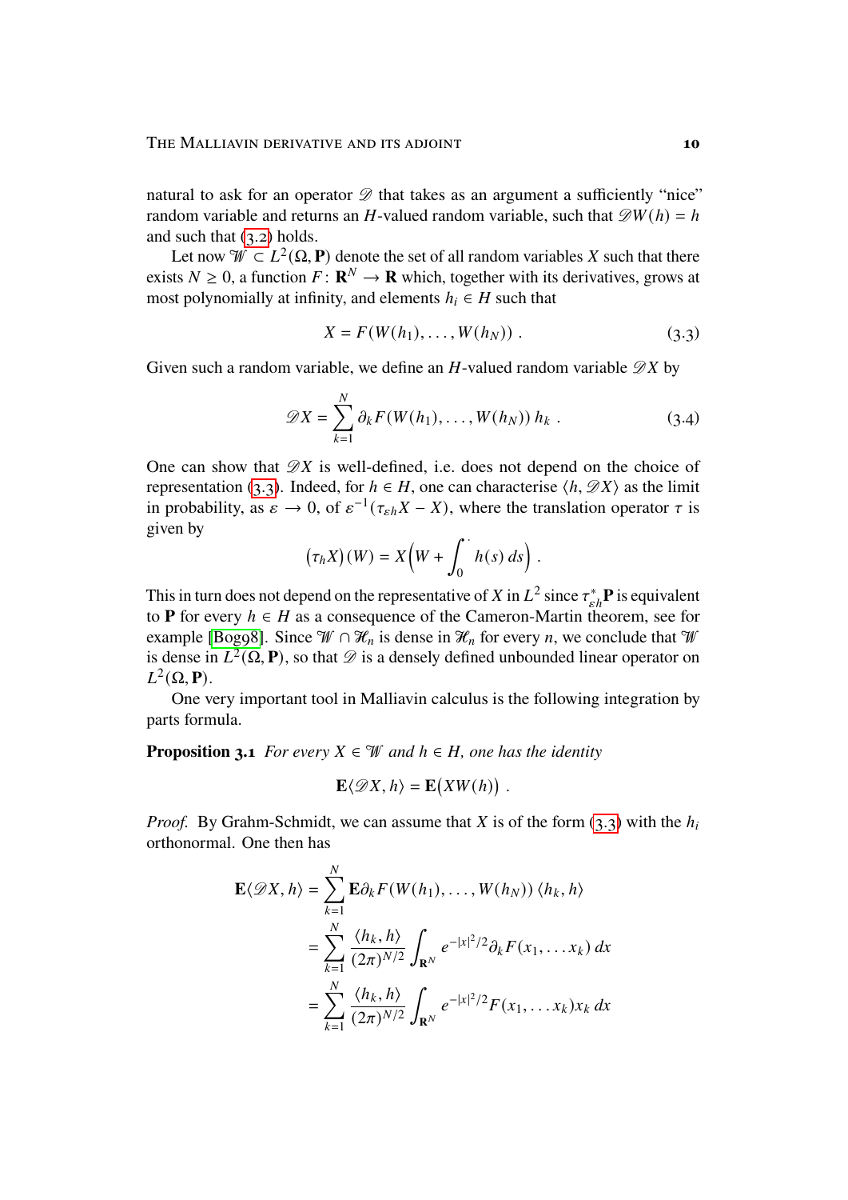natural to ask for an operator $\mathscr{D}$ that takes as an argument a sufficiently "nice" random variable and returns an $H$-valued random variable, such that $\mathscr{D}W(h) = h$ and such that (3.2) holds.

Let now $\mathscr{W} \subset L^2(\Omega, \mathbf{P})$ denote the set of all random variables $X$ such that there exists $N \geq 0$, a function $F\colon \mathbf{R}^N \to \mathbf{R}$ which, together with its derivatives, grows at most polynomially at infinity, and elements $h_i \in H$ such that

$$X = F(W(h_1), \ldots, W(h_N)) . \tag{3.3}$$

Given such a random variable, we define an $H$-valued random variable $\mathscr{D}X$ by

$$\mathscr{D}X = \sum_{k=1}^{N} \partial_k F(W(h_1), \ldots, W(h_N))\, h_k . \tag{3.4}$$

One can show that $\mathscr{D}X$ is well-defined, i.e. does not depend on the choice of representation (3.3). Indeed, for $h \in H$, one can characterise $\langle h, \mathscr{D}X\rangle$ as the limit in probability, as $\varepsilon \to 0$, of $\varepsilon^{-1}(\tau_{\varepsilon h}X - X)$, where the translation operator $\tau$ is given by

$$\big(\tau_h X\big)(W) = X\Big(W + \int_0^{\cdot} h(s)\, ds\Big) .$$

This in turn does not depend on the representative of $X$ in $L^2$ since $\tau_{\varepsilon h}^* \mathbf{P}$ is equivalent to $\mathbf{P}$ for every $h \in H$ as a consequence of the Cameron-Martin theorem, see for example [Bog98]. Since $\mathscr{W} \cap \mathscr{H}_n$ is dense in $\mathscr{H}_n$ for every $n$, we conclude that $\mathscr{W}$ is dense in $L^2(\Omega, \mathbf{P})$, so that $\mathscr{D}$ is a densely defined unbounded linear operator on $L^2(\Omega, \mathbf{P})$.

One very important tool in Malliavin calculus is the following integration by parts formula.

**Proposition 3.1** *For every $X \in \mathscr{W}$ and $h \in H$, one has the identity*

$$\mathbf{E}\langle \mathscr{D}X, h\rangle = \mathbf{E}\big(XW(h)\big) .$$

*Proof.* By Grahm-Schmidt, we can assume that $X$ is of the form (3.3) with the $h_i$ orthonormal. One then has

$$\begin{aligned}
\mathbf{E}\langle \mathscr{D}X, h\rangle &= \sum_{k=1}^{N} \mathbf{E}\partial_k F(W(h_1), \ldots, W(h_N))\, \langle h_k, h\rangle \\
&= \sum_{k=1}^{N} \frac{\langle h_k, h\rangle}{(2\pi)^{N/2}} \int_{\mathbf{R}^N} e^{-|x|^2/2} \partial_k F(x_1, \ldots x_k)\, dx \\
&= \sum_{k=1}^{N} \frac{\langle h_k, h\rangle}{(2\pi)^{N/2}} \int_{\mathbf{R}^N} e^{-|x|^2/2} F(x_1, \ldots x_k) x_k\, dx
\end{aligned}$$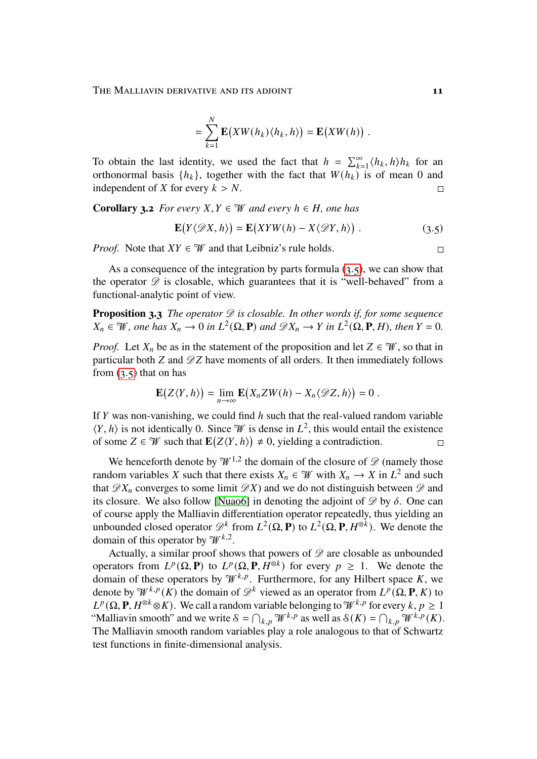$$= \sum_{k=1}^{N} \mathbf{E}\big(XW(h_k)\langle h_k, h\rangle\big) = \mathbf{E}\big(XW(h)\big) .$$

To obtain the last identity, we used the fact that $h = \sum_{k=1}^{\infty} \langle h_k, h\rangle h_k$ for an orthonormal basis $\{h_k\}$, together with the fact that $W(h_k)$ is of mean 0 and independent of $X$ for every $k > N$. □

**Corollary 3.2** *For every $X, Y \in \mathcal{W}$ and every $h \in H$, one has*

$$\mathbf{E}\big(Y\langle \mathscr{D}X, h\rangle\big) = \mathbf{E}\big(XYW(h) - X\langle \mathscr{D}Y, h\rangle\big) . \tag{3.5}$$

*Proof.* Note that $XY \in \mathcal{W}$ and that Leibniz's rule holds. □

As a consequence of the integration by parts formula (3.5), we can show that the operator $\mathscr{D}$ is closable, which guarantees that it is "well-behaved" from a functional-analytic point of view.

**Proposition 3.3** *The operator $\mathscr{D}$ is closable. In other words if, for some sequence $X_n \in \mathcal{W}$, one has $X_n \to 0$ in $L^2(\Omega, \mathbf{P})$ and $\mathscr{D}X_n \to Y$ in $L^2(\Omega, \mathbf{P}, H)$, then $Y = 0$.*

*Proof.* Let $X_n$ be as in the statement of the proposition and let $Z \in \mathcal{W}$, so that in particular both $Z$ and $\mathscr{D}Z$ have moments of all orders. It then immediately follows from (3.5) that on has

$$\mathbf{E}\big(Z\langle Y, h\rangle\big) = \lim_{n\to\infty} \mathbf{E}\big(X_n Z W(h) - X_n\langle \mathscr{D}Z, h\rangle\big) = 0 .$$

If $Y$ was non-vanishing, we could find $h$ such that the real-valued random variable $\langle Y, h\rangle$ is not identically 0. Since $\mathcal{W}$ is dense in $L^2$, this would entail the existence of some $Z \in \mathcal{W}$ such that $\mathbf{E}\big(Z\langle Y, h\rangle\big) \neq 0$, yielding a contradiction. □

We henceforth denote by $\mathcal{W}^{1,2}$ the domain of the closure of $\mathscr{D}$ (namely those random variables $X$ such that there exists $X_n \in \mathcal{W}$ with $X_n \to X$ in $L^2$ and such that $\mathscr{D}X_n$ converges to some limit $\mathscr{D}X$) and we do not distinguish between $\mathscr{D}$ and its closure. We also follow [Nua06] in denoting the adjoint of $\mathscr{D}$ by $\delta$. One can of course apply the Malliavin differentiation operator repeatedly, thus yielding an unbounded closed operator $\mathscr{D}^k$ from $L^2(\Omega, \mathbf{P})$ to $L^2(\Omega, \mathbf{P}, H^{\otimes k})$. We denote the domain of this operator by $\mathcal{W}^{k,2}$.

Actually, a similar proof shows that powers of $\mathscr{D}$ are closable as unbounded operators from $L^p(\Omega, \mathbf{P})$ to $L^p(\Omega, \mathbf{P}, H^{\otimes k})$ for every $p \geq 1$. We denote the domain of these operators by $\mathcal{W}^{k,p}$. Furthermore, for any Hilbert space $K$, we denote by $\mathcal{W}^{k,p}(K)$ the domain of $\mathscr{D}^k$ viewed as an operator from $L^p(\Omega, \mathbf{P}, K)$ to $L^p(\Omega, \mathbf{P}, H^{\otimes k} \otimes K)$. We call a random variable belonging to $\mathcal{W}^{k,p}$ for every $k, p \geq 1$ "Malliavin smooth" and we write $\mathcal{S} = \bigcap_{k,p} \mathcal{W}^{k,p}$ as well as $\mathcal{S}(K) = \bigcap_{k,p} \mathcal{W}^{k,p}(K)$. The Malliavin smooth random variables play a role analogous to that of Schwartz test functions in finite-dimensional analysis.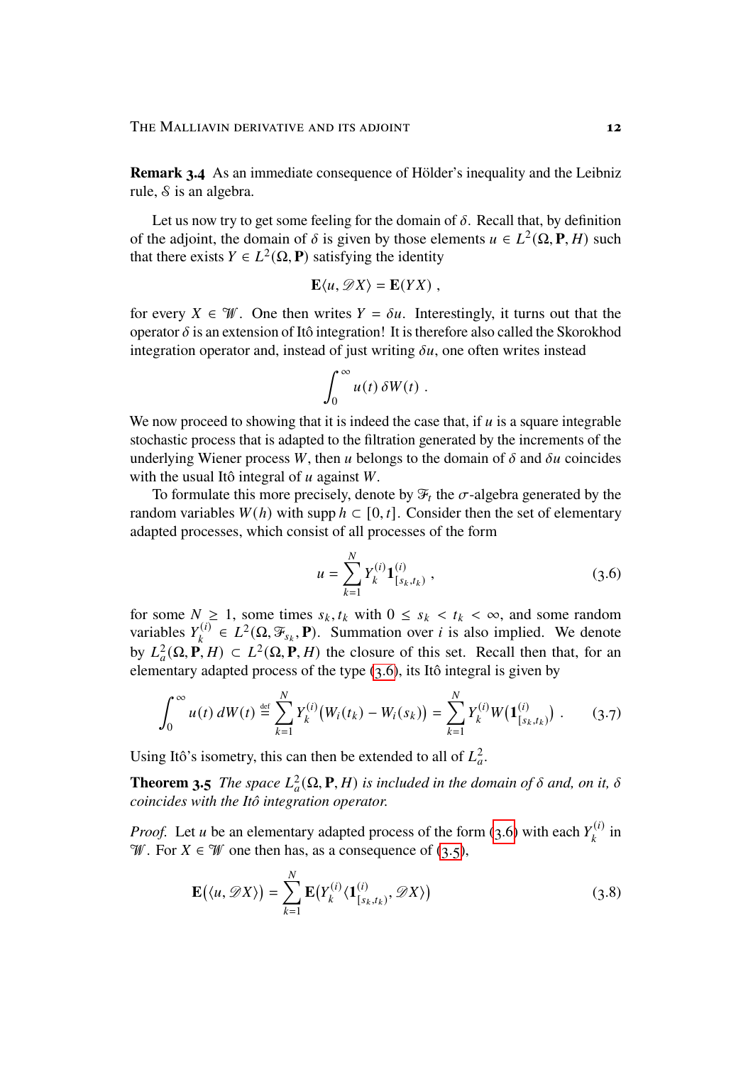**Remark 3.4** As an immediate consequence of Hölder's inequality and the Leibniz rule, $\mathcal{S}$ is an algebra.

Let us now try to get some feeling for the domain of $\delta$. Recall that, by definition of the adjoint, the domain of $\delta$ is given by those elements $u \in L^2(\Omega, \mathbf{P}, H)$ such that there exists $Y \in L^2(\Omega, \mathbf{P})$ satisfying the identity

$$\mathbf{E}\langle u, \mathscr{D}X\rangle = \mathbf{E}(YX) ,$$

for every $X \in \mathscr{W}$. One then writes $Y = \delta u$. Interestingly, it turns out that the operator $\delta$ is an extension of Itô integration! It is therefore also called the Skorokhod integration operator and, instead of just writing $\delta u$, one often writes instead

$$\int_0^\infty u(t)\,\delta W(t) .$$

We now proceed to showing that it is indeed the case that, if $u$ is a square integrable stochastic process that is adapted to the filtration generated by the increments of the underlying Wiener process $W$, then $u$ belongs to the domain of $\delta$ and $\delta u$ coincides with the usual Itô integral of $u$ against $W$.

To formulate this more precisely, denote by $\mathcal{F}_t$ the $\sigma$-algebra generated by the random variables $W(h)$ with $\operatorname{supp} h \subset [0, t]$. Consider then the set of elementary adapted processes, which consist of all processes of the form

$$u = \sum_{k=1}^N Y_k^{(i)} \mathbf{1}_{[s_k,t_k)}^{(i)} , \tag{3.6}$$

for some $N \geq 1$, some times $s_k, t_k$ with $0 \leq s_k < t_k < \infty$, and some random variables $Y_k^{(i)} \in L^2(\Omega, \mathcal{F}_{s_k}, \mathbf{P})$. Summation over $i$ is also implied. We denote by $L_a^2(\Omega, \mathbf{P}, H) \subset L^2(\Omega, \mathbf{P}, H)$ the closure of this set. Recall then that, for an elementary adapted process of the type (3.6), its Itô integral is given by

$$\int_0^\infty u(t)\,dW(t) \stackrel{\text{def}}{=} \sum_{k=1}^N Y_k^{(i)}\big(W_i(t_k) - W_i(s_k)\big) = \sum_{k=1}^N Y_k^{(i)} W\big(\mathbf{1}_{[s_k,t_k)}^{(i)}\big) . \tag{3.7}$$

Using Itô's isometry, this can then be extended to all of $L_a^2$.

**Theorem 3.5** *The space $L_a^2(\Omega, \mathbf{P}, H)$ is included in the domain of $\delta$ and, on it, $\delta$ coincides with the Itô integration operator.*

*Proof.* Let $u$ be an elementary adapted process of the form (3.6) with each $Y_k^{(i)}$ in $\mathscr{W}$. For $X \in \mathscr{W}$ one then has, as a consequence of (3.5),

$$\mathbf{E}\big(\langle u, \mathscr{D}X\rangle\big) = \sum_{k=1}^N \mathbf{E}\big(Y_k^{(i)}\langle \mathbf{1}_{[s_k,t_k)}^{(i)}, \mathscr{D}X\rangle\big) \tag{3.8}$$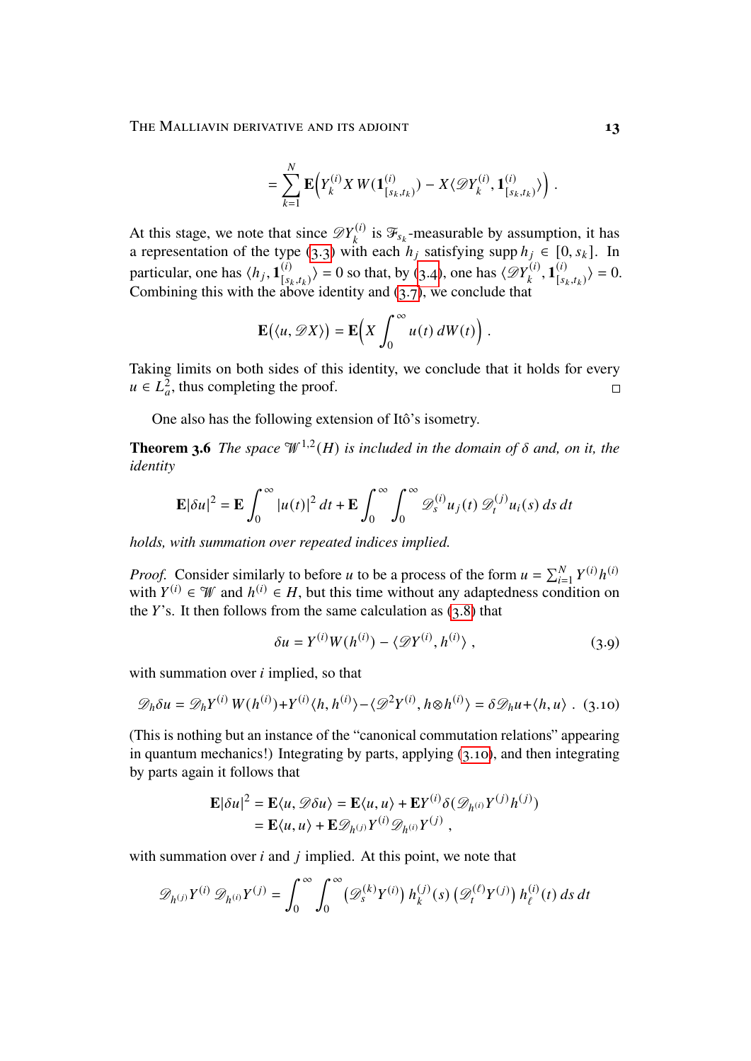$$= \sum_{k=1}^{N} \mathbf{E}\Big(Y_k^{(i)} X\, W(\mathbf{1}^{(i)}_{[s_k,t_k)}) - X\langle \mathscr{D} Y_k^{(i)}, \mathbf{1}^{(i)}_{[s_k,t_k)}\rangle\Big) .$$

At this stage, we note that since $\mathscr{D} Y_k^{(i)}$ is $\mathscr{F}_{s_k}$-measurable by assumption, it has a representation of the type (3.3) with each $h_j$ satisfying $\operatorname{supp} h_j \in [0, s_k]$. In particular, one has $\langle h_j, \mathbf{1}^{(i)}_{[s_k,t_k)}\rangle = 0$ so that, by (3.4), one has $\langle \mathscr{D} Y_k^{(i)}, \mathbf{1}^{(i)}_{[s_k,t_k)}\rangle = 0$. Combining this with the above identity and (3.7), we conclude that

$$\mathbf{E}\big(\langle u, \mathscr{D} X\rangle\big) = \mathbf{E}\Big(X \int_0^\infty u(t)\, dW(t)\Big) .$$

Taking limits on both sides of this identity, we conclude that it holds for every $u \in L^2_a$, thus completing the proof. □

One also has the following extension of Itô's isometry.

**Theorem 3.6** *The space $\mathscr{W}^{1,2}(H)$ is included in the domain of $\delta$ and, on it, the identity*

$$\mathbf{E}|\delta u|^2 = \mathbf{E} \int_0^\infty |u(t)|^2\, dt + \mathbf{E} \int_0^\infty \int_0^\infty \mathscr{D}_s^{(i)} u_j(t)\, \mathscr{D}_t^{(j)} u_i(s)\, ds\, dt$$

*holds, with summation over repeated indices implied.*

*Proof.* Consider similarly to before $u$ to be a process of the form $u = \sum_{i=1}^N Y^{(i)} h^{(i)}$ with $Y^{(i)} \in \mathscr{W}$ and $h^{(i)} \in H$, but this time without any adaptedness condition on the $Y$'s. It then follows from the same calculation as (3.8) that

$$\delta u = Y^{(i)} W(h^{(i)}) - \langle \mathscr{D} Y^{(i)}, h^{(i)}\rangle , \tag{3.9}$$

with summation over $i$ implied, so that

$$\mathscr{D}_h \delta u = \mathscr{D}_h Y^{(i)}\, W(h^{(i)}) + Y^{(i)}\langle h, h^{(i)}\rangle - \langle \mathscr{D}^2 Y^{(i)}, h \otimes h^{(i)}\rangle = \delta \mathscr{D}_h u + \langle h, u\rangle . \tag{3.10}$$

(This is nothing but an instance of the "canonical commutation relations" appearing in quantum mechanics!) Integrating by parts, applying (3.10), and then integrating by parts again it follows that

$$\begin{aligned}\mathbf{E}|\delta u|^2 &= \mathbf{E}\langle u, \mathscr{D}\delta u\rangle = \mathbf{E}\langle u, u\rangle + \mathbf{E} Y^{(i)} \delta(\mathscr{D}_{h^{(i)}} Y^{(j)} h^{(j)}) \\ &= \mathbf{E}\langle u, u\rangle + \mathbf{E}\mathscr{D}_{h^{(j)}} Y^{(i)} \mathscr{D}_{h^{(i)}} Y^{(j)} ,\end{aligned}$$

with summation over $i$ and $j$ implied. At this point, we note that

$$\mathscr{D}_{h^{(j)}} Y^{(i)}\, \mathscr{D}_{h^{(i)}} Y^{(j)} = \int_0^\infty \int_0^\infty \big(\mathscr{D}_s^{(k)} Y^{(i)}\big)\, h_k^{(j)}(s)\, \big(\mathscr{D}_t^{(\ell)} Y^{(j)}\big)\, h_\ell^{(i)}(t)\, ds\, dt$$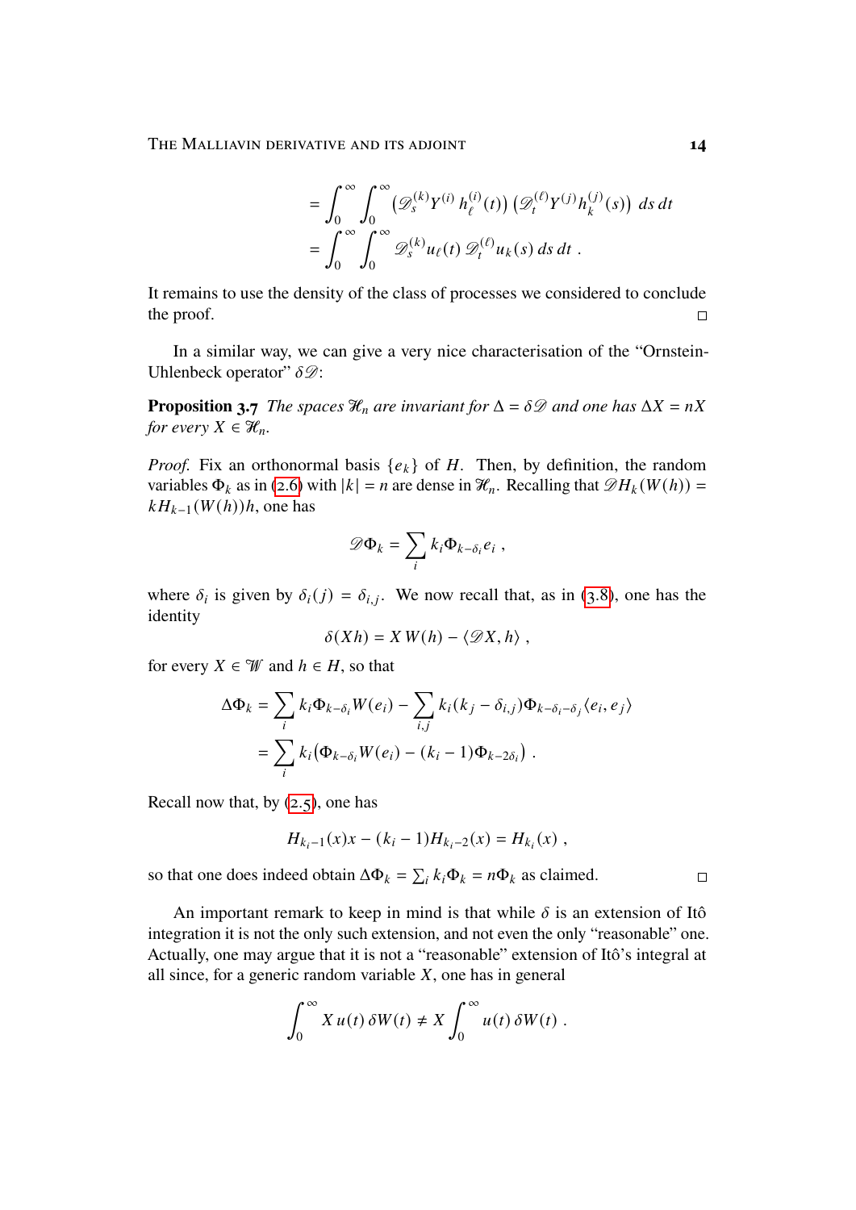$$= \int_0^\infty \int_0^\infty \big(\mathscr{D}_s^{(k)} Y^{(i)}\, h_\ell^{(i)}(t)\big)\,\big(\mathscr{D}_t^{(\ell)} Y^{(j)} h_k^{(j)}(s)\big)\; ds\, dt$$
$$= \int_0^\infty \int_0^\infty \mathscr{D}_s^{(k)} u_\ell(t)\, \mathscr{D}_t^{(\ell)} u_k(s)\, ds\, dt\;.$$

It remains to use the density of the class of processes we considered to conclude the proof. □

In a similar way, we can give a very nice characterisation of the "Ornstein-Uhlenbeck operator" $\delta\mathscr{D}$:

**Proposition 3.7** *The spaces $\mathscr{H}_n$ are invariant for $\Delta = \delta\mathscr{D}$ and one has $\Delta X = nX$ for every $X \in \mathscr{H}_n$.*

*Proof.* Fix an orthonormal basis $\{e_k\}$ of $H$. Then, by definition, the random variables $\Phi_k$ as in (2.6) with $|k| = n$ are dense in $\mathscr{H}_n$. Recalling that $\mathscr{D}H_k(W(h)) = kH_{k-1}(W(h))h$, one has

$$\mathscr{D}\Phi_k = \sum_i k_i \Phi_{k-\delta_i} e_i\;,$$

where $\delta_i$ is given by $\delta_i(j) = \delta_{i,j}$. We now recall that, as in (3.8), one has the identity

$$\delta(Xh) = X\, W(h) - \langle \mathscr{D}X, h\rangle\;,$$

for every $X \in \mathscr{W}$ and $h \in H$, so that

$$\begin{aligned}
\Delta\Phi_k &= \sum_i k_i \Phi_{k-\delta_i} W(e_i) - \sum_{i,j} k_i (k_j - \delta_{i,j}) \Phi_{k-\delta_i-\delta_j} \langle e_i, e_j\rangle \\
&= \sum_i k_i \big(\Phi_{k-\delta_i} W(e_i) - (k_i - 1)\Phi_{k-2\delta_i}\big)\;.
\end{aligned}$$

Recall now that, by (2.5), one has

$$H_{k_i-1}(x)x - (k_i - 1)H_{k_i-2}(x) = H_{k_i}(x)\;,$$

so that one does indeed obtain $\Delta\Phi_k = \sum_i k_i \Phi_k = n\Phi_k$ as claimed. □

An important remark to keep in mind is that while $\delta$ is an extension of Itô integration it is not the only such extension, and not even the only "reasonable" one. Actually, one may argue that it is not a "reasonable" extension of Itô's integral at all since, for a generic random variable $X$, one has in general

$$\int_0^\infty X\, u(t)\, \delta W(t) \neq X \int_0^\infty u(t)\, \delta W(t)\;.$$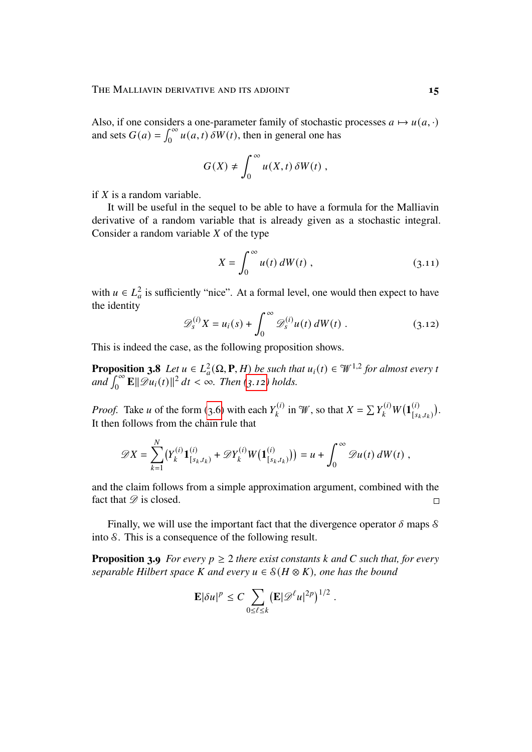Also, if one considers a one-parameter family of stochastic processes $a \mapsto u(a, \cdot)$ and sets $G(a) = \int_0^\infty u(a,t)\,\delta W(t)$, then in general one has

$$G(X) \neq \int_0^\infty u(X,t)\,\delta W(t)\;,$$

if $X$ is a random variable.

It will be useful in the sequel to be able to have a formula for the Malliavin derivative of a random variable that is already given as a stochastic integral. Consider a random variable $X$ of the type

$$X = \int_0^\infty u(t)\,dW(t)\;, \tag{3.11}$$

with $u \in L^2_a$ is sufficiently "nice". At a formal level, one would then expect to have the identity

$$\mathscr{D}^{(i)}_s X = u_i(s) + \int_0^\infty \mathscr{D}^{(i)}_s u(t)\,dW(t)\;. \tag{3.12}$$

This is indeed the case, as the following proposition shows.

**Proposition 3.8** *Let $u \in L^2_a(\Omega, \mathbf{P}, H)$ be such that $u_i(t) \in \mathscr{W}^{1,2}$ for almost every $t$ and $\int_0^\infty \mathbf{E}\|\mathscr{D}u_i(t)\|^2\,dt < \infty$. Then (3.12) holds.*

*Proof.* Take $u$ of the form (3.6) with each $Y^{(i)}_k$ in $\mathscr{W}$, so that $X = \sum Y^{(i)}_k W\big(\mathbf{1}^{(i)}_{[s_k,t_k)}\big)$. It then follows from the chain rule that

$$\mathscr{D}X = \sum_{k=1}^N \big(Y^{(i)}_k \mathbf{1}^{(i)}_{[s_k,t_k)} + \mathscr{D}Y^{(i)}_k W\big(\mathbf{1}^{(i)}_{[s_k,t_k)}\big)\big) = u + \int_0^\infty \mathscr{D}u(t)\,dW(t)\;,$$

and the claim follows from a simple approximation argument, combined with the fact that $\mathscr{D}$ is closed. $\square$

Finally, we will use the important fact that the divergence operator $\delta$ maps $\mathcal{S}$ into $\mathcal{S}$. This is a consequence of the following result.

**Proposition 3.9** *For every $p \geq 2$ there exist constants $k$ and $C$ such that, for every separable Hilbert space $K$ and every $u \in \mathcal{S}(H \otimes K)$, one has the bound*

$$\mathbf{E}|\delta u|^p \leq C \sum_{0 \leq \ell \leq k} \big(\mathbf{E}|\mathscr{D}^\ell u|^{2p}\big)^{1/2}\;.$$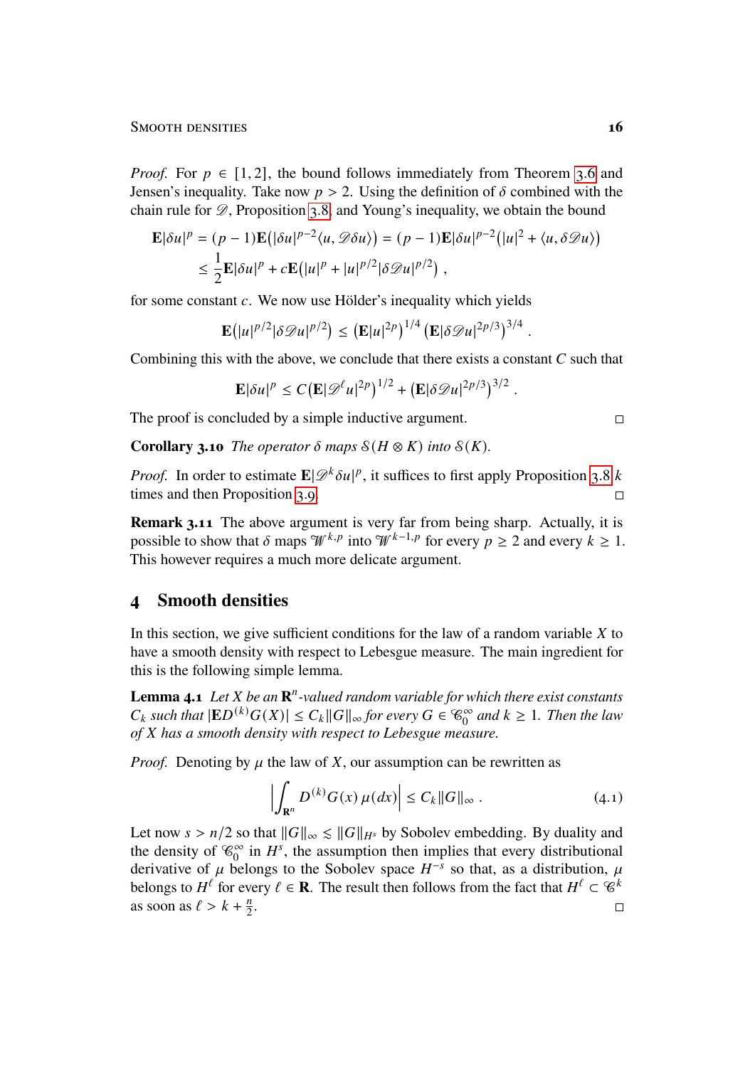*Proof.* For $p \in [1,2]$, the bound follows immediately from Theorem 3.6 and Jensen's inequality. Take now $p > 2$. Using the definition of $\delta$ combined with the chain rule for $\mathscr{D}$, Proposition 3.8, and Young's inequality, we obtain the bound

$$\begin{aligned}
\mathbf{E}|\delta u|^p &= (p-1)\mathbf{E}\big(|\delta u|^{p-2}\langle u, \mathscr{D}\delta u\rangle\big) = (p-1)\mathbf{E}|\delta u|^{p-2}\big(|u|^2 + \langle u, \delta \mathscr{D} u\rangle\big) \\
&\le \frac{1}{2}\mathbf{E}|\delta u|^p + c\mathbf{E}\big(|u|^p + |u|^{p/2}|\delta \mathscr{D} u|^{p/2}\big)\;,
\end{aligned}$$

for some constant $c$. We now use Hölder's inequality which yields

$$\mathbf{E}\big(|u|^{p/2}|\delta\mathscr{D}u|^{p/2}\big) \le \big(\mathbf{E}|u|^{2p}\big)^{1/4}\big(\mathbf{E}|\delta\mathscr{D}u|^{2p/3}\big)^{3/4}\;.$$

Combining this with the above, we conclude that there exists a constant $C$ such that

$$\mathbf{E}|\delta u|^p \le C\big(\mathbf{E}|\mathscr{D}^\ell u|^{2p}\big)^{1/2} + \big(\mathbf{E}|\delta\mathscr{D}u|^{2p/3}\big)^{3/2}\;.$$

The proof is concluded by a simple inductive argument. □

**Corollary 3.10** *The operator $\delta$ maps $\mathcal{S}(H\otimes K)$ into $\mathcal{S}(K)$.*

*Proof.* In order to estimate $\mathbf{E}|\mathscr{D}^k\delta u|^p$, it suffices to first apply Proposition 3.8 $k$ times and then Proposition 3.9. □

**Remark 3.11** The above argument is very far from being sharp. Actually, it is possible to show that $\delta$ maps $\mathscr{W}^{k,p}$ into $\mathscr{W}^{k-1,p}$ for every $p \ge 2$ and every $k \ge 1$. This however requires a much more delicate argument.

## 4 Smooth densities

In this section, we give sufficient conditions for the law of a random variable $X$ to have a smooth density with respect to Lebesgue measure. The main ingredient for this is the following simple lemma.

**Lemma 4.1** *Let $X$ be an $\mathbf{R}^n$-valued random variable for which there exist constants $C_k$ such that $|\mathbf{E}D^{(k)}G(X)| \le C_k\|G\|_\infty$ for every $G \in \mathscr{C}_0^\infty$ and $k \ge 1$. Then the law of $X$ has a smooth density with respect to Lebesgue measure.*

*Proof.* Denoting by $\mu$ the law of $X$, our assumption can be rewritten as

$$\Big|\int_{\mathbf{R}^n} D^{(k)}G(x)\,\mu(dx)\Big| \le C_k\|G\|_\infty\;. \tag{4.1}$$

Let now $s > n/2$ so that $\|G\|_\infty \lesssim \|G\|_{H^s}$ by Sobolev embedding. By duality and the density of $\mathscr{C}_0^\infty$ in $H^s$, the assumption then implies that every distributional derivative of $\mu$ belongs to the Sobolev space $H^{-s}$ so that, as a distribution, $\mu$ belongs to $H^\ell$ for every $\ell \in \mathbf{R}$. The result then follows from the fact that $H^\ell \subset \mathscr{C}^k$ as soon as $\ell > k + \frac{n}{2}$. □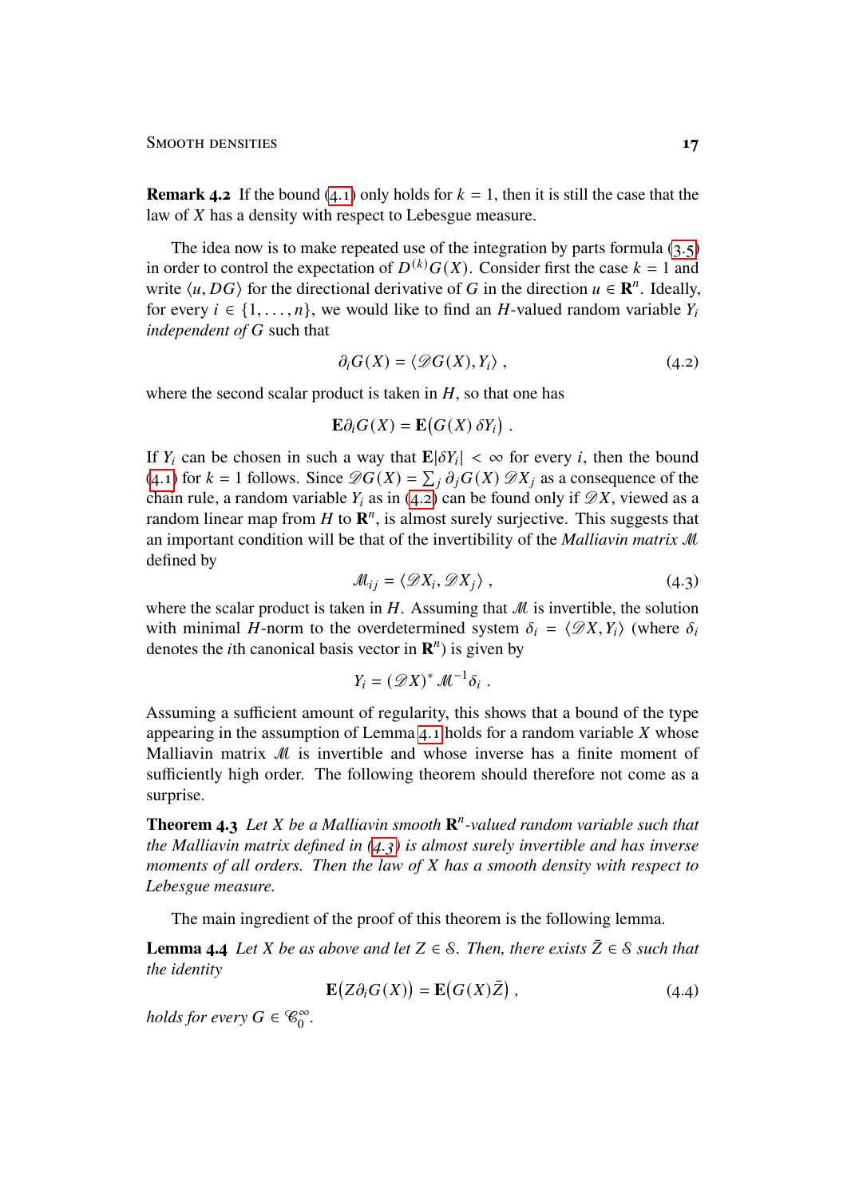**Remark 4.2** If the bound (4.1) only holds for $k = 1$, then it is still the case that the law of $X$ has a density with respect to Lebesgue measure.

The idea now is to make repeated use of the integration by parts formula (3.5) in order to control the expectation of $D^{(k)}G(X)$. Consider first the case $k = 1$ and write $\langle u, DG\rangle$ for the directional derivative of $G$ in the direction $u \in \mathbf{R}^n$. Ideally, for every $i \in \{1, \ldots, n\}$, we would like to find an $H$-valued random variable $Y_i$ *independent of* $G$ such that

$$\partial_i G(X) = \langle \mathscr{D}G(X), Y_i\rangle \;, \tag{4.2}$$

where the second scalar product is taken in $H$, so that one has

$$\mathbf{E}\partial_i G(X) = \mathbf{E}\big(G(X)\, \delta Y_i\big) \;.$$

If $Y_i$ can be chosen in such a way that $\mathbf{E}|\delta Y_i| < \infty$ for every $i$, then the bound (4.1) for $k = 1$ follows. Since $\mathscr{D}G(X) = \sum_j \partial_j G(X)\, \mathscr{D}X_j$ as a consequence of the chain rule, a random variable $Y_i$ as in (4.2) can be found only if $\mathscr{D}X$, viewed as a random linear map from $H$ to $\mathbf{R}^n$, is almost surely surjective. This suggests that an important condition will be that of the invertibility of the *Malliavin matrix* $\mathscr{M}$ defined by

$$\mathscr{M}_{ij} = \langle \mathscr{D}X_i, \mathscr{D}X_j\rangle \;, \tag{4.3}$$

where the scalar product is taken in $H$. Assuming that $\mathscr{M}$ is invertible, the solution with minimal $H$-norm to the overdetermined system $\delta_i = \langle \mathscr{D}X, Y_i\rangle$ (where $\delta_i$ denotes the $i$th canonical basis vector in $\mathbf{R}^n$) is given by

$$Y_i = (\mathscr{D}X)^* \, \mathscr{M}^{-1}\delta_i \;.$$

Assuming a sufficient amount of regularity, this shows that a bound of the type appearing in the assumption of Lemma 4.1 holds for a random variable $X$ whose Malliavin matrix $\mathscr{M}$ is invertible and whose inverse has a finite moment of sufficiently high order. The following theorem should therefore not come as a surprise.

**Theorem 4.3** *Let $X$ be a Malliavin smooth $\mathbf{R}^n$-valued random variable such that the Malliavin matrix defined in (4.3) is almost surely invertible and has inverse moments of all orders. Then the law of $X$ has a smooth density with respect to Lebesgue measure.*

The main ingredient of the proof of this theorem is the following lemma.

**Lemma 4.4** *Let $X$ be as above and let $Z \in \mathcal{S}$. Then, there exists $\bar Z \in \mathcal{S}$ such that the identity*

$$\mathbf{E}\big(Z\partial_i G(X)\big) = \mathbf{E}\big(G(X)\bar Z\big) \;, \tag{4.4}$$

*holds for every $G \in \mathscr{C}_0^\infty$.*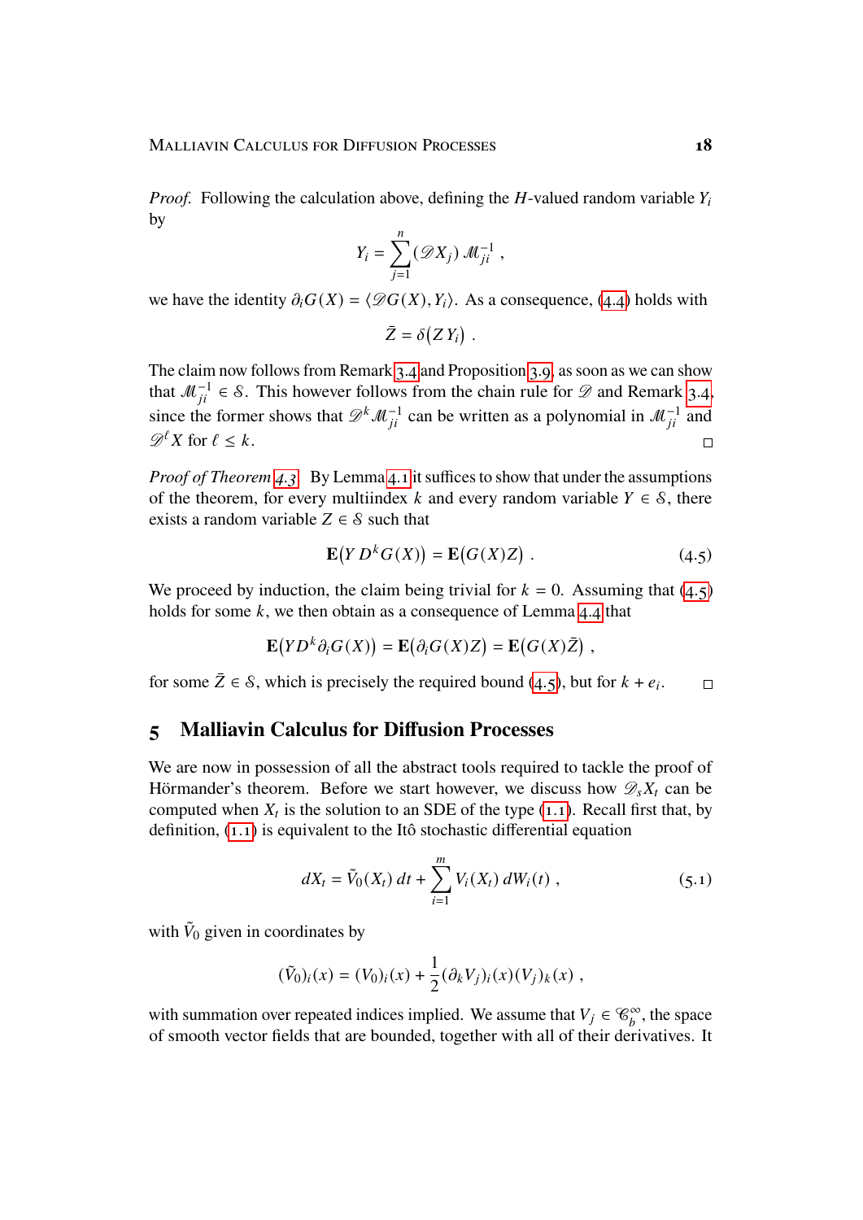*Proof.* Following the calculation above, defining the $H$-valued random variable $Y_i$ by

$$Y_i = \sum_{j=1}^n (\mathscr{D}X_j)\, \mathscr{M}^{-1}_{ji}\;,$$

we have the identity $\partial_i G(X) = \langle \mathscr{D}G(X), Y_i\rangle$. As a consequence, (4.4) holds with

$$\bar Z = \delta\big(Z\, Y_i\big)\;.$$

The claim now follows from Remark 3.4 and Proposition 3.9, as soon as we can show that $\mathscr{M}^{-1}_{ji} \in \mathcal{S}$. This however follows from the chain rule for $\mathscr{D}$ and Remark 3.4, since the former shows that $\mathscr{D}^k \mathscr{M}^{-1}_{ji}$ can be written as a polynomial in $\mathscr{M}^{-1}_{ji}$ and $\mathscr{D}^\ell X$ for $\ell \le k$. $\square$

*Proof of Theorem 4.3.* By Lemma 4.1 it suffices to show that under the assumptions of the theorem, for every multiindex $k$ and every random variable $Y \in \mathcal{S}$, there exists a random variable $Z \in \mathcal{S}$ such that

$$\mathbf{E}\big(Y\, D^k G(X)\big) = \mathbf{E}\big(G(X) Z\big)\;. \tag{4.5}$$

We proceed by induction, the claim being trivial for $k = 0$. Assuming that (4.5) holds for some $k$, we then obtain as a consequence of Lemma 4.4 that

$$\mathbf{E}\big(Y D^k \partial_i G(X)\big) = \mathbf{E}\big(\partial_i G(X) Z\big) = \mathbf{E}\big(G(X) \bar Z\big)\;,$$

for some $\bar Z \in \mathcal{S}$, which is precisely the required bound (4.5), but for $k + e_i$. $\square$

## 5 Malliavin Calculus for Diffusion Processes

We are now in possession of all the abstract tools required to tackle the proof of Hörmander's theorem. Before we start however, we discuss how $\mathscr{D}_s X_t$ can be computed when $X_t$ is the solution to an SDE of the type (1.1). Recall first that, by definition, (1.1) is equivalent to the Itô stochastic differential equation

$$dX_t = \tilde V_0(X_t)\, dt + \sum_{i=1}^m V_i(X_t)\, dW_i(t)\;, \tag{5.1}$$

with $\tilde V_0$ given in coordinates by

$$(\tilde V_0)_i(x) = (V_0)_i(x) + \frac{1}{2} (\partial_k V_j)_i(x) (V_j)_k(x)\;,$$

with summation over repeated indices implied. We assume that $V_j \in \mathscr{C}^\infty_b$, the space of smooth vector fields that are bounded, together with all of their derivatives. It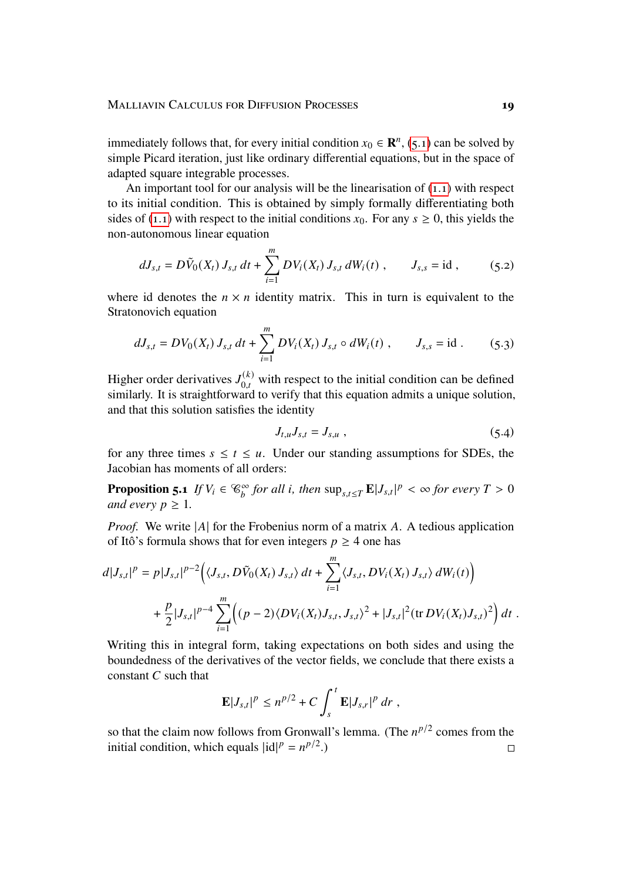immediately follows that, for every initial condition $x_0 \in \mathbf{R}^n$, (5.1) can be solved by simple Picard iteration, just like ordinary differential equations, but in the space of adapted square integrable processes.

An important tool for our analysis will be the linearisation of (1.1) with respect to its initial condition. This is obtained by simply formally differentiating both sides of (1.1) with respect to the initial conditions $x_0$. For any $s \geq 0$, this yields the non-autonomous linear equation

$$dJ_{s,t} = D\tilde{V}_0(X_t)\, J_{s,t}\, dt + \sum_{i=1}^{m} DV_i(X_t)\, J_{s,t}\, dW_i(t)\;, \qquad J_{s,s} = \mathrm{id}\;, \tag{5.2}$$

where id denotes the $n \times n$ identity matrix. This in turn is equivalent to the Stratonovich equation

$$dJ_{s,t} = DV_0(X_t)\, J_{s,t}\, dt + \sum_{i=1}^{m} DV_i(X_t)\, J_{s,t} \circ dW_i(t)\;, \qquad J_{s,s} = \mathrm{id}\;. \tag{5.3}$$

Higher order derivatives $J_{0,t}^{(k)}$ with respect to the initial condition can be defined similarly. It is straightforward to verify that this equation admits a unique solution, and that this solution satisfies the identity

$$J_{t,u} J_{s,t} = J_{s,u}\;, \tag{5.4}$$

for any three times $s \leq t \leq u$. Under our standing assumptions for SDEs, the Jacobian has moments of all orders:

**Proposition 5.1** *If $V_i \in \mathscr{C}_b^\infty$ for all $i$, then $\sup_{s,t \leq T} \mathbf{E}|J_{s,t}|^p < \infty$ for every $T > 0$ and every $p \geq 1$.*

*Proof.* We write $|A|$ for the Frobenius norm of a matrix $A$. A tedious application of Itô's formula shows that for even integers $p \geq 4$ one has

$$\begin{aligned} d|J_{s,t}|^p &= p|J_{s,t}|^{p-2}\Big(\langle J_{s,t}, D\tilde{V}_0(X_t)\, J_{s,t}\rangle\, dt + \sum_{i=1}^{m} \langle J_{s,t}, DV_i(X_t)\, J_{s,t}\rangle\, dW_i(t)\Big) \\ &\quad + \frac{p}{2}|J_{s,t}|^{p-4} \sum_{i=1}^{m} \Big((p-2)\langle DV_i(X_t) J_{s,t}, J_{s,t}\rangle^2 + |J_{s,t}|^2 (\mathrm{tr}\, DV_i(X_t) J_{s,t})^2\Big)\, dt\;. \end{aligned}$$

Writing this in integral form, taking expectations on both sides and using the boundedness of the derivatives of the vector fields, we conclude that there exists a constant $C$ such that

$$\mathbf{E}|J_{s,t}|^p \leq n^{p/2} + C \int_s^t \mathbf{E}|J_{s,r}|^p\, dr\;,$$

so that the claim now follows from Gronwall's lemma. (The $n^{p/2}$ comes from the initial condition, which equals $|\mathrm{id}|^p = n^{p/2}$.) □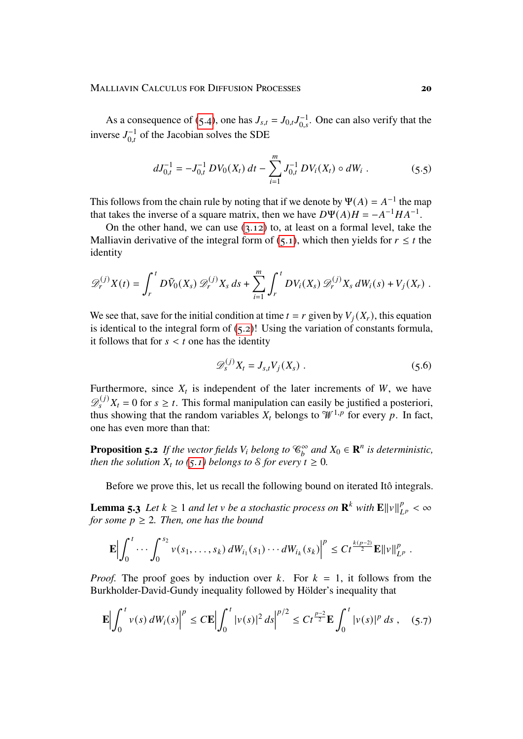As a consequence of (5.4), one has $J_{s,t} = J_{0,t}J_{0,s}^{-1}$. One can also verify that the inverse $J_{0,t}^{-1}$ of the Jacobian solves the SDE

$$dJ_{0,t}^{-1} = -J_{0,t}^{-1}\, DV_0(X_t)\, dt - \sum_{i=1}^m J_{0,t}^{-1}\, DV_i(X_t) \circ dW_i \;. \tag{5.5}$$

This follows from the chain rule by noting that if we denote by $\Psi(A) = A^{-1}$ the map that takes the inverse of a square matrix, then we have $D\Psi(A)H = -A^{-1}HA^{-1}$.

On the other hand, we can use (3.12) to, at least on a formal level, take the Malliavin derivative of the integral form of (5.1), which then yields for $r \le t$ the identity

$$\mathscr{D}_r^{(j)} X(t) = \int_r^t D\tilde V_0(X_s)\, \mathscr{D}_r^{(j)} X_s\, ds + \sum_{i=1}^m \int_r^t DV_i(X_s)\, \mathscr{D}_r^{(j)} X_s\, dW_i(s) + V_j(X_r) \;.$$

We see that, save for the initial condition at time $t = r$ given by $V_j(X_r)$, this equation is identical to the integral form of (5.2)! Using the variation of constants formula, it follows that for $s < t$ one has the identity

$$\mathscr{D}_s^{(j)} X_t = J_{s,t} V_j(X_s) \;. \tag{5.6}$$

Furthermore, since $X_t$ is independent of the later increments of $W$, we have $\mathscr{D}_s^{(j)} X_t = 0$ for $s \ge t$. This formal manipulation can easily be justified a posteriori, thus showing that the random variables $X_t$ belongs to $\mathscr{W}^{1,p}$ for every $p$. In fact, one has even more than that:

**Proposition 5.2** *If the vector fields $V_i$ belong to $\mathscr{C}_b^\infty$ and $X_0 \in \mathbf{R}^n$ is deterministic, then the solution $X_t$ to (5.1) belongs to $\mathcal{S}$ for every $t \ge 0$.*

Before we prove this, let us recall the following bound on iterated Itô integrals.

**Lemma 5.3** *Let $k \ge 1$ and let $v$ be a stochastic process on $\mathbf{R}^k$ with $\mathbf{E}\|v\|_{L^p}^p < \infty$ for some $p \ge 2$. Then, one has the bound*

$$\mathbf{E}\Big|\int_0^t \cdots \int_0^{s_2} v(s_1,\ldots,s_k)\, dW_{i_1}(s_1)\cdots dW_{i_k}(s_k)\Big|^p \le C t^{\frac{k(p-2)}{2}} \mathbf{E}\|v\|_{L^p}^p \;.$$

*Proof.* The proof goes by induction over $k$. For $k = 1$, it follows from the Burkholder-David-Gundy inequality followed by Hölder's inequality that

$$\mathbf{E}\Big|\int_0^t v(s)\, dW_i(s)\Big|^p \le C\mathbf{E}\Big|\int_0^t |v(s)|^2\, ds\Big|^{p/2} \le C t^{\frac{p-2}{2}} \mathbf{E}\int_0^t |v(s)|^p\, ds \;, \tag{5.7}$$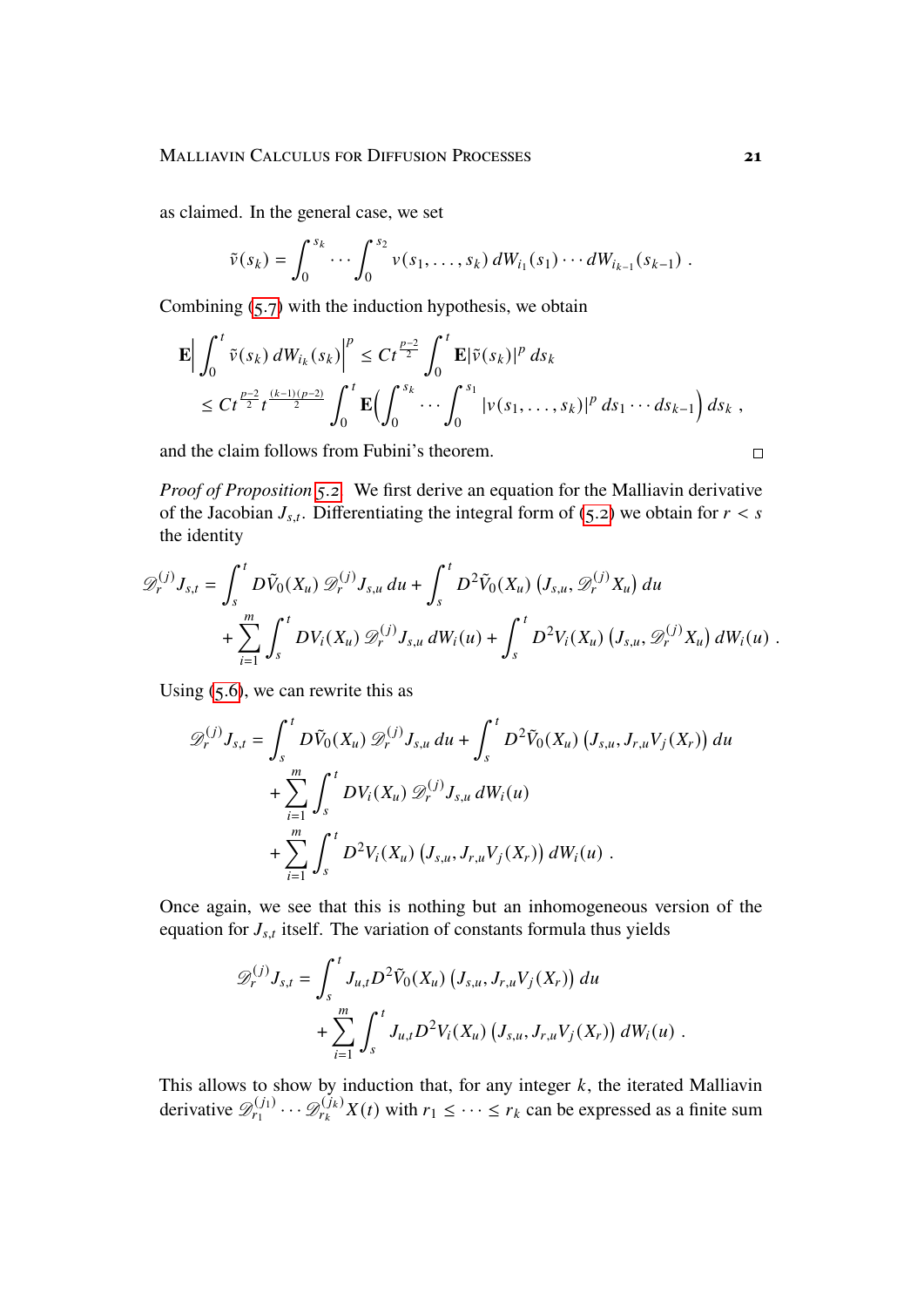as claimed. In the general case, we set

$$\tilde v(s_k) = \int_0^{s_k} \cdots \int_0^{s_2} v(s_1,\ldots,s_k)\, dW_{i_1}(s_1)\cdots dW_{i_{k-1}}(s_{k-1})\;.$$

Combining (5.7) with the induction hypothesis, we obtain

$$\begin{aligned}
\mathbf{E}\Big|\int_0^t \tilde v(s_k)\, dW_{i_k}(s_k)\Big|^p &\le C t^{\frac{p-2}{2}} \int_0^t \mathbf{E}|\tilde v(s_k)|^p\, ds_k \\
&\le C t^{\frac{p-2}{2}} t^{\frac{(k-1)(p-2)}{2}} \int_0^t \mathbf{E}\Big(\int_0^{s_k}\cdots\int_0^{s_1} |v(s_1,\ldots,s_k)|^p\, ds_1\cdots ds_{k-1}\Big)\, ds_k\;,
\end{aligned}$$

and the claim follows from Fubini's theorem. □

*Proof of Proposition 5.2.* We first derive an equation for the Malliavin derivative of the Jacobian $J_{s,t}$. Differentiating the integral form of (5.2) we obtain for $r < s$ the identity

$$\begin{aligned}
\mathscr{D}_r^{(j)} J_{s,t} &= \int_s^t D\tilde V_0(X_u)\, \mathscr{D}_r^{(j)} J_{s,u}\, du + \int_s^t D^2 \tilde V_0(X_u)\, \big(J_{s,u}, \mathscr{D}_r^{(j)} X_u\big)\, du \\
&\quad + \sum_{i=1}^m \int_s^t DV_i(X_u)\, \mathscr{D}_r^{(j)} J_{s,u}\, dW_i(u) + \int_s^t D^2 V_i(X_u)\, \big(J_{s,u}, \mathscr{D}_r^{(j)} X_u\big)\, dW_i(u)\;.
\end{aligned}$$

Using (5.6), we can rewrite this as

$$\begin{aligned}
\mathscr{D}_r^{(j)} J_{s,t} &= \int_s^t D\tilde V_0(X_u)\, \mathscr{D}_r^{(j)} J_{s,u}\, du + \int_s^t D^2 \tilde V_0(X_u)\, \big(J_{s,u}, J_{r,u} V_j(X_r)\big)\, du \\
&\quad + \sum_{i=1}^m \int_s^t DV_i(X_u)\, \mathscr{D}_r^{(j)} J_{s,u}\, dW_i(u) \\
&\quad + \sum_{i=1}^m \int_s^t D^2 V_i(X_u)\, \big(J_{s,u}, J_{r,u} V_j(X_r)\big)\, dW_i(u)\;.
\end{aligned}$$

Once again, we see that this is nothing but an inhomogeneous version of the equation for $J_{s,t}$ itself. The variation of constants formula thus yields

$$\begin{aligned}
\mathscr{D}_r^{(j)} J_{s,t} &= \int_s^t J_{u,t} D^2 \tilde V_0(X_u)\, \big(J_{s,u}, J_{r,u} V_j(X_r)\big)\, du \\
&\quad + \sum_{i=1}^m \int_s^t J_{u,t} D^2 V_i(X_u)\, \big(J_{s,u}, J_{r,u} V_j(X_r)\big)\, dW_i(u)\;.
\end{aligned}$$

This allows to show by induction that, for any integer $k$, the iterated Malliavin derivative $\mathscr{D}_{r_1}^{(j_1)} \cdots \mathscr{D}_{r_k}^{(j_k)} X(t)$ with $r_1 \le \cdots \le r_k$ can be expressed as a finite sum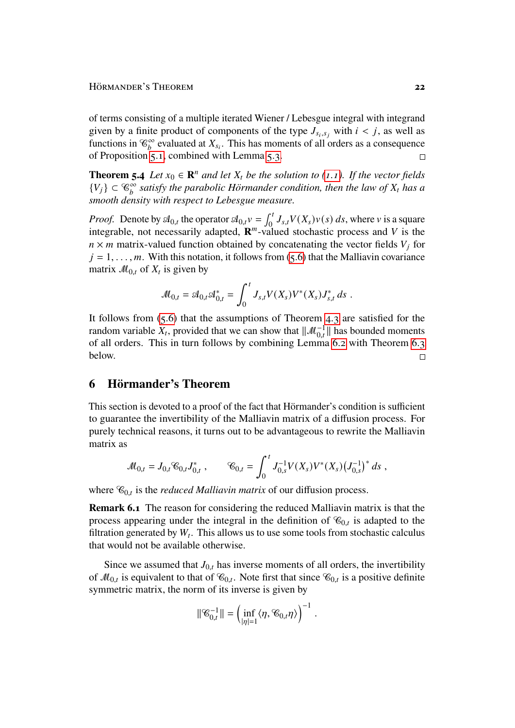of terms consisting of a multiple iterated Wiener / Lebesgue integral with integrand given by a finite product of components of the type $J_{s_i,s_j}$ with $i < j$, as well as functions in $\mathscr{C}_b^\infty$ evaluated at $X_{s_i}$. This has moments of all orders as a consequence of Proposition 5.1, combined with Lemma 5.3. □

**Theorem 5.4** *Let $x_0 \in \mathbf{R}^n$ and let $X_t$ be the solution to (1.1). If the vector fields $\{V_j\} \subset \mathscr{C}_b^\infty$ satisfy the parabolic Hörmander condition, then the law of $X_t$ has a smooth density with respect to Lebesgue measure.*

*Proof.* Denote by $\mathscr{A}_{0,t}$ the operator $\mathscr{A}_{0,t}v = \int_0^t J_{s,t}V(X_s)v(s)\,ds$, where $v$ is a square integrable, not necessarily adapted, $\mathbf{R}^m$-valued stochastic process and $V$ is the $n \times m$ matrix-valued function obtained by concatenating the vector fields $V_j$ for $j = 1, \ldots, m$. With this notation, it follows from (5.6) that the Malliavin covariance matrix $\mathscr{M}_{0,t}$ of $X_t$ is given by

$$\mathscr{M}_{0,t} = \mathscr{A}_{0,t}\mathscr{A}_{0,t}^* = \int_0^t J_{s,t}V(X_s)V^*(X_s)J_{s,t}^*\,ds\;.$$

It follows from (5.6) that the assumptions of Theorem 4.3 are satisfied for the random variable $X_t$, provided that we can show that $\|\mathscr{M}_{0,t}^{-1}\|$ has bounded moments of all orders. This in turn follows by combining Lemma 6.2 with Theorem 6.3 below. □

## 6 Hörmander's Theorem

This section is devoted to a proof of the fact that Hörmander's condition is sufficient to guarantee the invertibility of the Malliavin matrix of a diffusion process. For purely technical reasons, it turns out to be advantageous to rewrite the Malliavin matrix as

$$\mathscr{M}_{0,t} = J_{0,t}\mathscr{C}_{0,t}J_{0,t}^*\;, \qquad \mathscr{C}_{0,t} = \int_0^t J_{0,s}^{-1}V(X_s)V^*(X_s)\big(J_{0,s}^{-1}\big)^*\,ds\;,$$

where $\mathscr{C}_{0,t}$ is the *reduced Malliavin matrix* of our diffusion process.

**Remark 6.1** The reason for considering the reduced Malliavin matrix is that the process appearing under the integral in the definition of $\mathscr{C}_{0,t}$ is adapted to the filtration generated by $W_t$. This allows us to use some tools from stochastic calculus that would not be available otherwise.

Since we assumed that $J_{0,t}$ has inverse moments of all orders, the invertibility of $\mathscr{M}_{0,t}$ is equivalent to that of $\mathscr{C}_{0,t}$. Note first that since $\mathscr{C}_{0,t}$ is a positive definite symmetric matrix, the norm of its inverse is given by

$$\|\mathscr{C}_{0,t}^{-1}\| = \Big(\inf_{|\eta|=1}\langle \eta, \mathscr{C}_{0,t}\eta\rangle\Big)^{-1}\;.$$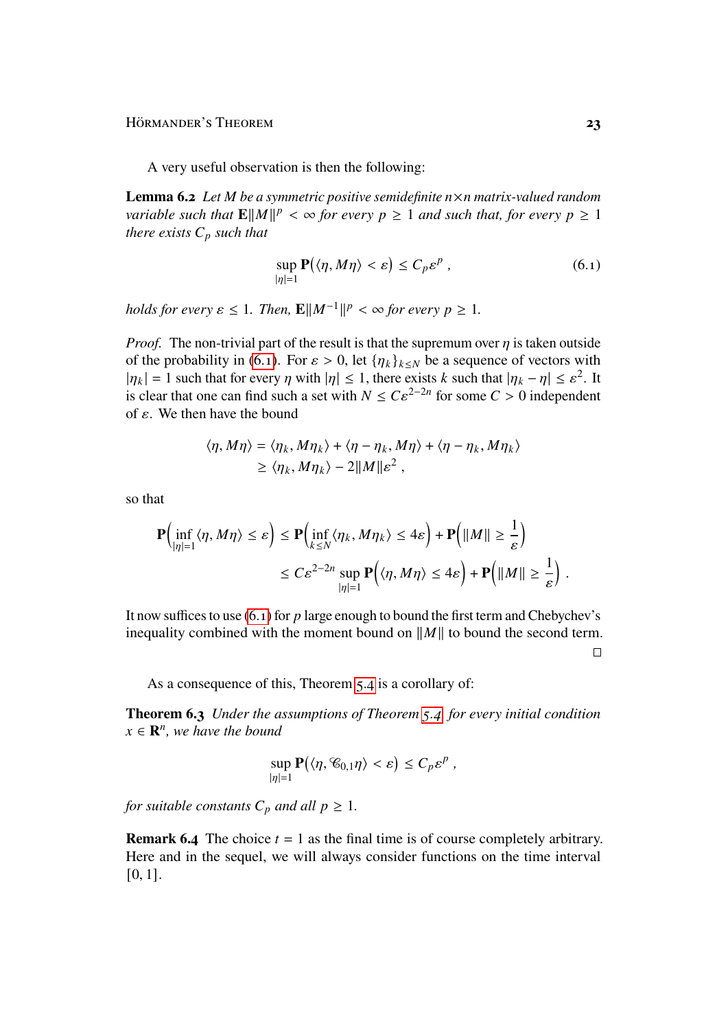A very useful observation is then the following:

**Lemma 6.2** *Let $M$ be a symmetric positive semidefinite $n \times n$ matrix-valued random variable such that $\mathbf{E}\|M\|^p < \infty$ for every $p \geq 1$ and such that, for every $p \geq 1$ there exists $C_p$ such that*

$$\sup_{|\eta|=1} \mathbf{P}\big(\langle \eta, M\eta\rangle < \varepsilon\big) \leq C_p \varepsilon^p , \tag{6.1}$$

*holds for every $\varepsilon \leq 1$. Then, $\mathbf{E}\|M^{-1}\|^p < \infty$ for every $p \geq 1$.*

*Proof.* The non-trivial part of the result is that the supremum over $\eta$ is taken outside of the probability in (6.1). For $\varepsilon > 0$, let $\{\eta_k\}_{k\leq N}$ be a sequence of vectors with $|\eta_k| = 1$ such that for every $\eta$ with $|\eta| \leq 1$, there exists $k$ such that $|\eta_k - \eta| \leq \varepsilon^2$. It is clear that one can find such a set with $N \leq C\varepsilon^{2-2n}$ for some $C > 0$ independent of $\varepsilon$. We then have the bound

$$\begin{aligned}
\langle \eta, M\eta\rangle &= \langle \eta_k, M\eta_k\rangle + \langle \eta - \eta_k, M\eta\rangle + \langle \eta - \eta_k, M\eta_k\rangle \\
&\geq \langle \eta_k, M\eta_k\rangle - 2\|M\|\varepsilon^2 ,
\end{aligned}$$

so that

$$\begin{aligned}
\mathbf{P}\Big(\inf_{|\eta|=1} \langle \eta, M\eta\rangle \leq \varepsilon\Big) &\leq \mathbf{P}\Big(\inf_{k\leq N} \langle \eta_k, M\eta_k\rangle \leq 4\varepsilon\Big) + \mathbf{P}\Big(\|M\| \geq \frac{1}{\varepsilon}\Big) \\
&\leq C\varepsilon^{2-2n} \sup_{|\eta|=1} \mathbf{P}\Big(\langle \eta, M\eta\rangle \leq 4\varepsilon\Big) + \mathbf{P}\Big(\|M\| \geq \frac{1}{\varepsilon}\Big) .
\end{aligned}$$

It now suffices to use (6.1) for $p$ large enough to bound the first term and Chebychev's inequality combined with the moment bound on $\|M\|$ to bound the second term. □

As a consequence of this, Theorem 5.4 is a corollary of:

**Theorem 6.3** *Under the assumptions of Theorem 5.4, for every initial condition $x \in \mathbf{R}^n$, we have the bound*

$$\sup_{|\eta|=1} \mathbf{P}\big(\langle \eta, \mathscr{C}_{0,1}\eta\rangle < \varepsilon\big) \leq C_p \varepsilon^p ,$$

*for suitable constants $C_p$ and all $p \geq 1$.*

**Remark 6.4** The choice $t = 1$ as the final time is of course completely arbitrary. Here and in the sequel, we will always consider functions on the time interval $[0, 1]$.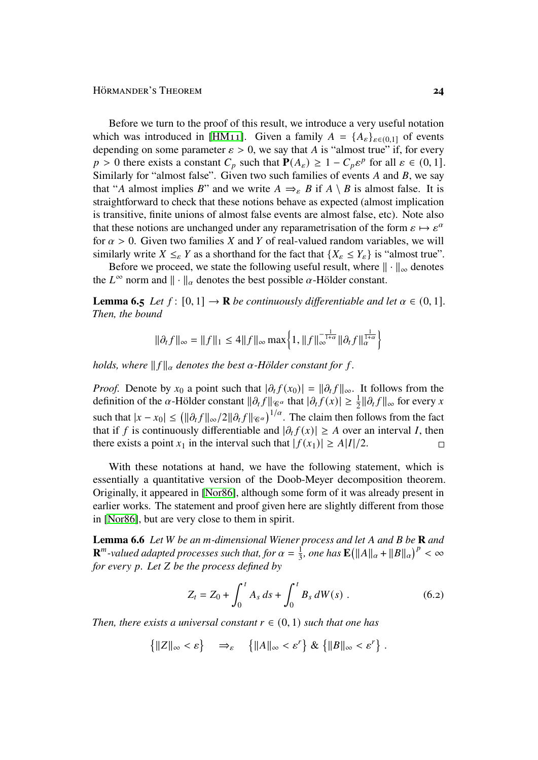Before we turn to the proof of this result, we introduce a very useful notation which was introduced in [HM11]. Given a family $A = \{A_\varepsilon\}_{\varepsilon\in(0,1]}$ of events depending on some parameter $\varepsilon > 0$, we say that $A$ is "almost true" if, for every $p > 0$ there exists a constant $C_p$ such that $\mathbf{P}(A_\varepsilon) \geq 1 - C_p\varepsilon^p$ for all $\varepsilon \in (0, 1]$. Similarly for "almost false". Given two such families of events $A$ and $B$, we say that "$A$ almost implies $B$" and we write $A \Rightarrow_\varepsilon B$ if $A \setminus B$ is almost false. It is straightforward to check that these notions behave as expected (almost implication is transitive, finite unions of almost false events are almost false, etc). Note also that these notions are unchanged under any reparametrisation of the form $\varepsilon \mapsto \varepsilon^\alpha$ for $\alpha > 0$. Given two families $X$ and $Y$ of real-valued random variables, we will similarly write $X \leq_\varepsilon Y$ as a shorthand for the fact that $\{X_\varepsilon \leq Y_\varepsilon\}$ is "almost true".

Before we proceed, we state the following useful result, where $\|\cdot\|_\infty$ denotes the $L^\infty$ norm and $\|\cdot\|_\alpha$ denotes the best possible $\alpha$-Hölder constant.

**Lemma 6.5** *Let $f\colon [0,1] \to \mathbf{R}$ be continuously differentiable and let $\alpha \in (0, 1]$. Then, the bound*

$$\|\partial_t f\|_\infty = \|f\|_1 \leq 4\|f\|_\infty \max\Big\{1, \|f\|_\infty^{-\frac{1}{1+\alpha}} \|\partial_t f\|_\alpha^{\frac{1}{1+\alpha}}\Big\}$$

*holds, where $\|f\|_\alpha$ denotes the best $\alpha$-Hölder constant for $f$.*

*Proof.* Denote by $x_0$ a point such that $|\partial_t f(x_0)| = \|\partial_t f\|_\infty$. It follows from the definition of the $\alpha$-Hölder constant $\|\partial_t f\|_{\mathscr{C}^\alpha}$ that $|\partial_t f(x)| \geq \frac{1}{2}\|\partial_t f\|_\infty$ for every $x$ such that $|x - x_0| \leq \big(\|\partial_t f\|_\infty / 2\|\partial_t f\|_{\mathscr{C}^\alpha}\big)^{1/\alpha}$. The claim then follows from the fact that if $f$ is continuously differentiable and $|\partial_t f(x)| \geq A$ over an interval $I$, then there exists a point $x_1$ in the interval such that $|f(x_1)| \geq A|I|/2$. □

With these notations at hand, we have the following statement, which is essentially a quantitative version of the Doob-Meyer decomposition theorem. Originally, it appeared in [Nor86], although some form of it was already present in earlier works. The statement and proof given here are slightly different from those in [Nor86], but are very close to them in spirit.

**Lemma 6.6** *Let $W$ be an $m$-dimensional Wiener process and let $A$ and $B$ be $\mathbf{R}$ and $\mathbf{R}^m$-valued adapted processes such that, for $\alpha = \frac{1}{3}$, one has $\mathbf{E}\big(\|A\|_\alpha + \|B\|_\alpha\big)^p < \infty$ for every $p$. Let $Z$ be the process defined by*

$$Z_t = Z_0 + \int_0^t A_s\,ds + \int_0^t B_s\,dW(s)\;. \tag{6.2}$$

*Then, there exists a universal constant $r \in (0, 1)$ such that one has*

$$\big\{\|Z\|_\infty < \varepsilon\big\} \quad \Rightarrow_\varepsilon \quad \big\{\|A\|_\infty < \varepsilon^r\big\} \;\&\; \big\{\|B\|_\infty < \varepsilon^r\big\}\;.$$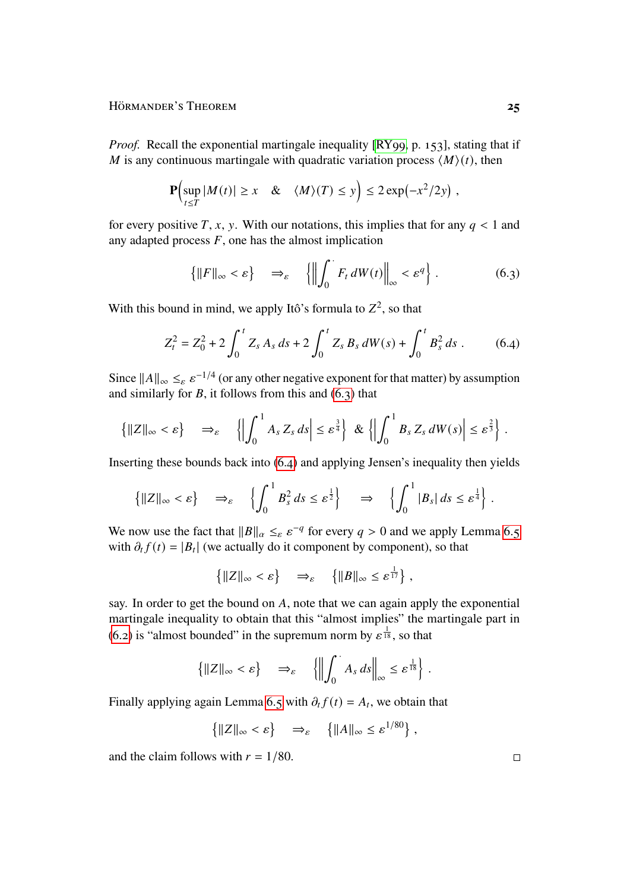*Proof.* Recall the exponential martingale inequality [RY99, p. 153], stating that if $M$ is any continuous martingale with quadratic variation process $\langle M\rangle(t)$, then

$$\mathbf{P}\Big(\sup_{t\le T}|M(t)| \ge x \quad \& \quad \langle M\rangle(T) \le y\Big) \le 2\exp\big(-x^2/2y\big)\;,$$

for every positive $T$, $x$, $y$. With our notations, this implies that for any $q < 1$ and any adapted process $F$, one has the almost implication

$$\big\{\|F\|_\infty < \varepsilon\big\} \quad \Rightarrow_\varepsilon \quad \Big\{\Big\|\int_0^\cdot F_t\,dW(t)\Big\|_\infty < \varepsilon^q\Big\}\;. \tag{6.3}$$

With this bound in mind, we apply Itô's formula to $Z^2$, so that

$$Z_t^2 = Z_0^2 + 2\int_0^t Z_s\,A_s\,ds + 2\int_0^t Z_s\,B_s\,dW(s) + \int_0^t B_s^2\,ds\;. \tag{6.4}$$

Since $\|A\|_\infty \le_\varepsilon \varepsilon^{-1/4}$ (or any other negative exponent for that matter) by assumption and similarly for $B$, it follows from this and (6.3) that

$$\big\{\|Z\|_\infty < \varepsilon\big\} \quad \Rightarrow_\varepsilon \quad \Big\{\Big|\int_0^1 A_s\,Z_s\,ds\Big| \le \varepsilon^{\frac{3}{4}}\Big\} \;\&\; \Big\{\Big|\int_0^1 B_s\,Z_s\,dW(s)\Big| \le \varepsilon^{\frac{2}{3}}\Big\}\;.$$

Inserting these bounds back into (6.4) and applying Jensen's inequality then yields

$$\big\{\|Z\|_\infty < \varepsilon\big\} \quad \Rightarrow_\varepsilon \quad \Big\{\int_0^1 B_s^2\,ds \le \varepsilon^{\frac{1}{2}}\Big\} \quad \Rightarrow \quad \Big\{\int_0^1 |B_s|\,ds \le \varepsilon^{\frac{1}{4}}\Big\}\;.$$

We now use the fact that $\|B\|_\alpha \le_\varepsilon \varepsilon^{-q}$ for every $q > 0$ and we apply Lemma 6.5 with $\partial_t f(t) = |B_t|$ (we actually do it component by component), so that

$$\big\{\|Z\|_\infty < \varepsilon\big\} \quad \Rightarrow_\varepsilon \quad \big\{\|B\|_\infty \le \varepsilon^{\frac{1}{17}}\big\}\;,$$

say. In order to get the bound on $A$, note that we can again apply the exponential martingale inequality to obtain that this "almost implies" the martingale part in (6.2) is "almost bounded" in the supremum norm by $\varepsilon^{\frac{1}{18}}$, so that

$$\big\{\|Z\|_\infty < \varepsilon\big\} \quad \Rightarrow_\varepsilon \quad \Big\{\Big\|\int_0^\cdot A_s\,ds\Big\|_\infty \le \varepsilon^{\frac{1}{18}}\Big\}\;.$$

Finally applying again Lemma 6.5 with $\partial_t f(t) = A_t$, we obtain that

$$\big\{\|Z\|_\infty < \varepsilon\big\} \quad \Rightarrow_\varepsilon \quad \big\{\|A\|_\infty \le \varepsilon^{1/80}\big\}\;,$$

and the claim follows with $r = 1/80$. □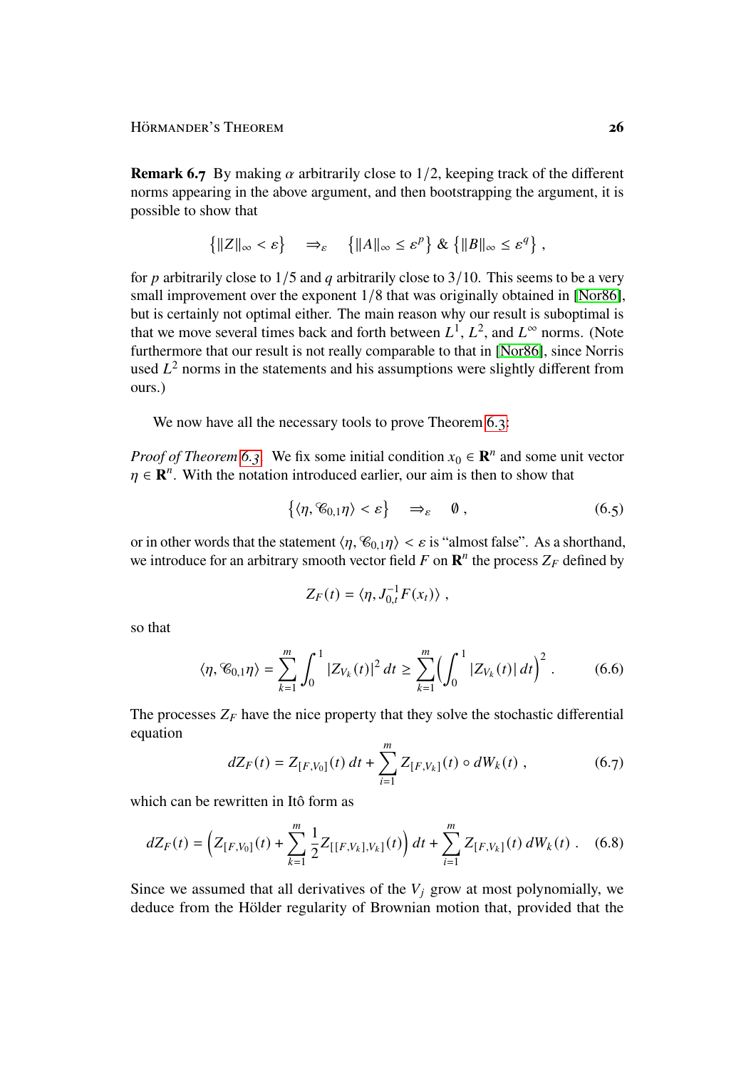**Remark 6.7** By making $\alpha$ arbitrarily close to $1/2$, keeping track of the different norms appearing in the above argument, and then bootstrapping the argument, it is possible to show that

$$\big\{\|Z\|_\infty < \varepsilon\big\} \quad \Rightarrow_\varepsilon \quad \big\{\|A\|_\infty \le \varepsilon^p\big\} \;\&\; \big\{\|B\|_\infty \le \varepsilon^q\big\}\;,$$

for $p$ arbitrarily close to $1/5$ and $q$ arbitrarily close to $3/10$. This seems to be a very small improvement over the exponent $1/8$ that was originally obtained in [Nor86], but is certainly not optimal either. The main reason why our result is suboptimal is that we move several times back and forth between $L^1$, $L^2$, and $L^\infty$ norms. (Note furthermore that our result is not really comparable to that in [Nor86], since Norris used $L^2$ norms in the statements and his assumptions were slightly different from ours.)

We now have all the necessary tools to prove Theorem 6.3:

*Proof of Theorem 6.3.* We fix some initial condition $x_0 \in \mathbf{R}^n$ and some unit vector $\eta \in \mathbf{R}^n$. With the notation introduced earlier, our aim is then to show that

$$\big\{\langle \eta, \mathscr{C}_{0,1}\eta\rangle < \varepsilon\big\} \quad \Rightarrow_\varepsilon \quad \emptyset\;, \tag{6.5}$$

or in other words that the statement $\langle \eta, \mathscr{C}_{0,1}\eta\rangle < \varepsilon$ is "almost false". As a shorthand, we introduce for an arbitrary smooth vector field $F$ on $\mathbf{R}^n$ the process $Z_F$ defined by

$$Z_F(t) = \langle \eta, J_{0,t}^{-1} F(x_t)\rangle\;,$$

so that

$$\langle \eta, \mathscr{C}_{0,1}\eta\rangle = \sum_{k=1}^m \int_0^1 |Z_{V_k}(t)|^2\,dt \ge \sum_{k=1}^m \Big(\int_0^1 |Z_{V_k}(t)|\,dt\Big)^2\;. \tag{6.6}$$

The processes $Z_F$ have the nice property that they solve the stochastic differential equation

$$dZ_F(t) = Z_{[F,V_0]}(t)\,dt + \sum_{i=1}^m Z_{[F,V_k]}(t)\circ dW_k(t)\;, \tag{6.7}$$

which can be rewritten in Itô form as

$$dZ_F(t) = \Big(Z_{[F,V_0]}(t) + \sum_{k=1}^m \frac{1}{2} Z_{[[F,V_k],V_k]}(t)\Big)\,dt + \sum_{i=1}^m Z_{[F,V_k]}(t)\,dW_k(t)\;. \tag{6.8}$$

Since we assumed that all derivatives of the $V_j$ grow at most polynomially, we deduce from the Hölder regularity of Brownian motion that, provided that the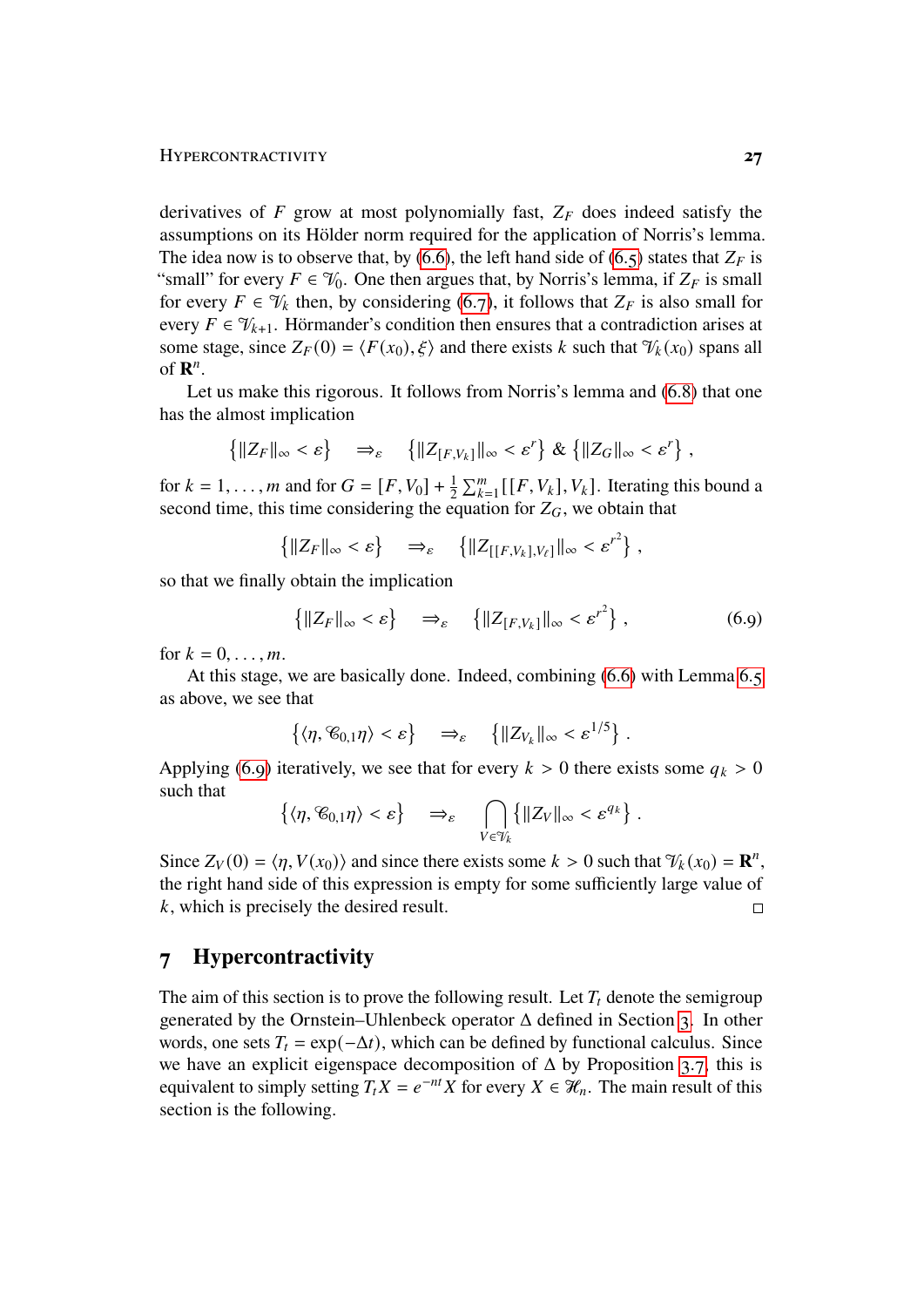derivatives of $F$ grow at most polynomially fast, $Z_F$ does indeed satisfy the assumptions on its Hölder norm required for the application of Norris's lemma. The idea now is to observe that, by (6.6), the left hand side of (6.5) states that $Z_F$ is "small" for every $F \in \mathscr{V}_0$. One then argues that, by Norris's lemma, if $Z_F$ is small for every $F \in \mathscr{V}_k$ then, by considering (6.7), it follows that $Z_F$ is also small for every $F \in \mathscr{V}_{k+1}$. Hörmander's condition then ensures that a contradiction arises at some stage, since $Z_F(0) = \langle F(x_0), \xi\rangle$ and there exists $k$ such that $\mathscr{V}_k(x_0)$ spans all of $\mathbf{R}^n$.

Let us make this rigorous. It follows from Norris's lemma and (6.8) that one has the almost implication

$$\left\{\|Z_F\|_\infty < \varepsilon\right\} \quad \Rightarrow_\varepsilon \quad \left\{\|Z_{[F,V_k]}\|_\infty < \varepsilon^r\right\} \;\&\; \left\{\|Z_G\|_\infty < \varepsilon^r\right\} ,$$

for $k = 1,\ldots,m$ and for $G = [F,V_0] + \frac{1}{2}\sum_{k=1}^m [[F,V_k],V_k]$. Iterating this bound a second time, this time considering the equation for $Z_G$, we obtain that

$$\left\{\|Z_F\|_\infty < \varepsilon\right\} \quad \Rightarrow_\varepsilon \quad \left\{\|Z_{[[F,V_k],V_\ell]}\|_\infty < \varepsilon^{r^2}\right\} ,$$

so that we finally obtain the implication

$$\left\{\|Z_F\|_\infty < \varepsilon\right\} \quad \Rightarrow_\varepsilon \quad \left\{\|Z_{[F,V_k]}\|_\infty < \varepsilon^{r^2}\right\} , \tag{6.9}$$

for $k = 0,\ldots,m$.

At this stage, we are basically done. Indeed, combining (6.6) with Lemma 6.5 as above, we see that

$$\left\{\langle \eta, \mathscr{C}_{0,1}\eta\rangle < \varepsilon\right\} \quad \Rightarrow_\varepsilon \quad \left\{\|Z_{V_k}\|_\infty < \varepsilon^{1/5}\right\} .$$

Applying (6.9) iteratively, we see that for every $k > 0$ there exists some $q_k > 0$ such that

$$\left\{\langle \eta, \mathscr{C}_{0,1}\eta\rangle < \varepsilon\right\} \quad \Rightarrow_\varepsilon \quad \bigcap_{V\in\mathscr{V}_k} \left\{\|Z_V\|_\infty < \varepsilon^{q_k}\right\} .$$

Since $Z_V(0) = \langle \eta, V(x_0)\rangle$ and since there exists some $k > 0$ such that $\mathscr{V}_k(x_0) = \mathbf{R}^n$, the right hand side of this expression is empty for some sufficiently large value of $k$, which is precisely the desired result. □

# 7 Hypercontractivity

The aim of this section is to prove the following result. Let $T_t$ denote the semigroup generated by the Ornstein–Uhlenbeck operator $\Delta$ defined in Section 3. In other words, one sets $T_t = \exp(-\Delta t)$, which can be defined by functional calculus. Since we have an explicit eigenspace decomposition of $\Delta$ by Proposition 3.7, this is equivalent to simply setting $T_t X = e^{-nt} X$ for every $X \in \mathscr{H}_n$. The main result of this section is the following.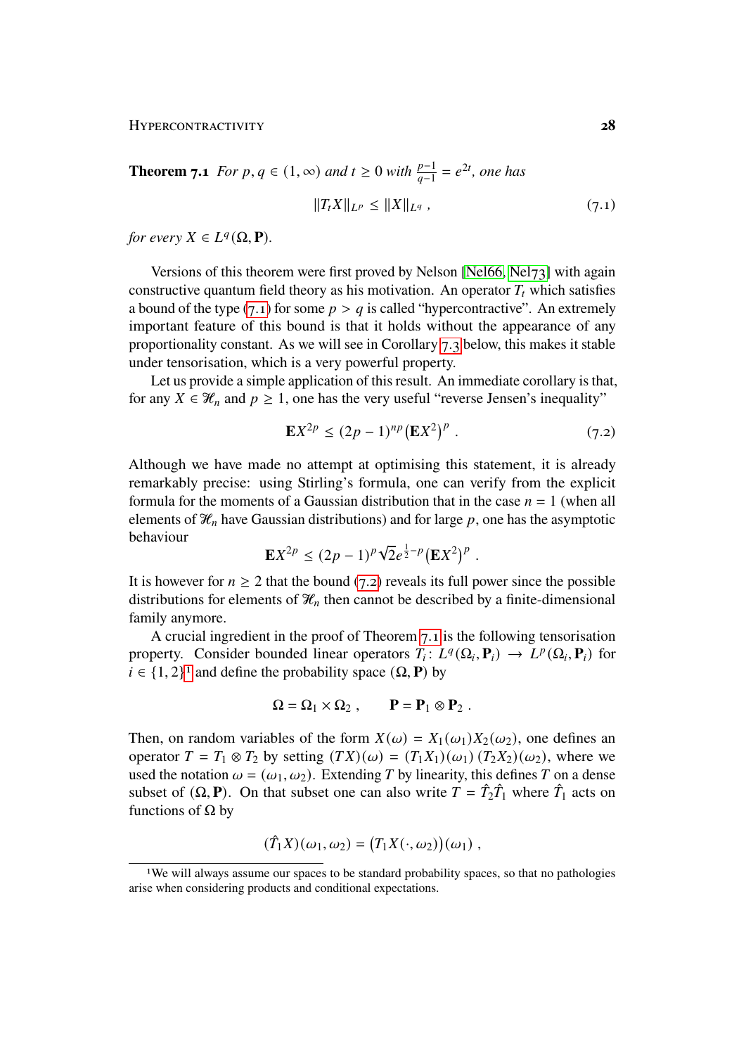**Theorem 7.1** *For $p, q \in (1, \infty)$ and $t \geq 0$ with $\frac{p-1}{q-1} = e^{2t}$, one has*

$$\|T_t X\|_{L^p} \leq \|X\|_{L^q} , \tag{7.1}$$

*for every $X \in L^q(\Omega, \mathbf{P})$.*

Versions of this theorem were first proved by Nelson [Nel66, Nel73] with again constructive quantum field theory as his motivation. An operator $T_t$ which satisfies a bound of the type (7.1) for some $p > q$ is called "hypercontractive". An extremely important feature of this bound is that it holds without the appearance of any proportionality constant. As we will see in Corollary 7.3 below, this makes it stable under tensorisation, which is a very powerful property.

Let us provide a simple application of this result. An immediate corollary is that, for any $X \in \mathscr{H}_n$ and $p \geq 1$, one has the very useful "reverse Jensen's inequality"

$$\mathbf{E}X^{2p} \leq (2p-1)^{np} \big(\mathbf{E}X^2\big)^p . \tag{7.2}$$

Although we have made no attempt at optimising this statement, it is already remarkably precise: using Stirling's formula, one can verify from the explicit formula for the moments of a Gaussian distribution that in the case $n = 1$ (when all elements of $\mathscr{H}_n$ have Gaussian distributions) and for large $p$, one has the asymptotic behaviour

$$\mathbf{E}X^{2p} \leq (2p-1)^p \sqrt{2} e^{\frac{1}{2}-p} \big(\mathbf{E}X^2\big)^p .$$

It is however for $n \geq 2$ that the bound (7.2) reveals its full power since the possible distributions for elements of $\mathscr{H}_n$ then cannot be described by a finite-dimensional family anymore.

A crucial ingredient in the proof of Theorem 7.1 is the following tensorisation property. Consider bounded linear operators $T_i \colon L^q(\Omega_i, \mathbf{P}_i) \to L^p(\Omega_i, \mathbf{P}_i)$ for $i \in \{1, 2\}$[1] and define the probability space $(\Omega, \mathbf{P})$ by

$$\Omega = \Omega_1 \times \Omega_2 , \qquad \mathbf{P} = \mathbf{P}_1 \otimes \mathbf{P}_2 .$$

Then, on random variables of the form $X(\omega) = X_1(\omega_1)X_2(\omega_2)$, one defines an operator $T = T_1 \otimes T_2$ by setting $(TX)(\omega) = (T_1X_1)(\omega_1)\,(T_2X_2)(\omega_2)$, where we used the notation $\omega = (\omega_1, \omega_2)$. Extending $T$ by linearity, this defines $T$ on a dense subset of $(\Omega, \mathbf{P})$. On that subset one can also write $T = \hat{T}_2\hat{T}_1$ where $\hat{T}_1$ acts on functions of $\Omega$ by

$$(\hat{T}_1 X)(\omega_1, \omega_2) = \big(T_1 X(\cdot, \omega_2)\big)(\omega_1) ,$$

[1] We will always assume our spaces to be standard probability spaces, so that no pathologies arise when considering products and conditional expectations.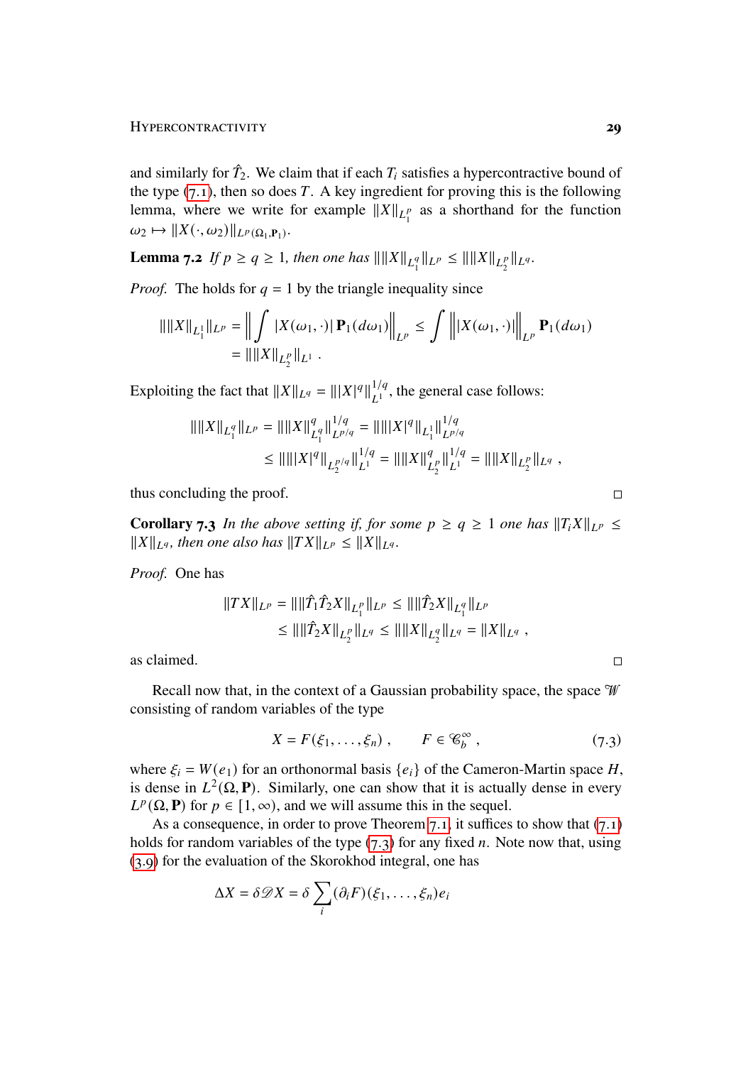and similarly for $\hat{T}_2$. We claim that if each $T_i$ satisfies a hypercontractive bound of the type (7.1), then so does $T$. A key ingredient for proving this is the following lemma, where we write for example $\|X\|_{L^p_1}$ as a shorthand for the function $\omega_2 \mapsto \|X(\cdot,\omega_2)\|_{L^p(\Omega_1,\mathbf{P}_1)}$.

**Lemma 7.2** *If $p \geq q \geq 1$, then one has $\|\|X\|_{L^q_1}\|_{L^p} \leq \|\|X\|_{L^p_2}\|_{L^q}$.*

*Proof.* The holds for $q = 1$ by the triangle inequality since

$$
\begin{aligned}
\|\|X\|_{L^1_1}\|_{L^p} &= \Big\| \int |X(\omega_1,\cdot)|\,\mathbf{P}_1(d\omega_1)\Big\|_{L^p} \leq \int \Big\| |X(\omega_1,\cdot)|\Big\|_{L^p}\,\mathbf{P}_1(d\omega_1) \\
&= \|\|X\|_{L^p_2}\|_{L^1}\;.
\end{aligned}
$$

Exploiting the fact that $\|X\|_{L^q} = \||X|^q\|^{1/q}_{L^1}$, the general case follows:

$$
\begin{aligned}
\|\|X\|_{L^q_1}\|_{L^p} &= \|\|X\|^q_{L^q_1}\|^{1/q}_{L^{p/q}} = \|\|\|X|^q\|_{L^1_1}\|^{1/q}_{L^{p/q}} \\
&\leq \|\|\|X|^q\|_{L^{p/q}_2}\|^{1/q}_{L^1} = \|\|X\|^q_{L^p_2}\|^{1/q}_{L^1} = \|\|X\|_{L^p_2}\|_{L^q}\;,
\end{aligned}
$$

thus concluding the proof. □

**Corollary 7.3** *In the above setting if, for some $p \geq q \geq 1$ one has $\|T_i X\|_{L^p} \leq \|X\|_{L^q}$, then one also has $\|TX\|_{L^p} \leq \|X\|_{L^q}$.*

*Proof.* One has

$$
\begin{aligned}
\|TX\|_{L^p} &= \|\|\hat{T}_1\hat{T}_2 X\|_{L^p_1}\|_{L^p} \leq \|\|\hat{T}_2 X\|_{L^q_1}\|_{L^p} \\
&\leq \|\|\hat{T}_2 X\|_{L^p_2}\|_{L^q} \leq \|\|X\|_{L^q_2}\|_{L^q} = \|X\|_{L^q}\;,
\end{aligned}
$$

as claimed. □

Recall now that, in the context of a Gaussian probability space, the space $\mathscr{W}$ consisting of random variables of the type

$$
X = F(\xi_1,\ldots,\xi_n)\;, \qquad F \in \mathscr{C}^\infty_b\;, \tag{7.3}
$$

where $\xi_i = W(e_1)$ for an orthonormal basis $\{e_i\}$ of the Cameron-Martin space $H$, is dense in $L^2(\Omega,\mathbf{P})$. Similarly, one can show that it is actually dense in every $L^p(\Omega,\mathbf{P})$ for $p \in [1,\infty)$, and we will assume this in the sequel.

As a consequence, in order to prove Theorem 7.1, it suffices to show that (7.1) holds for random variables of the type (7.3) for any fixed $n$. Note now that, using (3.9) for the evaluation of the Skorokhod integral, one has

$$
\Delta X = \delta \mathscr{D} X = \delta \sum_i (\partial_i F)(\xi_1,\ldots,\xi_n) e_i
$$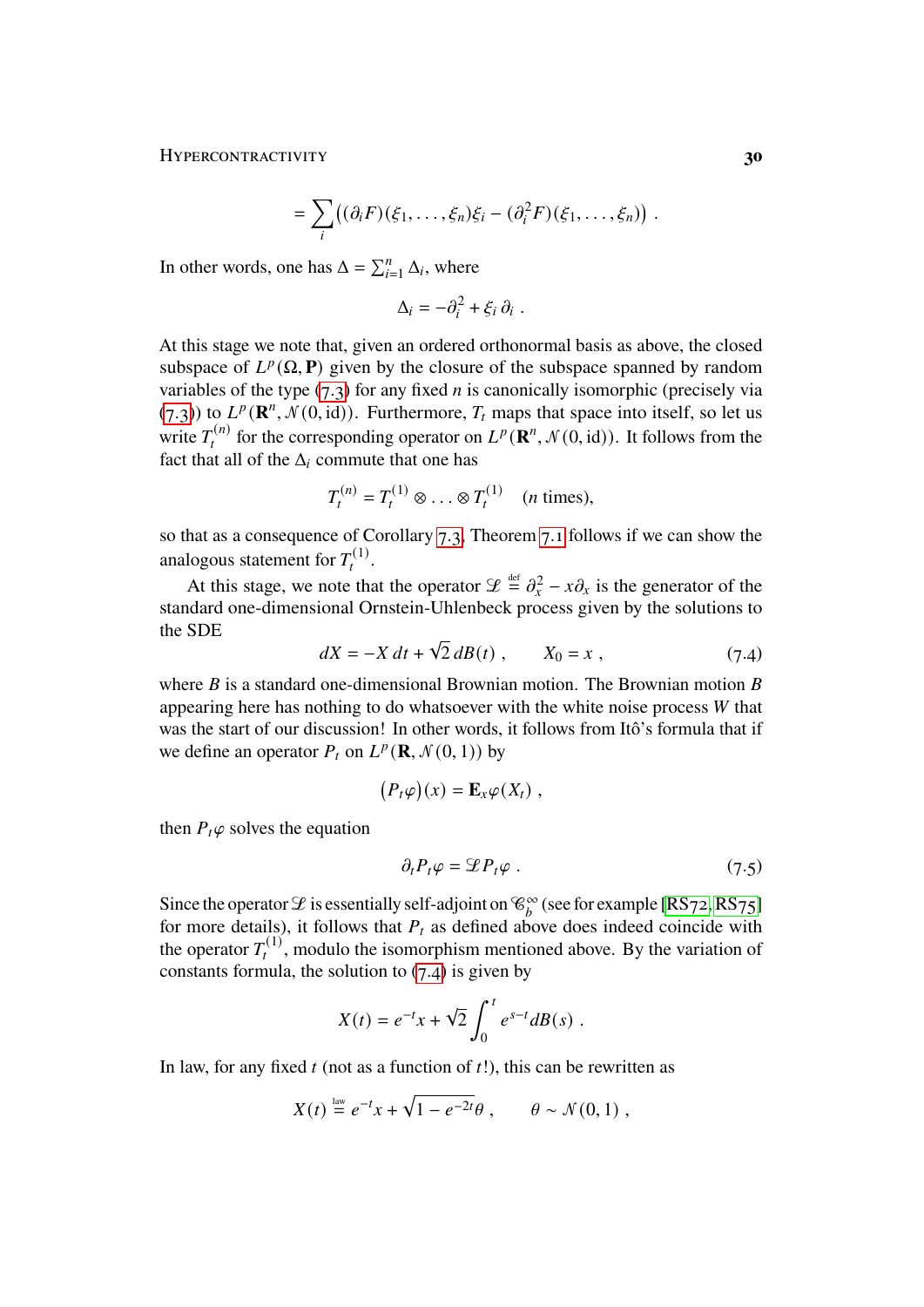$$= \sum_i \big( (\partial_i F)(\xi_1, \ldots, \xi_n)\xi_i - (\partial_i^2 F)(\xi_1, \ldots, \xi_n) \big) \;.$$

In other words, one has $\Delta = \sum_{i=1}^n \Delta_i$, where

$$\Delta_i = -\partial_i^2 + \xi_i \, \partial_i \;.$$

At this stage we note that, given an ordered orthonormal basis as above, the closed subspace of $L^p(\Omega, \mathbf{P})$ given by the closure of the subspace spanned by random variables of the type (7.3) for any fixed $n$ is canonically isomorphic (precisely via (7.3)) to $L^p(\mathbf{R}^n, \mathcal{N}(0, \mathrm{id}))$. Furthermore, $T_t$ maps that space into itself, so let us write $T_t^{(n)}$ for the corresponding operator on $L^p(\mathbf{R}^n, \mathcal{N}(0, \mathrm{id}))$. It follows from the fact that all of the $\Delta_i$ commute that one has

$$T_t^{(n)} = T_t^{(1)} \otimes \ldots \otimes T_t^{(1)} \quad (n \text{ times}),$$

so that as a consequence of Corollary 7.3, Theorem 7.1 follows if we can show the analogous statement for $T_t^{(1)}$.

At this stage, we note that the operator $\mathcal{L} \stackrel{\text{def}}{=} \partial_x^2 - x\partial_x$ is the generator of the standard one-dimensional Ornstein-Uhlenbeck process given by the solutions to the SDE

$$dX = -X\,dt + \sqrt{2}\,dB(t) \;, \qquad X_0 = x \;, \tag{7.4}$$

where $B$ is a standard one-dimensional Brownian motion. The Brownian motion $B$ appearing here has nothing to do whatsoever with the white noise process $W$ that was the start of our discussion! In other words, it follows from Itô's formula that if we define an operator $P_t$ on $L^p(\mathbf{R}, \mathcal{N}(0,1))$ by

$$\big(P_t \varphi\big)(x) = \mathbf{E}_x \varphi(X_t) \;,$$

then $P_t\varphi$ solves the equation

$$\partial_t P_t \varphi = \mathcal{L} P_t \varphi \;. \tag{7.5}$$

Since the operator $\mathcal{L}$ is essentially self-adjoint on $\mathcal{C}_b^\infty$ (see for example [RS72, RS75] for more details), it follows that $P_t$ as defined above does indeed coincide with the operator $T_t^{(1)}$, modulo the isomorphism mentioned above. By the variation of constants formula, the solution to (7.4) is given by

$$X(t) = e^{-t}x + \sqrt{2}\int_0^t e^{s-t} dB(s) \;.$$

In law, for any fixed $t$ (not as a function of $t$!), this can be rewritten as

$$X(t) \stackrel{\text{law}}{=} e^{-t}x + \sqrt{1 - e^{-2t}}\theta \;, \qquad \theta \sim \mathcal{N}(0,1) \;,$$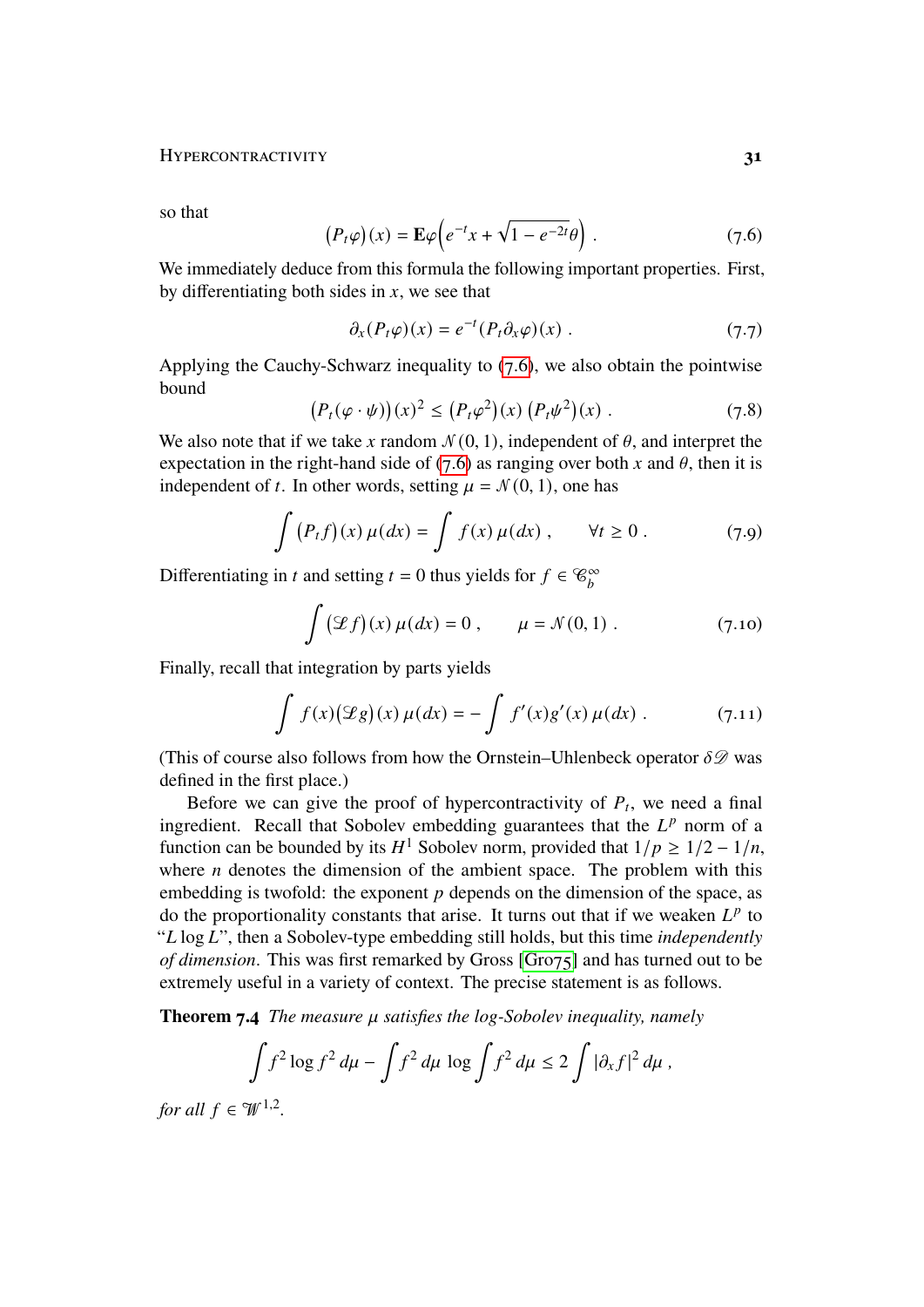so that

$$\big(P_t\varphi\big)(x) = \mathbf{E}\varphi\Big(e^{-t}x + \sqrt{1-e^{-2t}}\theta\Big)\;. \tag{7.6}$$

We immediately deduce from this formula the following important properties. First, by differentiating both sides in $x$, we see that

$$\partial_x(P_t\varphi)(x) = e^{-t}(P_t\partial_x\varphi)(x)\;. \tag{7.7}$$

Applying the Cauchy-Schwarz inequality to (7.6), we also obtain the pointwise bound

$$\big(P_t(\varphi\cdot\psi)\big)(x)^2 \le \big(P_t\varphi^2\big)(x)\,\big(P_t\psi^2\big)(x)\;. \tag{7.8}$$

We also note that if we take $x$ random $\mathcal{N}(0,1)$, independent of $\theta$, and interpret the expectation in the right-hand side of (7.6) as ranging over both $x$ and $\theta$, then it is independent of $t$. In other words, setting $\mu = \mathcal{N}(0,1)$, one has

$$\int \big(P_t f\big)(x)\,\mu(dx) = \int f(x)\,\mu(dx)\;, \qquad \forall t \ge 0\;. \tag{7.9}$$

Differentiating in $t$ and setting $t=0$ thus yields for $f \in \mathcal{C}_b^\infty$

$$\int \big(\mathscr{L} f\big)(x)\,\mu(dx) = 0\;, \qquad \mu = \mathcal{N}(0,1)\;. \tag{7.10}$$

Finally, recall that integration by parts yields

$$\int f(x)\big(\mathscr{L} g\big)(x)\,\mu(dx) = -\int f'(x)g'(x)\,\mu(dx)\;. \tag{7.11}$$

(This of course also follows from how the Ornstein–Uhlenbeck operator $\delta\mathscr{D}$ was defined in the first place.)

Before we can give the proof of hypercontractivity of $P_t$, we need a final ingredient. Recall that Sobolev embedding guarantees that the $L^p$ norm of a function can be bounded by its $H^1$ Sobolev norm, provided that $1/p \ge 1/2 - 1/n$, where $n$ denotes the dimension of the ambient space. The problem with this embedding is twofold: the exponent $p$ depends on the dimension of the space, as do the proportionality constants that arise. It turns out that if we weaken $L^p$ to "$L \log L$", then a Sobolev-type embedding still holds, but this time *independently of dimension*. This was first remarked by Gross [Gro75] and has turned out to be extremely useful in a variety of context. The precise statement is as follows.

**Theorem 7.4** *The measure $\mu$ satisfies the log-Sobolev inequality, namely*

$$\int f^2 \log f^2\,d\mu - \int f^2\,d\mu\,\log \int f^2\,d\mu \le 2\int |\partial_x f|^2\,d\mu\;,$$

*for all $f \in \mathcal{W}^{1,2}$.*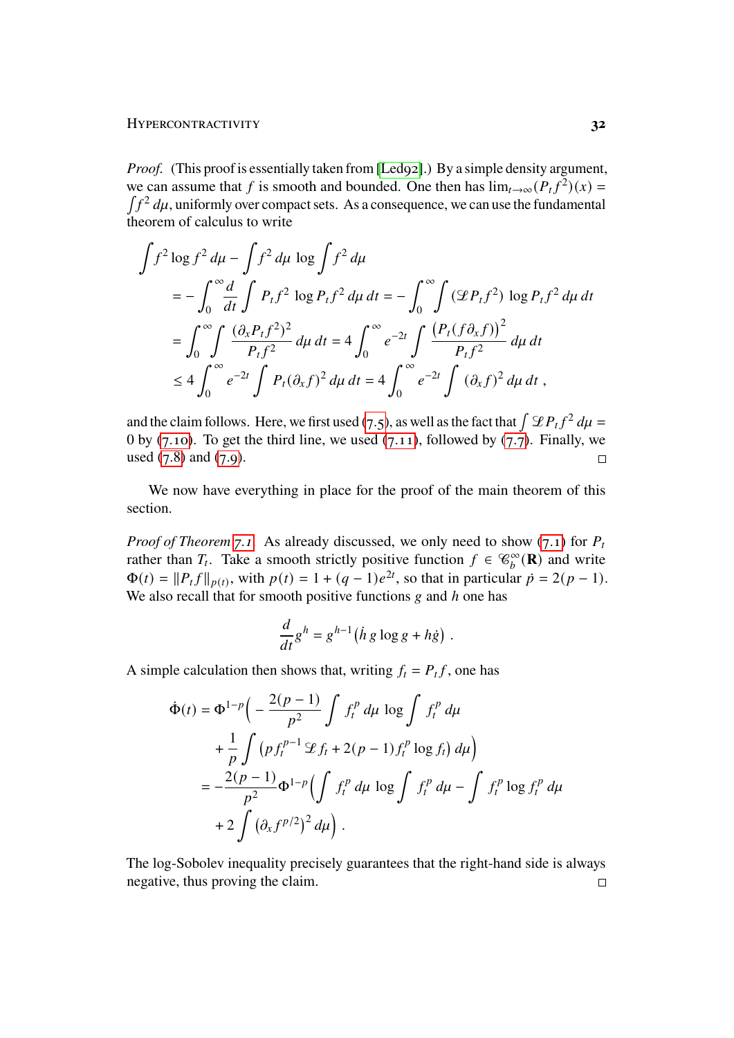*Proof.* (This proof is essentially taken from [Led92].) By a simple density argument, we can assume that $f$ is smooth and bounded. One then has $\lim_{t\to\infty}(P_t f^2)(x) = \int f^2\,d\mu$, uniformly over compact sets. As a consequence, we can use the fundamental theorem of calculus to write

$$
\begin{aligned}
&\int f^2 \log f^2\,d\mu - \int f^2\,d\mu\,\log \int f^2\,d\mu \\
&\quad = -\int_0^\infty \frac{d}{dt}\int P_t f^2\,\log P_t f^2\,d\mu\,dt = -\int_0^\infty \int (\mathscr{L} P_t f^2)\,\log P_t f^2\,d\mu\,dt \\
&\quad = \int_0^\infty \int \frac{(\partial_x P_t f^2)^2}{P_t f^2}\,d\mu\,dt = 4\int_0^\infty e^{-2t}\int \frac{\big(P_t(f\partial_x f)\big)^2}{P_t f^2}\,d\mu\,dt \\
&\quad \le 4\int_0^\infty e^{-2t}\int P_t(\partial_x f)^2\,d\mu\,dt = 4\int_0^\infty e^{-2t}\int (\partial_x f)^2\,d\mu\,dt\;,
\end{aligned}
$$

and the claim follows. Here, we first used (7.5), as well as the fact that $\int \mathscr{L} P_t f^2\,d\mu = 0$ by (7.10). To get the third line, we used (7.11), followed by (7.7). Finally, we used (7.8) and (7.9). □

We now have everything in place for the proof of the main theorem of this section.

*Proof of Theorem 7.1.* As already discussed, we only need to show (7.1) for $P_t$ rather than $T_t$. Take a smooth strictly positive function $f \in \mathscr{C}_b^\infty(\mathbf{R})$ and write $\Phi(t) = \|P_t f\|_{p(t)}$, with $p(t) = 1 + (q-1)e^{2t}$, so that in particular $\dot p = 2(p-1)$. We also recall that for smooth positive functions $g$ and $h$ one has

$$
\frac{d}{dt} g^h = g^{h-1}\big(\dot h\, g\log g + h\dot g\big)\;.
$$

A simple calculation then shows that, writing $f_t = P_t f$, one has

$$
\begin{aligned}
\dot\Phi(t) &= \Phi^{1-p}\Big(-\frac{2(p-1)}{p^2}\int f_t^p\,d\mu\,\log\int f_t^p\,d\mu \\
&\quad + \frac{1}{p}\int \big(p f_t^{p-1}\mathscr{L} f_t + 2(p-1) f_t^p \log f_t\big)\,d\mu\Big) \\
&= -\frac{2(p-1)}{p^2}\Phi^{1-p}\Big(\int f_t^p\,d\mu\,\log\int f_t^p\,d\mu - \int f_t^p \log f_t^p\,d\mu \\
&\quad + 2\int \big(\partial_x f^{p/2}\big)^2\,d\mu\Big)\;.
\end{aligned}
$$

The log-Sobolev inequality precisely guarantees that the right-hand side is always negative, thus proving the claim. □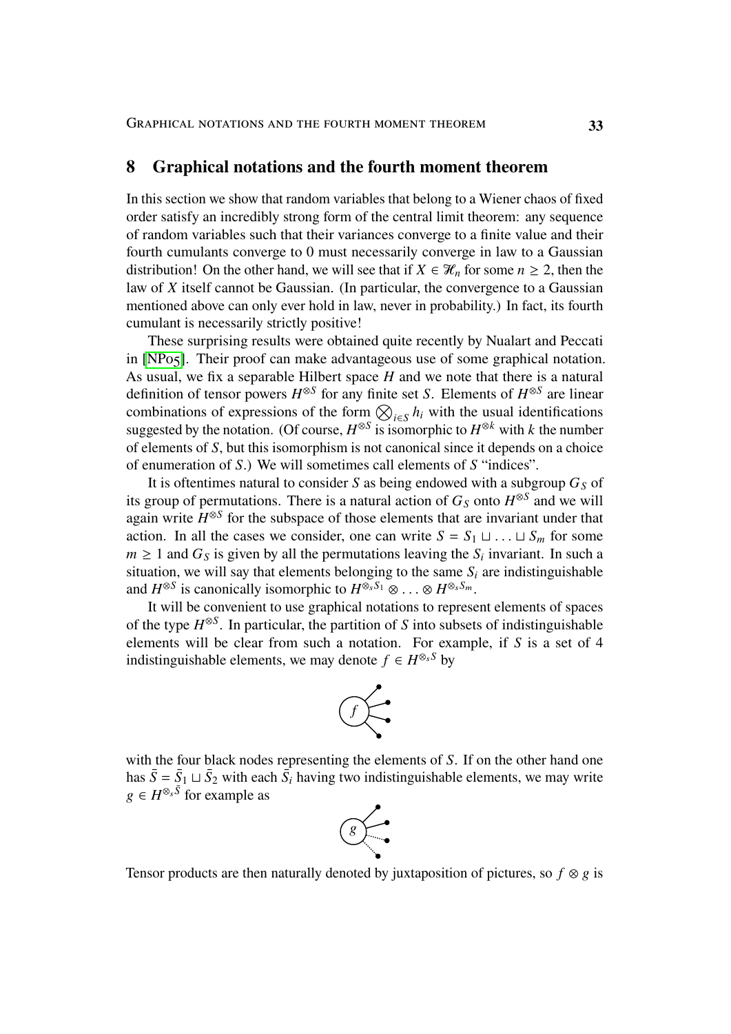## 8 Graphical notations and the fourth moment theorem

In this section we show that random variables that belong to a Wiener chaos of fixed order satisfy an incredibly strong form of the central limit theorem: any sequence of random variables such that their variances converge to a finite value and their fourth cumulants converge to 0 must necessarily converge in law to a Gaussian distribution! On the other hand, we will see that if $X \in \mathscr{H}_n$ for some $n \geq 2$, then the law of $X$ itself cannot be Gaussian. (In particular, the convergence to a Gaussian mentioned above can only ever hold in law, never in probability.) In fact, its fourth cumulant is necessarily strictly positive!

These surprising results were obtained quite recently by Nualart and Peccati in [NP05]. Their proof can make advantageous use of some graphical notation. As usual, we fix a separable Hilbert space $H$ and we note that there is a natural definition of tensor powers $H^{\otimes S}$ for any finite set $S$. Elements of $H^{\otimes S}$ are linear combinations of expressions of the form $\bigotimes_{i \in S} h_i$ with the usual identifications suggested by the notation. (Of course, $H^{\otimes S}$ is isomorphic to $H^{\otimes k}$ with $k$ the number of elements of $S$, but this isomorphism is not canonical since it depends on a choice of enumeration of $S$.) We will sometimes call elements of $S$ "indices".

It is oftentimes natural to consider $S$ as being endowed with a subgroup $G_S$ of its group of permutations. There is a natural action of $G_S$ onto $H^{\otimes S}$ and we will again write $H^{\otimes S}$ for the subspace of those elements that are invariant under that action. In all the cases we consider, one can write $S = S_1 \sqcup \ldots \sqcup S_m$ for some $m \geq 1$ and $G_S$ is given by all the permutations leaving the $S_i$ invariant. In such a situation, we will say that elements belonging to the same $S_i$ are indistinguishable and $H^{\otimes S}$ is canonically isomorphic to $H^{\otimes_s S_1} \otimes \ldots \otimes H^{\otimes_s S_m}$.

It will be convenient to use graphical notations to represent elements of spaces of the type $H^{\otimes S}$. In particular, the partition of $S$ into subsets of indistinguishable elements will be clear from such a notation. For example, if $S$ is a set of 4 indistinguishable elements, we may denote $f \in H^{\otimes_s S}$ by

with the four black nodes representing the elements of $S$. If on the other hand one has $\bar{S} = \bar{S}_1 \sqcup \bar{S}_2$ with each $\bar{S}_i$ having two indistinguishable elements, we may write $g \in H^{\otimes_s \bar{S}}$ for example as

Tensor products are then naturally denoted by juxtaposition of pictures, so $f \otimes g$ is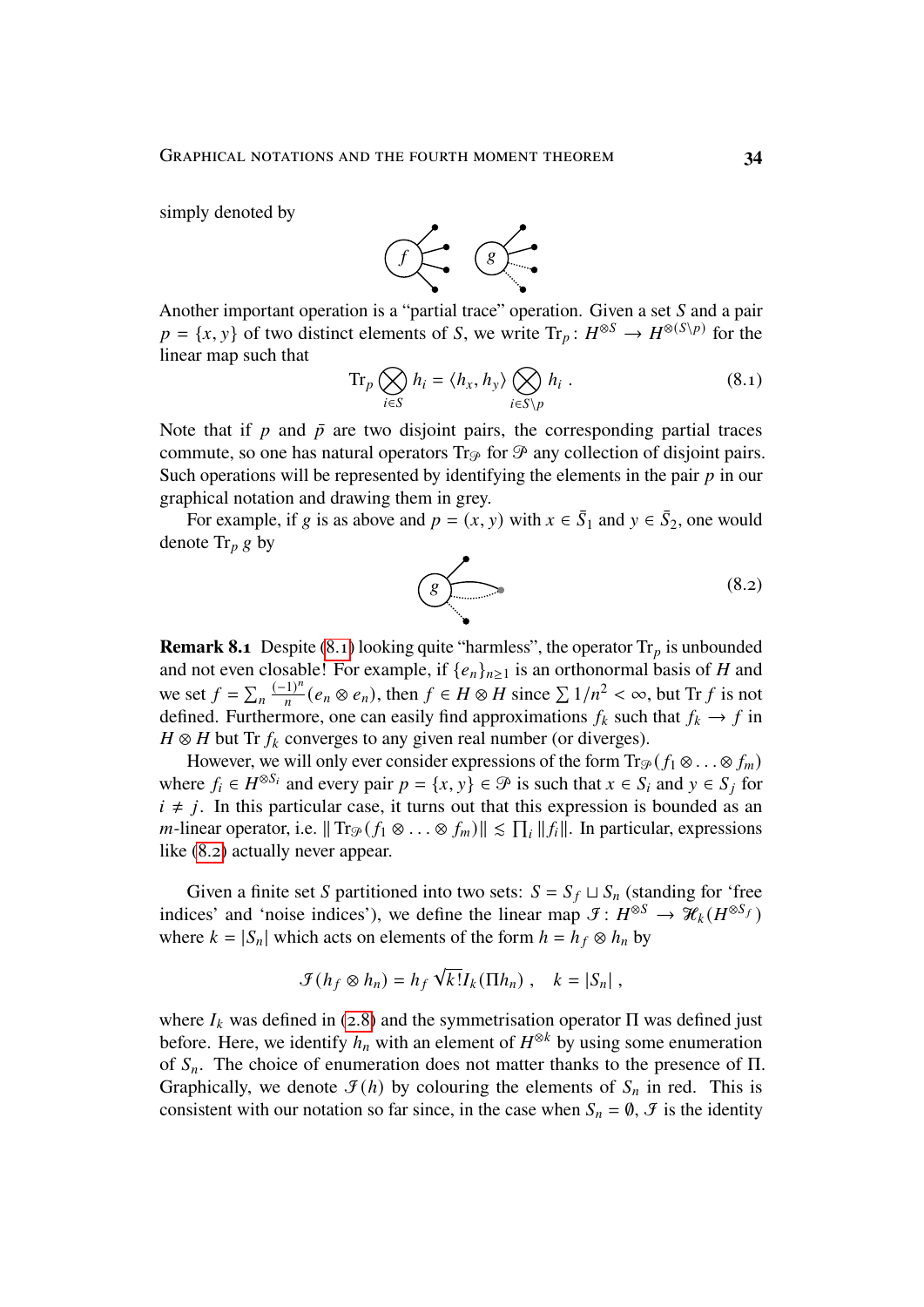simply denoted by

Another important operation is a "partial trace" operation. Given a set $S$ and a pair $p = \{x, y\}$ of two distinct elements of $S$, we write $\mathrm{Tr}_p \colon H^{\otimes S} \to H^{\otimes (S\setminus p)}$ for the linear map such that

$$\mathrm{Tr}_p \bigotimes_{i\in S} h_i = \langle h_x, h_y\rangle \bigotimes_{i\in S\setminus p} h_i \;. \tag{8.1}$$

Note that if $p$ and $\bar p$ are two disjoint pairs, the corresponding partial traces commute, so one has natural operators $\mathrm{Tr}_{\mathscr{P}}$ for $\mathscr{P}$ any collection of disjoint pairs. Such operations will be represented by identifying the elements in the pair $p$ in our graphical notation and drawing them in grey.

For example, if $g$ is as above and $p = (x, y)$ with $x \in \bar S_1$ and $y \in \bar S_2$, one would denote $\mathrm{Tr}_p\, g$ by

$$\tag{8.2}$$

**Remark 8.1** Despite (8.1) looking quite "harmless", the operator $\mathrm{Tr}_p$ is unbounded and not even closable! For example, if $\{e_n\}_{n\ge 1}$ is an orthonormal basis of $H$ and we set $f = \sum_n \frac{(-1)^n}{n}(e_n \otimes e_n)$, then $f \in H\otimes H$ since $\sum 1/n^2 < \infty$, but $\mathrm{Tr}\, f$ is not defined. Furthermore, one can easily find approximations $f_k$ such that $f_k \to f$ in $H\otimes H$ but $\mathrm{Tr}\, f_k$ converges to any given real number (or diverges).

However, we will only ever consider expressions of the form $\mathrm{Tr}_{\mathscr{P}}(f_1 \otimes \ldots \otimes f_m)$ where $f_i \in H^{\otimes S_i}$ and every pair $p = \{x, y\} \in \mathscr{P}$ is such that $x \in S_i$ and $y \in S_j$ for $i \neq j$. In this particular case, it turns out that this expression is bounded as an $m$-linear operator, i.e. $\|\mathrm{Tr}_{\mathscr{P}}(f_1 \otimes \ldots \otimes f_m)\| \lesssim \prod_i \|f_i\|$. In particular, expressions like (8.2) actually never appear.

Given a finite set $S$ partitioned into two sets: $S = S_f \sqcup S_n$ (standing for 'free indices' and 'noise indices'), we define the linear map $\mathscr{I} \colon H^{\otimes S} \to \mathscr{H}_k(H^{\otimes S_f})$ where $k = |S_n|$ which acts on elements of the form $h = h_f \otimes h_n$ by

$$\mathscr{I}(h_f \otimes h_n) = h_f \sqrt{k!} I_k(\Pi h_n) \;, \quad k = |S_n| \;,$$

where $I_k$ was defined in (2.8) and the symmetrisation operator $\Pi$ was defined just before. Here, we identify $h_n$ with an element of $H^{\otimes k}$ by using some enumeration of $S_n$. The choice of enumeration does not matter thanks to the presence of $\Pi$. Graphically, we denote $\mathscr{I}(h)$ by colouring the elements of $S_n$ in red. This is consistent with our notation so far since, in the case when $S_n = \emptyset$, $\mathscr{I}$ is the identity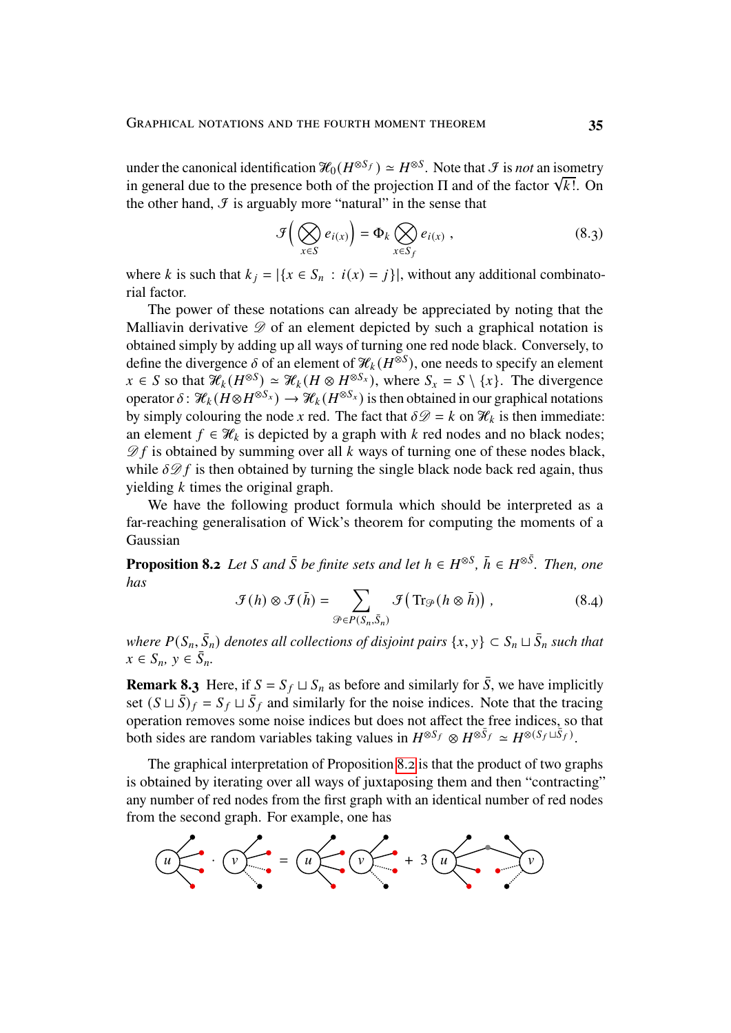under the canonical identification $\mathscr{H}_0(H^{\otimes S_f}) \simeq H^{\otimes S}$. Note that $\mathscr{I}$ is *not* an isometry in general due to the presence both of the projection $\Pi$ and of the factor $\sqrt{k!}$. On the other hand, $\mathscr{I}$ is arguably more "natural" in the sense that

$$\mathscr{I}\Big(\bigotimes_{x\in S} e_{i(x)}\Big) = \Phi_k \bigotimes_{x\in S_f} e_{i(x)} \;, \tag{8.3}$$

where $k$ is such that $k_j = |\{x \in S_n \,:\, i(x) = j\}|$, without any additional combinatorial factor.

The power of these notations can already be appreciated by noting that the Malliavin derivative $\mathscr{D}$ of an element depicted by such a graphical notation is obtained simply by adding up all ways of turning one red node black. Conversely, to define the divergence $\delta$ of an element of $\mathscr{H}_k(H^{\otimes S})$, one needs to specify an element $x \in S$ so that $\mathscr{H}_k(H^{\otimes S}) \simeq \mathscr{H}_k(H \otimes H^{\otimes S_x})$, where $S_x = S \setminus \{x\}$. The divergence operator $\delta\colon \mathscr{H}_k(H\otimes H^{\otimes S_x}) \to \mathscr{H}_k(H^{\otimes S_x})$ is then obtained in our graphical notations by simply colouring the node $x$ red. The fact that $\delta\mathscr{D} = k$ on $\mathscr{H}_k$ is then immediate: an element $f \in \mathscr{H}_k$ is depicted by a graph with $k$ red nodes and no black nodes; $\mathscr{D} f$ is obtained by summing over all $k$ ways of turning one of these nodes black, while $\delta\mathscr{D} f$ is then obtained by turning the single black node back red again, thus yielding $k$ times the original graph.

We have the following product formula which should be interpreted as a far-reaching generalisation of Wick's theorem for computing the moments of a Gaussian

**Proposition 8.2** *Let $S$ and $\bar S$ be finite sets and let $h \in H^{\otimes S}$, $\bar h \in H^{\otimes \bar S}$. Then, one has*

$$\mathscr{I}(h) \otimes \mathscr{I}(\bar h) = \sum_{\mathscr{P}\in P(S_n,\bar S_n)} \mathscr{I}\big(\mathrm{Tr}_{\mathscr{P}}(h\otimes \bar h)\big)\;, \tag{8.4}$$

*where $P(S_n,\bar S_n)$ denotes all collections of disjoint pairs $\{x,y\} \subset S_n \sqcup \bar S_n$ such that $x \in S_n$, $y \in \bar S_n$.*

**Remark 8.3** Here, if $S = S_f \sqcup S_n$ as before and similarly for $\bar S$, we have implicitly set $(S\sqcup \bar S)_f = S_f \sqcup \bar S_f$ and similarly for the noise indices. Note that the tracing operation removes some noise indices but does not affect the free indices, so that both sides are random variables taking values in $H^{\otimes S_f} \otimes H^{\otimes \bar S_f} \simeq H^{\otimes (S_f \sqcup \bar S_f)}$.

The graphical interpretation of Proposition 8.2 is that the product of two graphs is obtained by iterating over all ways of juxtaposing them and then "contracting" any number of red nodes from the first graph with an identical number of red nodes from the second graph. For example, one has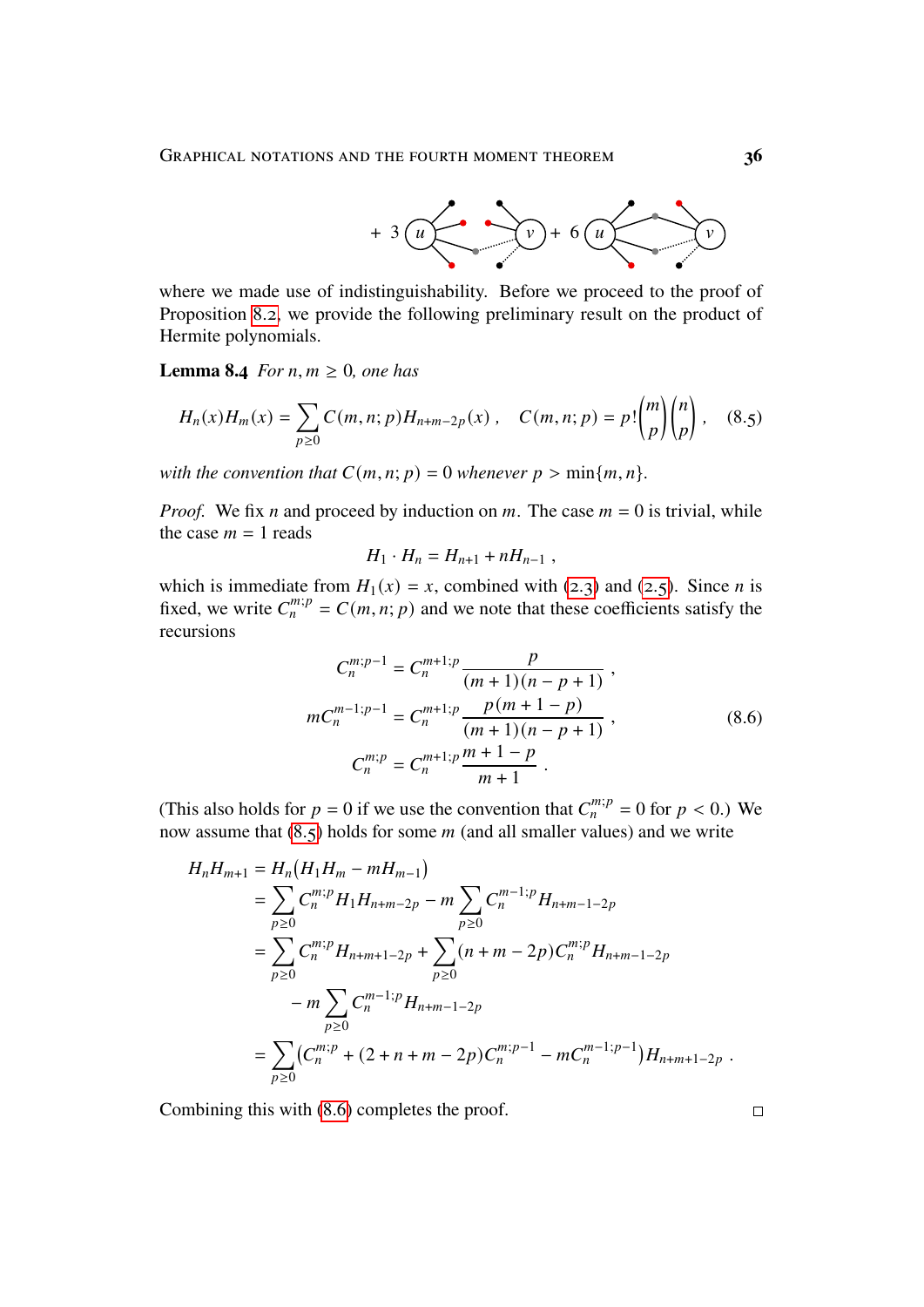$+\ 3$ (diagram) $+\ 6$ (diagram)

where we made use of indistinguishability. Before we proceed to the proof of Proposition 8.2, we provide the following preliminary result on the product of Hermite polynomials.

**Lemma 8.4** *For $n, m \geq 0$, one has*

$$H_n(x)H_m(x) = \sum_{p\geq 0} C(m,n;p) H_{n+m-2p}(x)\;, \quad C(m,n;p) = p!\binom{m}{p}\binom{n}{p}\;, \tag{8.5}$$

*with the convention that $C(m,n;p) = 0$ whenever $p > \min\{m,n\}$.*

*Proof.* We fix $n$ and proceed by induction on $m$. The case $m = 0$ is trivial, while the case $m = 1$ reads

$$H_1 \cdot H_n = H_{n+1} + nH_{n-1}\;,$$

which is immediate from $H_1(x) = x$, combined with (2.3) and (2.5). Since $n$ is fixed, we write $C_n^{m;p} = C(m,n;p)$ and we note that these coefficients satisfy the recursions

$$\begin{aligned}
C_n^{m;p-1} &= C_n^{m+1;p} \frac{p}{(m+1)(n-p+1)}\;, \\
mC_n^{m-1;p-1} &= C_n^{m+1;p} \frac{p(m+1-p)}{(m+1)(n-p+1)}\;, \\
C_n^{m;p} &= C_n^{m+1;p} \frac{m+1-p}{m+1}\;.
\end{aligned} \tag{8.6}$$

(This also holds for $p = 0$ if we use the convention that $C_n^{m;p} = 0$ for $p < 0$.) We now assume that (8.5) holds for some $m$ (and all smaller values) and we write

$$\begin{aligned}
H_n H_{m+1} &= H_n\big(H_1 H_m - mH_{m-1}\big) \\
&= \sum_{p\geq 0} C_n^{m;p} H_1 H_{n+m-2p} - m\sum_{p\geq 0} C_n^{m-1;p} H_{n+m-1-2p} \\
&= \sum_{p\geq 0} C_n^{m;p} H_{n+m+1-2p} + \sum_{p\geq 0} (n+m-2p) C_n^{m;p} H_{n+m-1-2p} \\
&\quad - m\sum_{p\geq 0} C_n^{m-1;p} H_{n+m-1-2p} \\
&= \sum_{p\geq 0} \big(C_n^{m;p} + (2+n+m-2p)C_n^{m;p-1} - mC_n^{m-1;p-1}\big) H_{n+m+1-2p}\;.
\end{aligned}$$

Combining this with (8.6) completes the proof. $\square$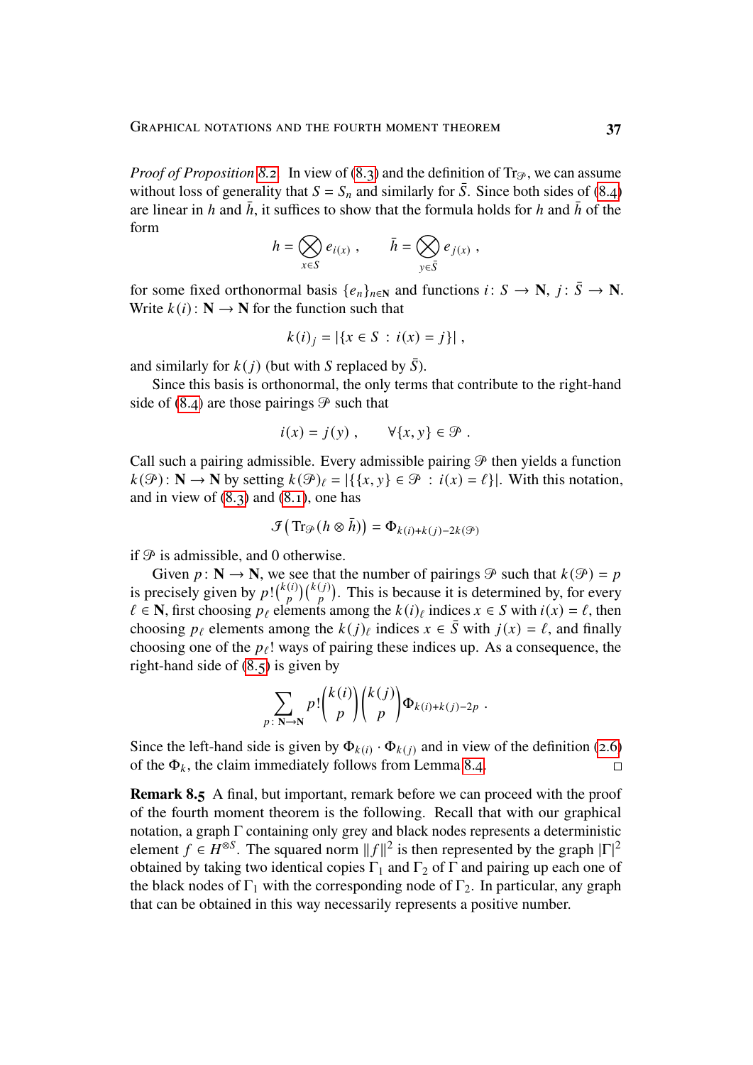*Proof of Proposition 8.2.* In view of (8.3) and the definition of $\mathrm{Tr}_{\mathscr{P}}$, we can assume without loss of generality that $S = S_n$ and similarly for $\bar{S}$. Since both sides of (8.4) are linear in $h$ and $\bar{h}$, it suffices to show that the formula holds for $h$ and $\bar{h}$ of the form

$$h = \bigotimes_{x \in S} e_{i(x)} , \qquad \bar{h} = \bigotimes_{y \in \bar{S}} e_{j(x)} ,$$

for some fixed orthonormal basis $\{e_n\}_{n \in \mathbf{N}}$ and functions $i \colon S \to \mathbf{N}$, $j \colon \bar{S} \to \mathbf{N}$. Write $k(i) \colon \mathbf{N} \to \mathbf{N}$ for the function such that

$$k(i)_j = |\{x \in S \,:\, i(x) = j\}| ,$$

and similarly for $k(j)$ (but with $S$ replaced by $\bar{S}$).

Since this basis is orthonormal, the only terms that contribute to the right-hand side of (8.4) are those pairings $\mathscr{P}$ such that

$$i(x) = j(y) , \qquad \forall \{x, y\} \in \mathscr{P} .$$

Call such a pairing admissible. Every admissible pairing $\mathscr{P}$ then yields a function $k(\mathscr{P}) \colon \mathbf{N} \to \mathbf{N}$ by setting $k(\mathscr{P})_\ell = |\{\{x, y\} \in \mathscr{P} \,:\, i(x) = \ell\}|$. With this notation, and in view of (8.3) and (8.1), one has

$$\mathscr{I}\big(\mathrm{Tr}_{\mathscr{P}}(h \otimes \bar{h})\big) = \Phi_{k(i)+k(j)-2k(\mathscr{P})}$$

if $\mathscr{P}$ is admissible, and 0 otherwise.

Given $p \colon \mathbf{N} \to \mathbf{N}$, we see that the number of pairings $\mathscr{P}$ such that $k(\mathscr{P}) = p$ is precisely given by $p!\binom{k(i)}{p}\binom{k(j)}{p}$. This is because it is determined by, for every $\ell \in \mathbf{N}$, first choosing $p_\ell$ elements among the $k(i)_\ell$ indices $x \in S$ with $i(x) = \ell$, then choosing $p_\ell$ elements among the $k(j)_\ell$ indices $x \in \bar{S}$ with $j(x) = \ell$, and finally choosing one of the $p_\ell!$ ways of pairing these indices up. As a consequence, the right-hand side of (8.5) is given by

$$\sum_{p \colon \mathbf{N} \to \mathbf{N}} p!\binom{k(i)}{p}\binom{k(j)}{p} \Phi_{k(i)+k(j)-2p} .$$

Since the left-hand side is given by $\Phi_{k(i)} \cdot \Phi_{k(j)}$ and in view of the definition (2.6) of the $\Phi_k$, the claim immediately follows from Lemma 8.4. $\square$

**Remark 8.5** A final, but important, remark before we can proceed with the proof of the fourth moment theorem is the following. Recall that with our graphical notation, a graph $\Gamma$ containing only grey and black nodes represents a deterministic element $f \in H^{\otimes S}$. The squared norm $\|f\|^2$ is then represented by the graph $|\Gamma|^2$ obtained by taking two identical copies $\Gamma_1$ and $\Gamma_2$ of $\Gamma$ and pairing up each one of the black nodes of $\Gamma_1$ with the corresponding node of $\Gamma_2$. In particular, any graph that can be obtained in this way necessarily represents a positive number.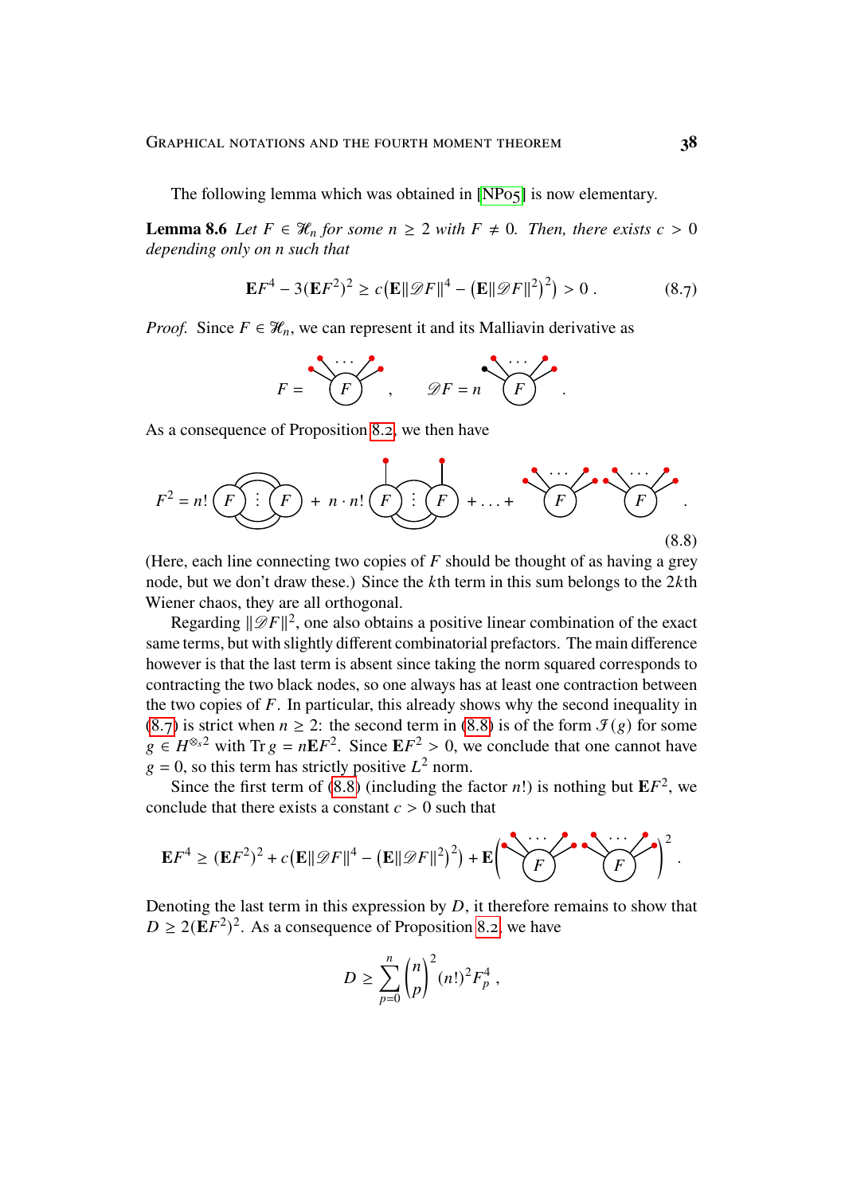The following lemma which was obtained in [NP05] is now elementary.

**Lemma 8.6** *Let $F \in \mathcal{H}_n$ for some $n \geq 2$ with $F \neq 0$. Then, there exists $c > 0$ depending only on n such that*

$$\mathbf{E}F^4 - 3(\mathbf{E}F^2)^2 \geq c\big(\mathbf{E}\|\mathscr{D}F\|^4 - \big(\mathbf{E}\|\mathscr{D}F\|^2\big)^2\big) > 0\,. \tag{8.7}$$

*Proof.* Since $F \in \mathcal{H}_n$, we can represent it and its Malliavin derivative as

$$F = \text{[diagram]}\,, \qquad \mathscr{D}F = n\ \text{[diagram]}\,.$$

As a consequence of Proposition 8.2, we then have

$$F^2 = n!\,\text{[diagram]} + n\cdot n!\,\text{[diagram]} + \ldots + \text{[diagram]}\,. \tag{8.8}$$

(Here, each line connecting two copies of $F$ should be thought of as having a grey node, but we don't draw these.) Since the $k$th term in this sum belongs to the $2k$th Wiener chaos, they are all orthogonal.

Regarding $\|\mathscr{D}F\|^2$, one also obtains a positive linear combination of the exact same terms, but with slightly different combinatorial prefactors. The main difference however is that the last term is absent since taking the norm squared corresponds to contracting the two black nodes, so one always has at least one contraction between the two copies of $F$. In particular, this already shows why the second inequality in (8.7) is strict when $n \geq 2$: the second term in (8.8) is of the form $\mathcal{I}(g)$ for some $g \in H^{\otimes_s 2}$ with $\operatorname{Tr} g = n\mathbf{E}F^2$. Since $\mathbf{E}F^2 > 0$, we conclude that one cannot have $g = 0$, so this term has strictly positive $L^2$ norm.

Since the first term of (8.8) (including the factor $n!$) is nothing but $\mathbf{E}F^2$, we conclude that there exists a constant $c > 0$ such that

$$\mathbf{E}F^4 \geq (\mathbf{E}F^2)^2 + c\big(\mathbf{E}\|\mathscr{D}F\|^4 - \big(\mathbf{E}\|\mathscr{D}F\|^2\big)^2\big) + \mathbf{E}\Big(\text{[diagram]}\Big)^2\,.$$

Denoting the last term in this expression by $D$, it therefore remains to show that $D \geq 2(\mathbf{E}F^2)^2$. As a consequence of Proposition 8.2, we have

$$D \geq \sum_{p=0}^{n} \binom{n}{p}^2 (n!)^2 F_p^4\,,$$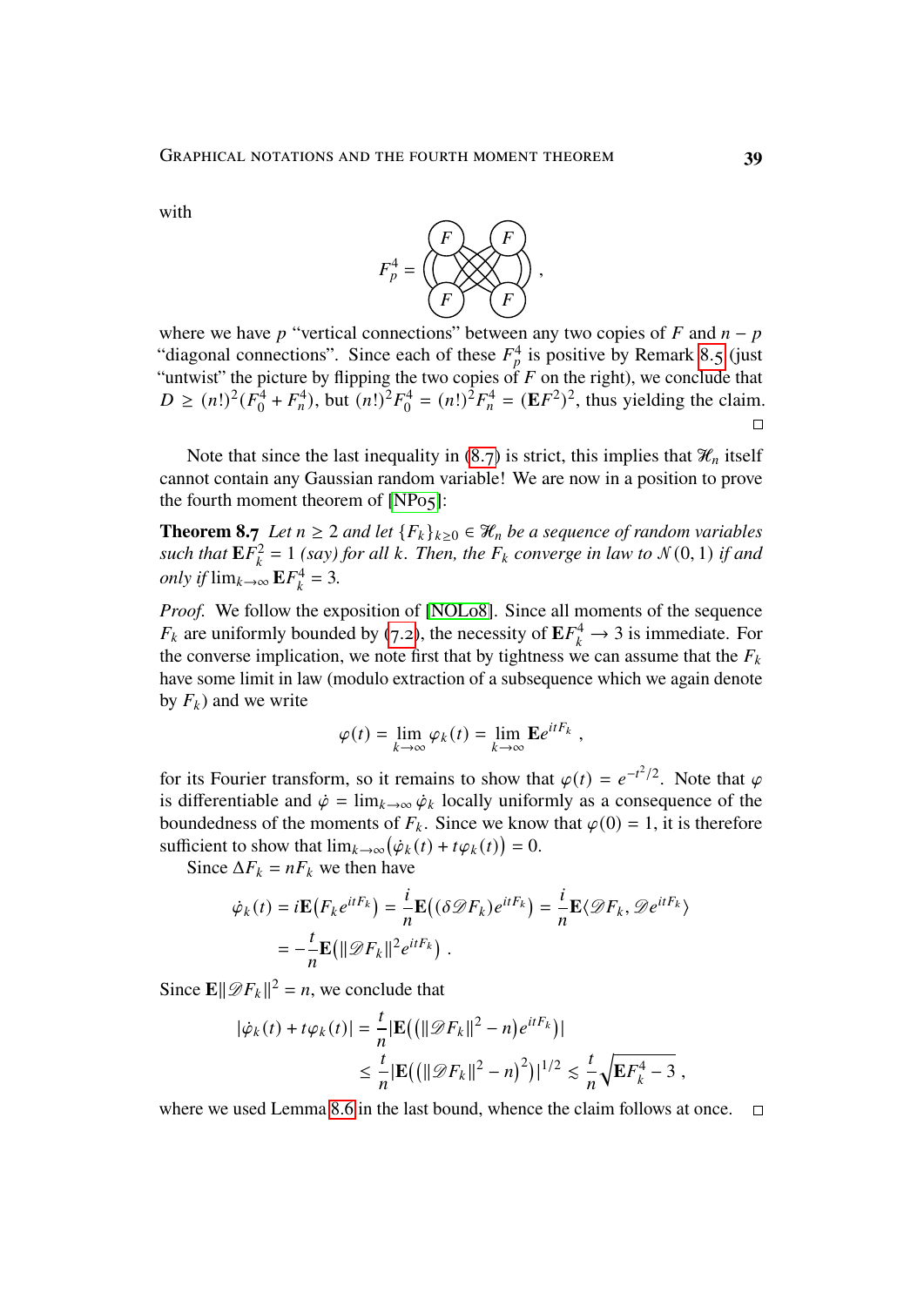with

$$F_p^4 = \text{[diagram: four copies of } F \text{ connected]} ,$$

where we have $p$ "vertical connections" between any two copies of $F$ and $n-p$ "diagonal connections". Since each of these $F_p^4$ is positive by Remark 8.5 (just "untwist" the picture by flipping the two copies of $F$ on the right), we conclude that $D \geq (n!)^2(F_0^4 + F_n^4)$, but $(n!)^2 F_0^4 = (n!)^2 F_n^4 = (\mathbf{E}F^2)^2$, thus yielding the claim. □

Note that since the last inequality in (8.7) is strict, this implies that $\mathscr{H}_n$ itself cannot contain any Gaussian random variable! We are now in a position to prove the fourth moment theorem of [NP05]:

**Theorem 8.7** *Let $n \geq 2$ and let $\{F_k\}_{k\geq 0} \in \mathscr{H}_n$ be a sequence of random variables such that $\mathbf{E}F_k^2 = 1$ (say) for all $k$. Then, the $F_k$ converge in law to $\mathcal{N}(0,1)$ if and only if $\lim_{k\to\infty} \mathbf{E}F_k^4 = 3$.*

*Proof.* We follow the exposition of [NOL08]. Since all moments of the sequence $F_k$ are uniformly bounded by (7.2), the necessity of $\mathbf{E}F_k^4 \to 3$ is immediate. For the converse implication, we note first that by tightness we can assume that the $F_k$ have some limit in law (modulo extraction of a subsequence which we again denote by $F_k$) and we write

$$\varphi(t) = \lim_{k\to\infty} \varphi_k(t) = \lim_{k\to\infty} \mathbf{E}e^{itF_k} ,$$

for its Fourier transform, so it remains to show that $\varphi(t) = e^{-t^2/2}$. Note that $\varphi$ is differentiable and $\dot\varphi = \lim_{k\to\infty} \dot\varphi_k$ locally uniformly as a consequence of the boundedness of the moments of $F_k$. Since we know that $\varphi(0) = 1$, it is therefore sufficient to show that $\lim_{k\to\infty}\big(\dot\varphi_k(t) + t\varphi_k(t)\big) = 0$.

Since $\Delta F_k = nF_k$ we then have

$$\begin{aligned}
\dot\varphi_k(t) &= i\mathbf{E}\big(F_k e^{itF_k}\big) = \frac{i}{n}\mathbf{E}\big((\delta\mathscr{D}F_k)e^{itF_k}\big) = \frac{i}{n}\mathbf{E}\langle \mathscr{D}F_k, \mathscr{D}e^{itF_k}\rangle \\
&= -\frac{t}{n}\mathbf{E}\big(\|\mathscr{D}F_k\|^2 e^{itF_k}\big) .
\end{aligned}$$

Since $\mathbf{E}\|\mathscr{D}F_k\|^2 = n$, we conclude that

$$\begin{aligned}
|\dot\varphi_k(t) + t\varphi_k(t)| &= \frac{t}{n}\big|\mathbf{E}\big(\big(\|\mathscr{D}F_k\|^2 - n\big)e^{itF_k}\big)\big| \\
&\leq \frac{t}{n}\big|\mathbf{E}\big(\big(\|\mathscr{D}F_k\|^2 - n\big)^2\big)\big|^{1/2} \lesssim \frac{t}{n}\sqrt{\mathbf{E}F_k^4 - 3} ,
\end{aligned}$$

where we used Lemma 8.6 in the last bound, whence the claim follows at once. □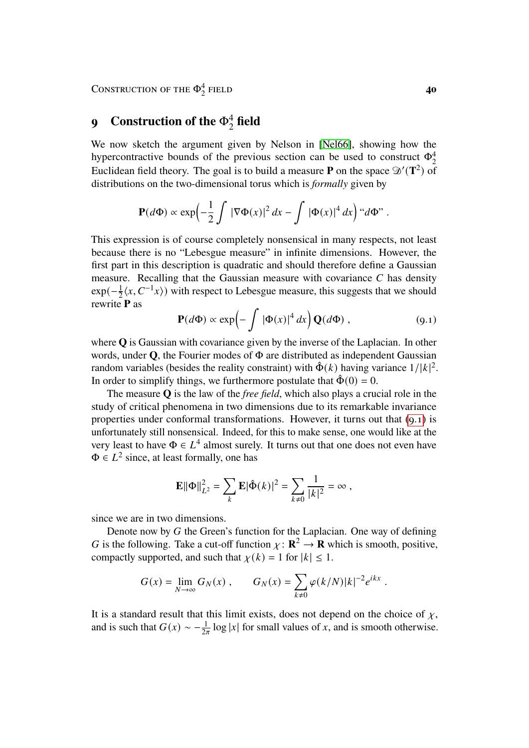# 9 Construction of the $\Phi^4_2$ field

We now sketch the argument given by Nelson in [Nel66], showing how the hypercontractive bounds of the previous section can be used to construct $\Phi^4_2$ Euclidean field theory. The goal is to build a measure $\mathbf{P}$ on the space $\mathscr{D}'(\mathbf{T}^2)$ of distributions on the two-dimensional torus which is *formally* given by

$$\mathbf{P}(d\Phi) \propto \exp\Big(-\frac{1}{2}\int |\nabla\Phi(x)|^2\,dx - \int |\Phi(x)|^4\,dx\Big) \text{“}d\Phi\text{”} .$$

This expression is of course completely nonsensical in many respects, not least because there is no “Lebesgue measure” in infinite dimensions. However, the first part in this description is quadratic and should therefore define a Gaussian measure. Recalling that the Gaussian measure with covariance $C$ has density $\exp(-\frac{1}{2}\langle x, C^{-1}x\rangle)$ with respect to Lebesgue measure, this suggests that we should rewrite $\mathbf{P}$ as

$$\mathbf{P}(d\Phi) \propto \exp\Big(-\int |\Phi(x)|^4\,dx\Big)\,\mathbf{Q}(d\Phi) , \tag{9.1}$$

where $\mathbf{Q}$ is Gaussian with covariance given by the inverse of the Laplacian. In other words, under $\mathbf{Q}$, the Fourier modes of $\Phi$ are distributed as independent Gaussian random variables (besides the reality constraint) with $\hat\Phi(k)$ having variance $1/|k|^2$. In order to simplify things, we furthermore postulate that $\hat\Phi(0) = 0$.

The measure $\mathbf{Q}$ is the law of the *free field*, which also plays a crucial role in the study of critical phenomena in two dimensions due to its remarkable invariance properties under conformal transformations. However, it turns out that (9.1) is unfortunately still nonsensical. Indeed, for this to make sense, one would like at the very least to have $\Phi \in L^4$ almost surely. It turns out that one does not even have $\Phi \in L^2$ since, at least formally, one has

$$\mathbf{E}\|\Phi\|_{L^2}^2 = \sum_k \mathbf{E}|\hat\Phi(k)|^2 = \sum_{k\neq 0} \frac{1}{|k|^2} = \infty ,$$

since we are in two dimensions.

Denote now by $G$ the Green's function for the Laplacian. One way of defining $G$ is the following. Take a cut-off function $\chi\colon \mathbf{R}^2 \to \mathbf{R}$ which is smooth, positive, compactly supported, and such that $\chi(k) = 1$ for $|k| \le 1$.

$$G(x) = \lim_{N\to\infty} G_N(x) , \qquad G_N(x) = \sum_{k\neq 0} \varphi(k/N)|k|^{-2} e^{ikx} .$$

It is a standard result that this limit exists, does not depend on the choice of $\chi$, and is such that $G(x) \sim -\frac{1}{2\pi}\log|x|$ for small values of $x$, and is smooth otherwise.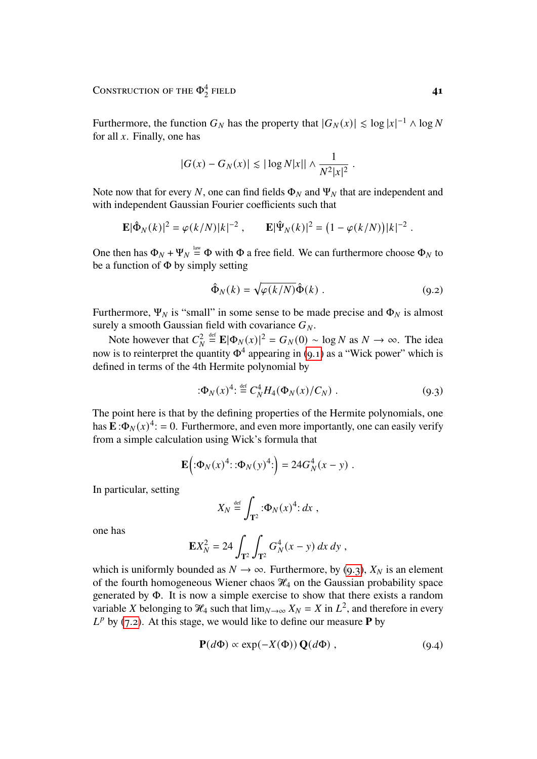Furthermore, the function $G_N$ has the property that $|G_N(x)| \lesssim \log|x|^{-1} \wedge \log N$ for all $x$. Finally, one has

$$|G(x) - G_N(x)| \lesssim |\log N|x|| \wedge \frac{1}{N^2|x|^2} \;.$$

Note now that for every $N$, one can find fields $\Phi_N$ and $\Psi_N$ that are independent and with independent Gaussian Fourier coefficients such that

$$\mathbf{E}|\hat\Phi_N(k)|^2 = \varphi(k/N)|k|^{-2}\;, \qquad \mathbf{E}|\hat\Psi_N(k)|^2 = \big(1-\varphi(k/N)\big)|k|^{-2}\;.$$

One then has $\Phi_N + \Psi_N \stackrel{\text{law}}{=} \Phi$ with $\Phi$ a free field. We can furthermore choose $\Phi_N$ to be a function of $\Phi$ by simply setting

$$\hat\Phi_N(k) = \sqrt{\varphi(k/N)}\hat\Phi(k)\;. \tag{9.2}$$

Furthermore, $\Psi_N$ is "small" in some sense to be made precise and $\Phi_N$ is almost surely a smooth Gaussian field with covariance $G_N$.

Note however that $C_N^2 \stackrel{\text{def}}{=} \mathbf{E}|\Phi_N(x)|^2 = G_N(0) \sim \log N$ as $N \to \infty$. The idea now is to reinterpret the quantity $\Phi^4$ appearing in (9.1) as a "Wick power" which is defined in terms of the 4th Hermite polynomial by

$$:\!\Phi_N(x)^4\!: \stackrel{\text{def}}{=} C_N^4 H_4(\Phi_N(x)/C_N)\;. \tag{9.3}$$

The point here is that by the defining properties of the Hermite polynomials, one has $\mathbf{E}\,:\!\Phi_N(x)^4\!: = 0$. Furthermore, and even more importantly, one can easily verify from a simple calculation using Wick's formula that

$$\mathbf{E}\Big(:\!\Phi_N(x)^4\!:\,:\!\Phi_N(y)^4\!:\Big) = 24 G_N^4(x-y)\;.$$

In particular, setting

$$X_N \stackrel{\text{def}}{=} \int_{\mathbf{T}^2} :\!\Phi_N(x)^4\!:\,dx\;,$$

one has

$$\mathbf{E}X_N^2 = 24\int_{\mathbf{T}^2}\int_{\mathbf{T}^2} G_N^4(x-y)\,dx\,dy\;,$$

which is uniformly bounded as $N \to \infty$. Furthermore, by (9.3), $X_N$ is an element of the fourth homogeneous Wiener chaos $\mathscr{H}_4$ on the Gaussian probability space generated by $\Phi$. It is now a simple exercise to show that there exists a random variable $X$ belonging to $\mathscr{H}_4$ such that $\lim_{N\to\infty} X_N = X$ in $L^2$, and therefore in every $L^p$ by (7.2). At this stage, we would like to define our measure $\mathbf{P}$ by

$$\mathbf{P}(d\Phi) \propto \exp(-X(\Phi))\,\mathbf{Q}(d\Phi)\;, \tag{9.4}$$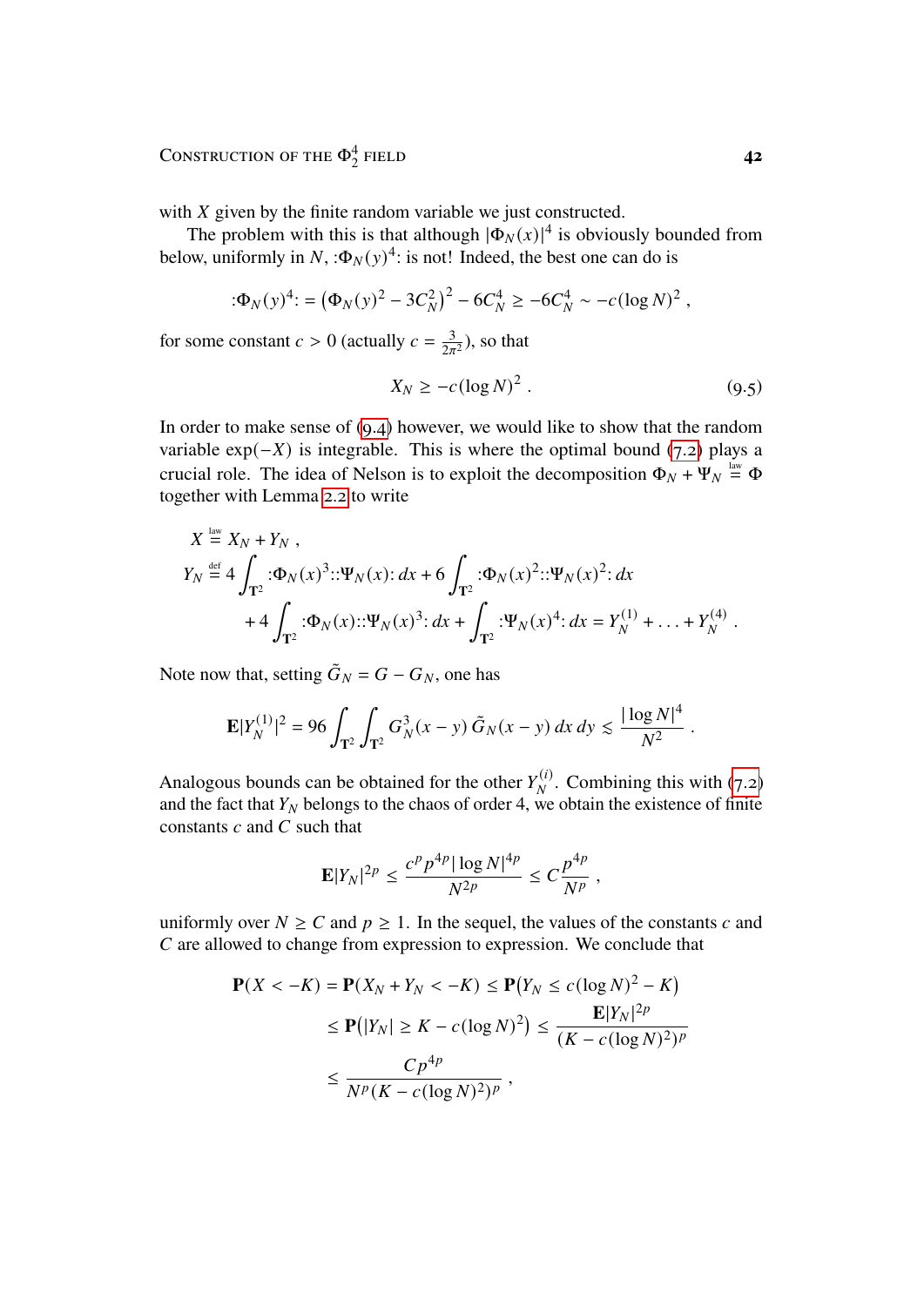with $X$ given by the finite random variable we just constructed.

The problem with this is that although $|\Phi_N(x)|^4$ is obviously bounded from below, uniformly in $N$, $:\!\Phi_N(y)^4\!:$ is not! Indeed, the best one can do is

$$:\!\Phi_N(y)^4\!: = \big(\Phi_N(y)^2 - 3C_N^2\big)^2 - 6C_N^4 \geq -6C_N^4 \sim -c(\log N)^2 ,$$

for some constant $c > 0$ (actually $c = \frac{3}{2\pi^2}$), so that

$$X_N \geq -c(\log N)^2 . \tag{9.5}$$

In order to make sense of (9.4) however, we would like to show that the random variable $\exp(-X)$ is integrable. This is where the optimal bound (7.2) plays a crucial role. The idea of Nelson is to exploit the decomposition $\Phi_N + \Psi_N \stackrel{\text{law}}{=} \Phi$ together with Lemma 2.2 to write

$$\begin{aligned}
X &\stackrel{\text{law}}{=} X_N + Y_N , \\
Y_N &\stackrel{\text{def}}{=} 4\int_{\mathbf{T}^2} :\!\Phi_N(x)^3\!::\!\Psi_N(x)\!:\, dx + 6\int_{\mathbf{T}^2} :\!\Phi_N(x)^2\!::\!\Psi_N(x)^2\!:\, dx \\
&\quad + 4\int_{\mathbf{T}^2} :\!\Phi_N(x)\!::\!\Psi_N(x)^3\!:\, dx + \int_{\mathbf{T}^2} :\!\Psi_N(x)^4\!:\, dx = Y_N^{(1)} + \ldots + Y_N^{(4)} .
\end{aligned}$$

Note now that, setting $\tilde G_N = G - G_N$, one has

$$\mathbf{E}|Y_N^{(1)}|^2 = 96 \int_{\mathbf{T}^2}\int_{\mathbf{T}^2} G_N^3(x-y)\,\tilde G_N(x-y)\,dx\,dy \lesssim \frac{|\log N|^4}{N^2} .$$

Analogous bounds can be obtained for the other $Y_N^{(i)}$. Combining this with (7.2) and the fact that $Y_N$ belongs to the chaos of order 4, we obtain the existence of finite constants $c$ and $C$ such that

$$\mathbf{E}|Y_N|^{2p} \leq \frac{c^p p^{4p} |\log N|^{4p}}{N^{2p}} \leq C\frac{p^{4p}}{N^p} ,$$

uniformly over $N \geq C$ and $p \geq 1$. In the sequel, the values of the constants $c$ and $C$ are allowed to change from expression to expression. We conclude that

$$\begin{aligned}
\mathbf{P}(X < -K) &= \mathbf{P}(X_N + Y_N < -K) \leq \mathbf{P}\big(Y_N \leq c(\log N)^2 - K\big) \\
&\leq \mathbf{P}\big(|Y_N| \geq K - c(\log N)^2\big) \leq \frac{\mathbf{E}|Y_N|^{2p}}{(K - c(\log N)^2)^p} \\
&\leq \frac{Cp^{4p}}{N^p (K - c(\log N)^2)^p} ,
\end{aligned}$$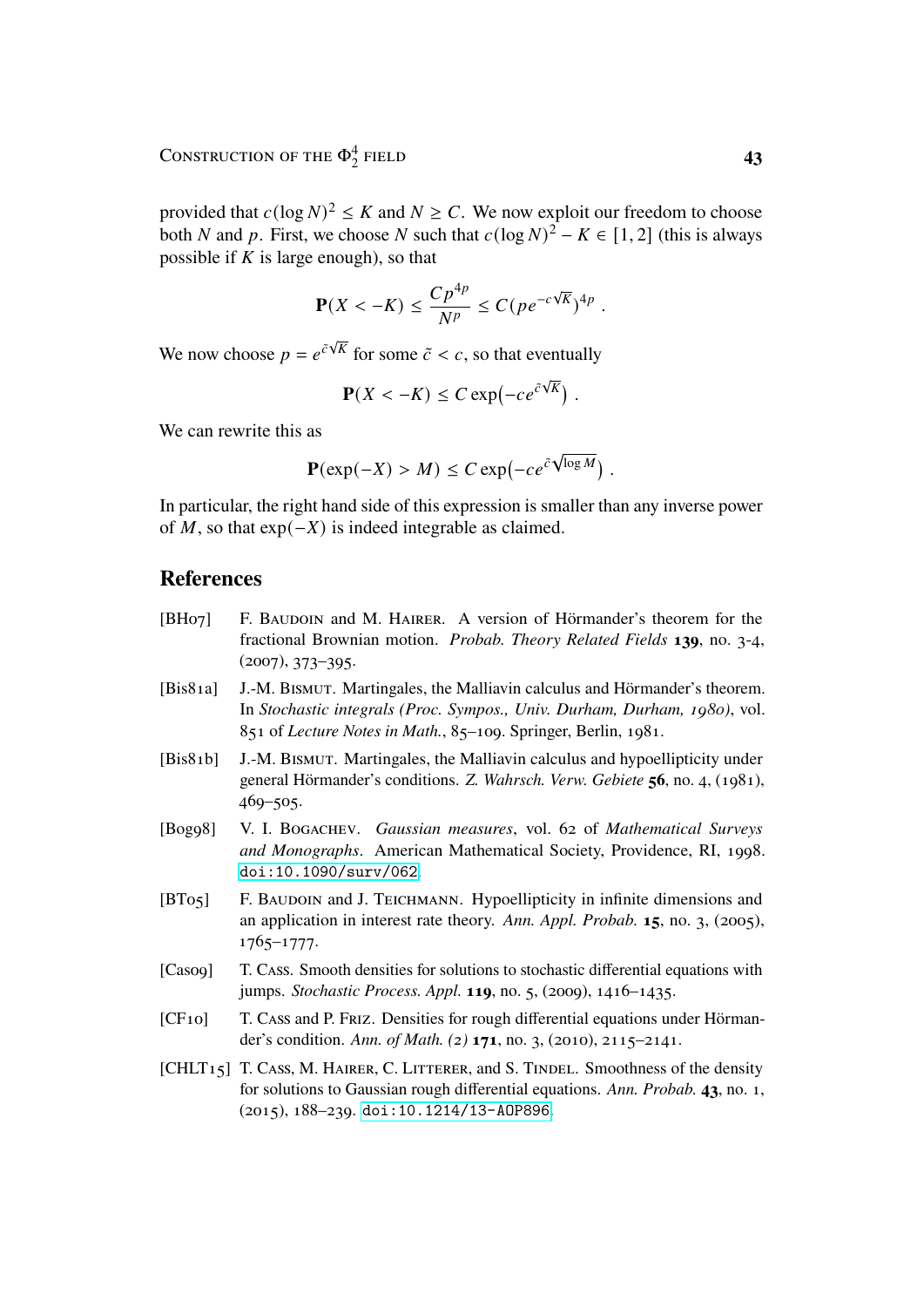provided that $c(\log N)^2 \le K$ and $N \ge C$. We now exploit our freedom to choose both $N$ and $p$. First, we choose $N$ such that $c(\log N)^2 - K \in [1, 2]$ (this is always possible if $K$ is large enough), so that

$$\mathbf{P}(X < -K) \le \frac{Cp^{4p}}{N^p} \le C(pe^{-c\sqrt{K}})^{4p} \;.$$

We now choose $p = e^{\tilde{c}\sqrt{K}}$ for some $\tilde{c} < c$, so that eventually

$$\mathbf{P}(X < -K) \le C\exp\bigl(-ce^{\tilde{c}\sqrt{K}}\bigr) \;.$$

We can rewrite this as

$$\mathbf{P}(\exp(-X) > M) \le C\exp\bigl(-ce^{\tilde{c}\sqrt{\log M}}\bigr) \;.$$

In particular, the right hand side of this expression is smaller than any inverse power of $M$, so that $\exp(-X)$ is indeed integrable as claimed.

## References

- [BH07] F. Baudoin and M. Hairer. A version of Hörmander's theorem for the fractional Brownian motion. *Probab. Theory Related Fields* **139**, no. 3-4, (2007), 373–395.
- [Bis81a] J.-M. Bismut. Martingales, the Malliavin calculus and Hörmander's theorem. In *Stochastic integrals (Proc. Sympos., Univ. Durham, Durham, 1980)*, vol. 851 of *Lecture Notes in Math.*, 85–109. Springer, Berlin, 1981.
- [Bis81b] J.-M. Bismut. Martingales, the Malliavin calculus and hypoellipticity under general Hörmander's conditions. *Z. Wahrsch. Verw. Gebiete* **56**, no. 4, (1981), 469–505.
- [Bog98] V. I. Bogachev. *Gaussian measures*, vol. 62 of *Mathematical Surveys and Monographs*. American Mathematical Society, Providence, RI, 1998. doi:10.1090/surv/062.
- [BT05] F. Baudoin and J. Teichmann. Hypoellipticity in infinite dimensions and an application in interest rate theory. *Ann. Appl. Probab.* **15**, no. 3, (2005), 1765–1777.
- [Cas09] T. Cass. Smooth densities for solutions to stochastic differential equations with jumps. *Stochastic Process. Appl.* **119**, no. 5, (2009), 1416–1435.
- [CF10] T. Cass and P. Friz. Densities for rough differential equations under Hörmander's condition. *Ann. of Math. (2)* **171**, no. 3, (2010), 2115–2141.
- [CHLT15] T. Cass, M. Hairer, C. Litterer, and S. Tindel. Smoothness of the density for solutions to Gaussian rough differential equations. *Ann. Probab.* **43**, no. 1, (2015), 188–239. doi:10.1214/13-AOP896.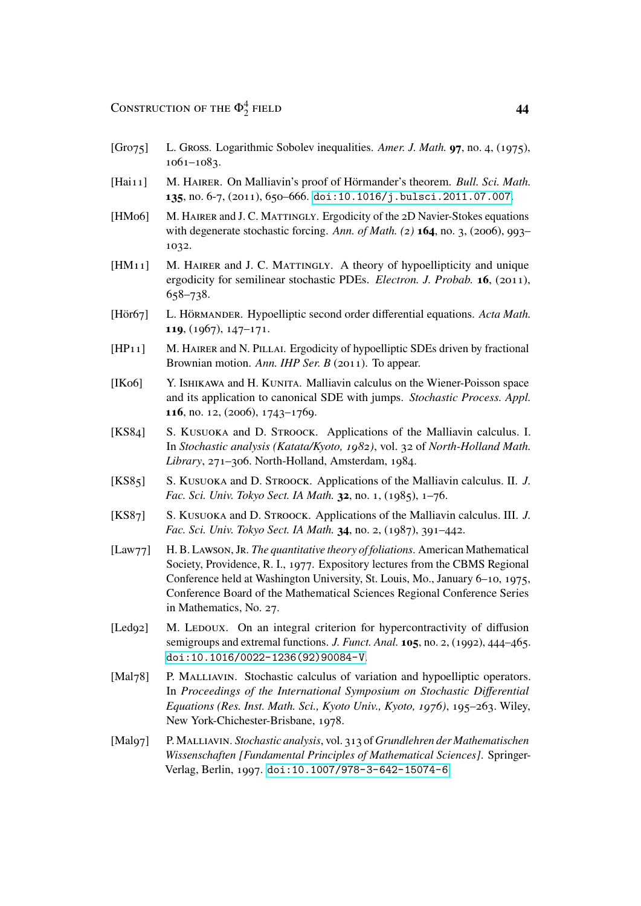[Gro75] L. Gross. Logarithmic Sobolev inequalities. *Amer. J. Math.* **97**, no. 4, (1975), 1061–1083.

[Hai11] M. Hairer. On Malliavin's proof of Hörmander's theorem. *Bull. Sci. Math.* **135**, no. 6-7, (2011), 650–666. doi:10.1016/j.bulsci.2011.07.007.

[HM06] M. Hairer and J. C. Mattingly. Ergodicity of the 2D Navier-Stokes equations with degenerate stochastic forcing. *Ann. of Math. (2)* **164**, no. 3, (2006), 993–1032.

[HM11] M. Hairer and J. C. Mattingly. A theory of hypoellipticity and unique ergodicity for semilinear stochastic PDEs. *Electron. J. Probab.* **16**, (2011), 658–738.

[Hör67] L. Hörmander. Hypoelliptic second order differential equations. *Acta Math.* **119**, (1967), 147–171.

[HP11] M. Hairer and N. Pillai. Ergodicity of hypoelliptic SDEs driven by fractional Brownian motion. *Ann. IHP Ser. B* (2011). To appear.

[IK06] Y. Ishikawa and H. Kunita. Malliavin calculus on the Wiener-Poisson space and its application to canonical SDE with jumps. *Stochastic Process. Appl.* **116**, no. 12, (2006), 1743–1769.

[KS84] S. Kusuoka and D. Stroock. Applications of the Malliavin calculus. I. In *Stochastic analysis (Katata/Kyoto, 1982)*, vol. 32 of *North-Holland Math. Library*, 271–306. North-Holland, Amsterdam, 1984.

[KS85] S. Kusuoka and D. Stroock. Applications of the Malliavin calculus. II. *J. Fac. Sci. Univ. Tokyo Sect. IA Math.* **32**, no. 1, (1985), 1–76.

[KS87] S. Kusuoka and D. Stroock. Applications of the Malliavin calculus. III. *J. Fac. Sci. Univ. Tokyo Sect. IA Math.* **34**, no. 2, (1987), 391–442.

[Law77] H. B. Lawson, Jr. *The quantitative theory of foliations*. American Mathematical Society, Providence, R. I., 1977. Expository lectures from the CBMS Regional Conference held at Washington University, St. Louis, Mo., January 6–10, 1975, Conference Board of the Mathematical Sciences Regional Conference Series in Mathematics, No. 27.

[Led92] M. Ledoux. On an integral criterion for hypercontractivity of diffusion semigroups and extremal functions. *J. Funct. Anal.* **105**, no. 2, (1992), 444–465. doi:10.1016/0022-1236(92)90084-V.

[Mal78] P. Malliavin. Stochastic calculus of variation and hypoelliptic operators. In *Proceedings of the International Symposium on Stochastic Differential Equations (Res. Inst. Math. Sci., Kyoto Univ., Kyoto, 1976)*, 195–263. Wiley, New York-Chichester-Brisbane, 1978.

[Mal97] P. Malliavin. *Stochastic analysis*, vol. 313 of *Grundlehren der Mathematischen Wissenschaften [Fundamental Principles of Mathematical Sciences]*. Springer-Verlag, Berlin, 1997. doi:10.1007/978-3-642-15074-6.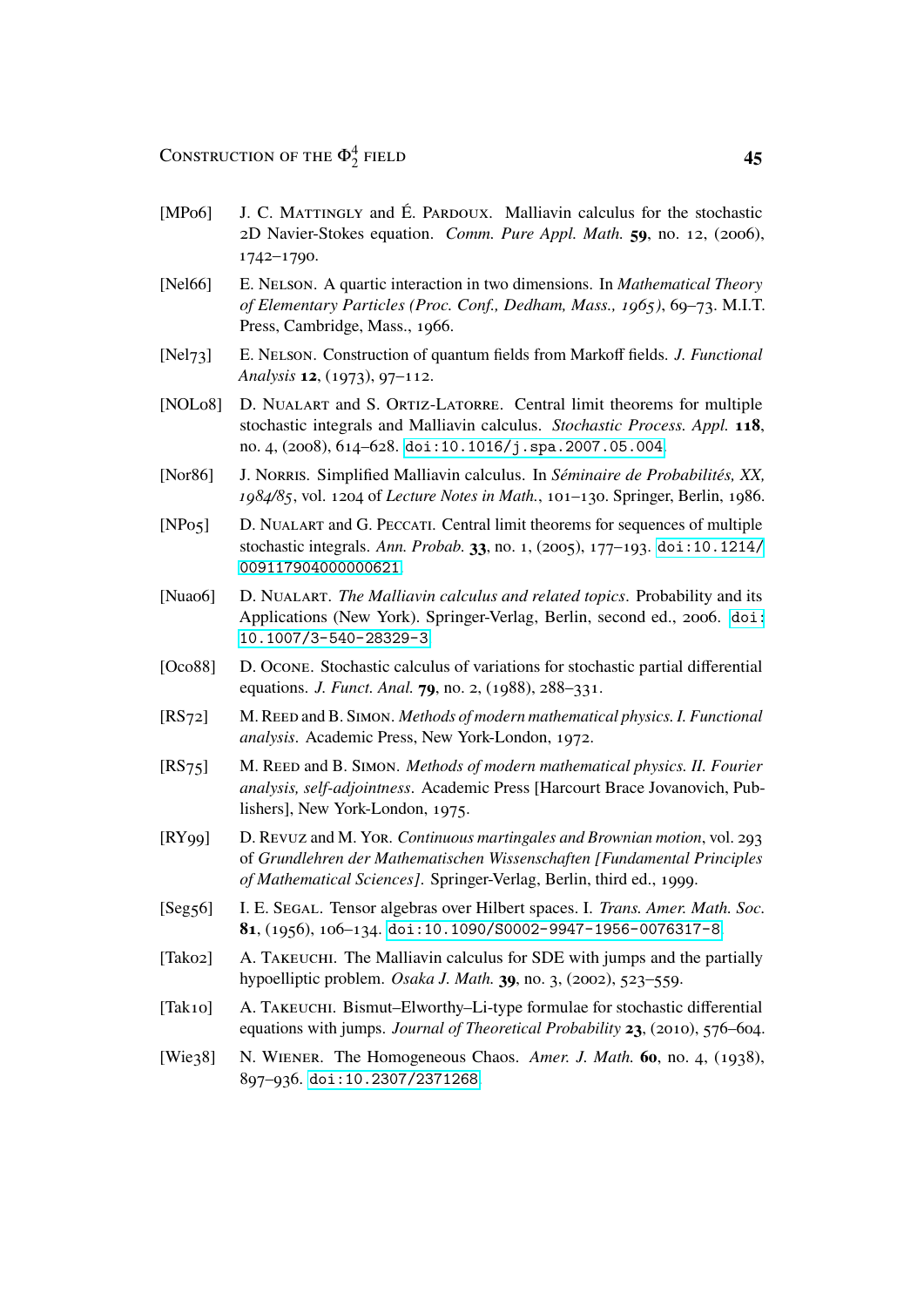[MP06] J. C. Mattingly and É. Pardoux. Malliavin calculus for the stochastic 2D Navier-Stokes equation. *Comm. Pure Appl. Math.* **59**, no. 12, (2006), 1742–1790.

[Nel66] E. Nelson. A quartic interaction in two dimensions. In *Mathematical Theory of Elementary Particles (Proc. Conf., Dedham, Mass., 1965)*, 69–73. M.I.T. Press, Cambridge, Mass., 1966.

[Nel73] E. Nelson. Construction of quantum fields from Markoff fields. *J. Functional Analysis* **12**, (1973), 97–112.

[NOL08] D. Nualart and S. Ortiz-Latorre. Central limit theorems for multiple stochastic integrals and Malliavin calculus. *Stochastic Process. Appl.* **118**, no. 4, (2008), 614–628. doi:10.1016/j.spa.2007.05.004.

[Nor86] J. Norris. Simplified Malliavin calculus. In *Séminaire de Probabilités, XX, 1984/85*, vol. 1204 of *Lecture Notes in Math.*, 101–130. Springer, Berlin, 1986.

[NP05] D. Nualart and G. Peccati. Central limit theorems for sequences of multiple stochastic integrals. *Ann. Probab.* **33**, no. 1, (2005), 177–193. doi:10.1214/009117904000000621.

[Nua06] D. Nualart. *The Malliavin calculus and related topics*. Probability and its Applications (New York). Springer-Verlag, Berlin, second ed., 2006. doi:10.1007/3-540-28329-3.

[Oco88] D. Ocone. Stochastic calculus of variations for stochastic partial differential equations. *J. Funct. Anal.* **79**, no. 2, (1988), 288–331.

[RS72] M. Reed and B. Simon. *Methods of modern mathematical physics. I. Functional analysis*. Academic Press, New York-London, 1972.

[RS75] M. Reed and B. Simon. *Methods of modern mathematical physics. II. Fourier analysis, self-adjointness*. Academic Press [Harcourt Brace Jovanovich, Publishers], New York-London, 1975.

[RY99] D. Revuz and M. Yor. *Continuous martingales and Brownian motion*, vol. 293 of *Grundlehren der Mathematischen Wissenschaften [Fundamental Principles of Mathematical Sciences]*. Springer-Verlag, Berlin, third ed., 1999.

[Seg56] I. E. Segal. Tensor algebras over Hilbert spaces. I. *Trans. Amer. Math. Soc.* **81**, (1956), 106–134. doi:10.1090/S0002-9947-1956-0076317-8.

[Tak02] A. Takeuchi. The Malliavin calculus for SDE with jumps and the partially hypoelliptic problem. *Osaka J. Math.* **39**, no. 3, (2002), 523–559.

[Tak10] A. Takeuchi. Bismut–Elworthy–Li-type formulae for stochastic differential equations with jumps. *Journal of Theoretical Probability* **23**, (2010), 576–604.

[Wie38] N. Wiener. The Homogeneous Chaos. *Amer. J. Math.* **60**, no. 4, (1938), 897–936. doi:10.2307/2371268.